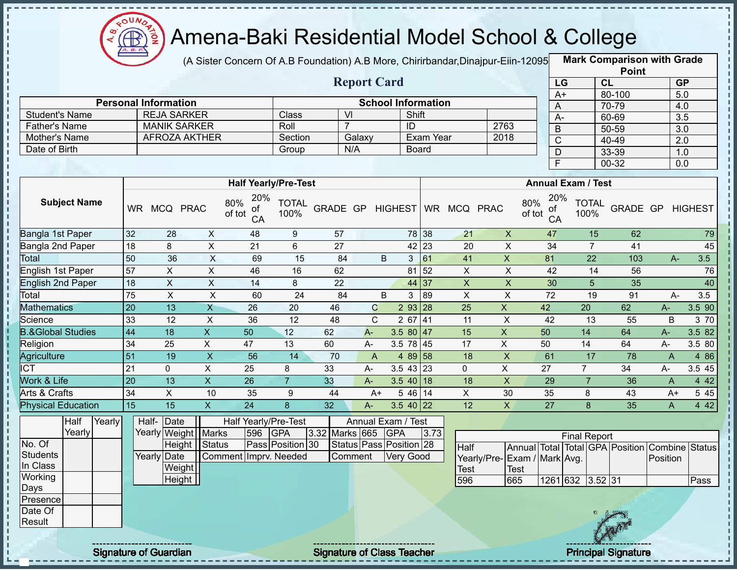# Amena-Baki Residential Model School & College

(A Sister Concern Of A.B Foundation) A.B More, Chirirbandar,Dinajpur-Eiin-120950

## Report Card

| Personal Information | | School Information | | | |
|---|---|---|---|---|---|
| Student's Name | REJA SARKER | Class | VI | Shift | |
| Father's Name | MANIK SARKER | Roll | 7 | ID | 2763 |
| Mother's Name | AFROZA AKTHER | Section | Galaxy | Exam Year | 2018 |
| Date of Birth | | Group | N/A | Board | |

**Mark Comparison with Grade Point**

| LG | CL | GP |
|---|---|---|
| A+ | 80-100 | 5.0 |
| A | 70-79 | 4.0 |
| A- | 60-69 | 3.5 |
| B | 50-59 | 3.0 |
| C | 40-49 | 2.0 |
| D | 33-39 | 1.0 |
| F | 00-32 | 0.0 |

| Subject Name | Half Yearly/Pre-Test | | | | | | | | | Annual Exam / Test | | | | | | | | |
|---|---|---|---|---|---|---|---|---|---|---|---|---|---|---|---|---|---|---|
| | WR | MCQ | PRAC | 80% of tot | 20% of CA | TOTAL 100% | GRADE | GP | HIGHEST | WR | MCQ | PRAC | 80% of tot | 20% of CA | TOTAL 100% | GRADE | GP | HIGHEST |
| Bangla 1st Paper | 32 | 28 | X | 48 | 9 | 57 | | | 78 | 38 | 21 | X | 47 | 15 | 62 | | | 79 |
| Bangla 2nd Paper | 18 | 8 | X | 21 | 6 | 27 | | | 42 | 23 | 20 | X | 34 | 7 | 41 | | | 45 |
| Total | 50 | 36 | X | 69 | 15 | 84 | B | 3 | | 61 | 41 | X | 81 | 22 | 103 | A- | 3.5 | |
| English 1st Paper | 57 | X | X | 46 | 16 | 62 | | | 81 | 52 | X | X | 42 | 14 | 56 | | | 76 |
| English 2nd Paper | 18 | X | X | 14 | 8 | 22 | | | 44 | 37 | X | X | 30 | 5 | 35 | | | 40 |
| Total | 75 | X | X | 60 | 24 | 84 | B | 3 | | 89 | X | X | 72 | 19 | 91 | A- | 3.5 | |
| Mathematics | 20 | 13 | X | 26 | 20 | 46 | C | 2 | 93 | 28 | 25 | X | 42 | 20 | 62 | A- | 3.5 | 90 |
| Science | 33 | 12 | X | 36 | 12 | 48 | C | 2 | 67 | 41 | 11 | X | 42 | 13 | 55 | B | 3 | 70 |
| B.&Global Studies | 44 | 18 | X | 50 | 12 | 62 | A- | 3.5 | 80 | 47 | 15 | X | 50 | 14 | 64 | A- | 3.5 | 82 |
| Religion | 34 | 25 | X | 47 | 13 | 60 | A- | 3.5 | 78 | 45 | 17 | X | 50 | 14 | 64 | A- | 3.5 | 80 |
| Agriculture | 51 | 19 | X | 56 | 14 | 70 | A | 4 | 89 | 58 | 18 | X | 61 | 17 | 78 | A | 4 | 86 |
| ICT | 21 | 0 | X | 25 | 8 | 33 | A- | 3.5 | 43 | 23 | 0 | X | 27 | 7 | 34 | A- | 3.5 | 45 |
| Work & Life | 20 | 13 | X | 26 | 7 | 33 | A- | 3.5 | 40 | 18 | 18 | X | 29 | 7 | 36 | A | 4 | 42 |
| Arts & Crafts | 34 | X | 10 | 35 | 9 | 44 | A+ | 5 | 46 | 14 | X | 30 | 35 | 8 | 43 | A+ | 5 | 45 |
| Physical Education | 15 | 15 | X | 24 | 8 | 32 | A- | 3.5 | 40 | 22 | 12 | X | 27 | 8 | 35 | A | 4 | 42 |

| | Half Yearly | Yearly |
|---|---|---|
| No. Of Students In Class | | |
| Working Days | | |
| Presence | | |
| Date Of Result | | |

| | | |
|---|---|---|
| Half-Yearly | Date | |
| | Weight | |
| | Height | |
| Yearly | Date | |
| | Weight | |
| | Height | |

| Half Yearly/Pre-Test | | | | Annual Exam / Test | | | |
|---|---|---|---|---|---|---|---|
| Marks | 596 | GPA | 3.32 | Marks | 665 | GPA | 3.73 |
| Status | Pass | Position | 30 | Status | Pass | Position | 28 |
| Comment | Imprv. Needed | | | Comment | Very Good | | |

**Final Report**

| Half Yearly/Pre-Test | Annual Exam / Test | Total Mark | Total Avg. | GPA | Position | Combine Position | Status |
|---|---|---|---|---|---|---|---|
| 596 | 665 | 1261 | 632 | 3.52 | 31 | | Pass |

Signature of Guardian | Signature of Class Teacher | Principal Signature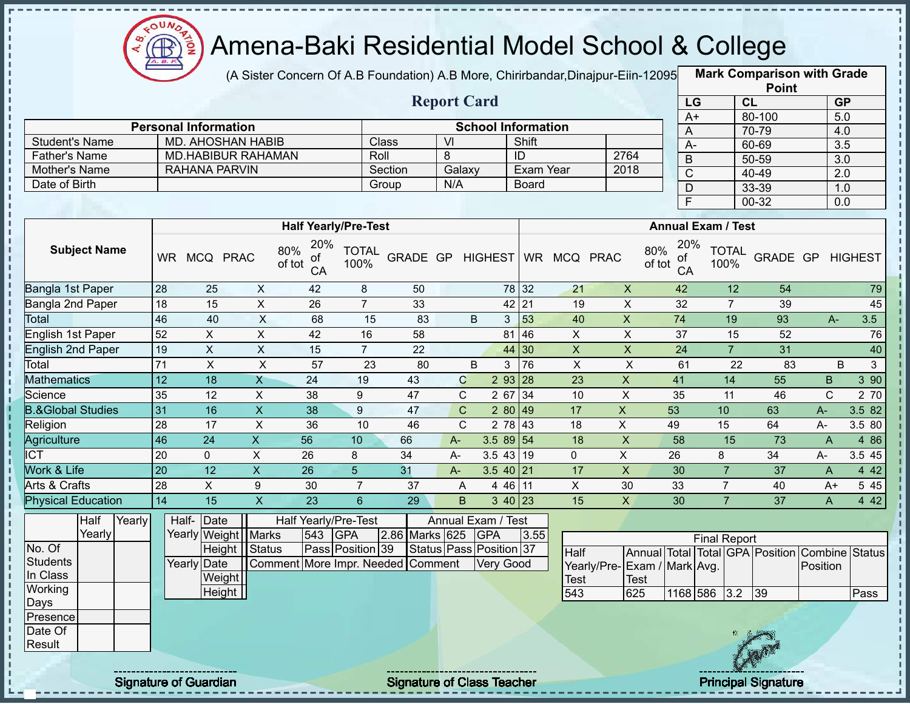# Amena-Baki Residential Model School & College

(A Sister Concern Of A.B Foundation) A.B More, Chirirbandar,Dinajpur-Eiin-120950

## Report Card

| Mark Comparison with Grade Point | | |
|---|---|---|
| LG | CL | GP |
| A+ | 80-100 | 5.0 |
| A | 70-79 | 4.0 |
| A- | 60-69 | 3.5 |
| B | 50-59 | 3.0 |
| C | 40-49 | 2.0 |
| D | 33-39 | 1.0 |
| F | 00-32 | 0.0 |

| Personal Information | | School Information | | | |
|---|---|---|---|---|---|
| Student's Name | MD. AHOSHAN HABIB | Class | VI | Shift | |
| Father's Name | MD.HABIBUR RAHAMAN | Roll | 8 | ID | 2764 |
| Mother's Name | RAHANA PARVIN | Section | Galaxy | Exam Year | 2018 |
| Date of Birth | | Group | N/A | Board | |

| Subject Name | Half Yearly/Pre-Test | | | | | | | | | Annual Exam / Test | | | | | | | | |
|---|---|---|---|---|---|---|---|---|---|---|---|---|---|---|---|---|---|---|
| | WR | MCQ | PRAC | 80% of tot | 20% of CA | TOTAL 100% | GRADE | GP | HIGHEST | WR | MCQ | PRAC | 80% of tot | 20% of CA | TOTAL 100% | GRADE | GP | HIGHEST |
| Bangla 1st Paper | 28 | 25 | X | 42 | 8 | 50 | | | 78 | 32 | 21 | X | 42 | 12 | 54 | | | 79 |
| Bangla 2nd Paper | 18 | 15 | X | 26 | 7 | 33 | | | 42 | 21 | 19 | X | 32 | 7 | 39 | | | 45 |
| Total | 46 | 40 | X | 68 | 15 | 83 | B | 3 | | 53 | 40 | X | 74 | 19 | 93 | A- | 3.5 | |
| English 1st Paper | 52 | X | X | 42 | 16 | 58 | | | 81 | 46 | X | X | 37 | 15 | 52 | | | 76 |
| English 2nd Paper | 19 | X | X | 15 | 7 | 22 | | | 44 | 30 | X | X | 24 | 7 | 31 | | | 40 |
| Total | 71 | X | X | 57 | 23 | 80 | B | 3 | | 76 | X | X | 61 | 22 | 83 | B | 3 | |
| Mathematics | 12 | 18 | X | 24 | 19 | 43 | C | 2 | 93 | 28 | 23 | X | 41 | 14 | 55 | B | 3 | 90 |
| Science | 35 | 12 | X | 38 | 9 | 47 | C | 2 | 67 | 34 | 10 | X | 35 | 11 | 46 | C | 2 | 70 |
| B.&Global Studies | 31 | 16 | X | 38 | 9 | 47 | C | 2 | 80 | 49 | 17 | X | 53 | 10 | 63 | A- | 3.5 | 82 |
| Religion | 28 | 17 | X | 36 | 10 | 46 | C | 2 | 78 | 43 | 18 | X | 49 | 15 | 64 | A- | 3.5 | 80 |
| Agriculture | 46 | 24 | X | 56 | 10 | 66 | A- | 3.5 | 89 | 54 | 18 | X | 58 | 15 | 73 | A | 4 | 86 |
| ICT | 20 | 0 | X | 26 | 8 | 34 | A- | 3.5 | 43 | 19 | 0 | X | 26 | 8 | 34 | A- | 3.5 | 45 |
| Work & Life | 20 | 12 | X | 26 | 5 | 31 | A- | 3.5 | 40 | 21 | 17 | X | 30 | 7 | 37 | A | 4 | 42 |
| Arts & Crafts | 28 | X | 9 | 30 | 7 | 37 | A | 4 | 46 | 11 | X | 30 | 33 | 7 | 40 | A+ | 5 | 45 |
| Physical Education | 14 | 15 | X | 23 | 6 | 29 | B | 3 | 40 | 23 | 15 | X | 30 | 7 | 37 | A | 4 | 42 |

| | Half Yearly | Yearly |
|---|---|---|
| No. Of Students In Class | | |
| Working Days | | |
| Presence | | |
| Date Of Result | | |

| | | |
|---|---|---|
| Half-Yearly | Date | |
| | Weight | |
| | Height | |
| Yearly | Date | |
| | Weight | |
| | Height | |

| Half Yearly/Pre-Test | | | | Annual Exam / Test | | | |
|---|---|---|---|---|---|---|---|
| Marks | 543 | GPA | 2.86 | Marks | 625 | GPA | 3.55 |
| Status | Pass | Position | 39 | Status | Pass | Position | 37 |
| Comment | More Impr. Needed | | | Comment | Very Good | | |

| Final Report | | | | | | | |
|---|---|---|---|---|---|---|---|
| Half Yearly/Pre-Test | Annual Exam / Test | Total Mark | Total Avg. | GPA | Position | Combine Position | Status |
| 543 | 625 | 1168 | 586 | 3.2 | 39 | | Pass |

Signature of Guardian

Signature of Class Teacher

Principal Signature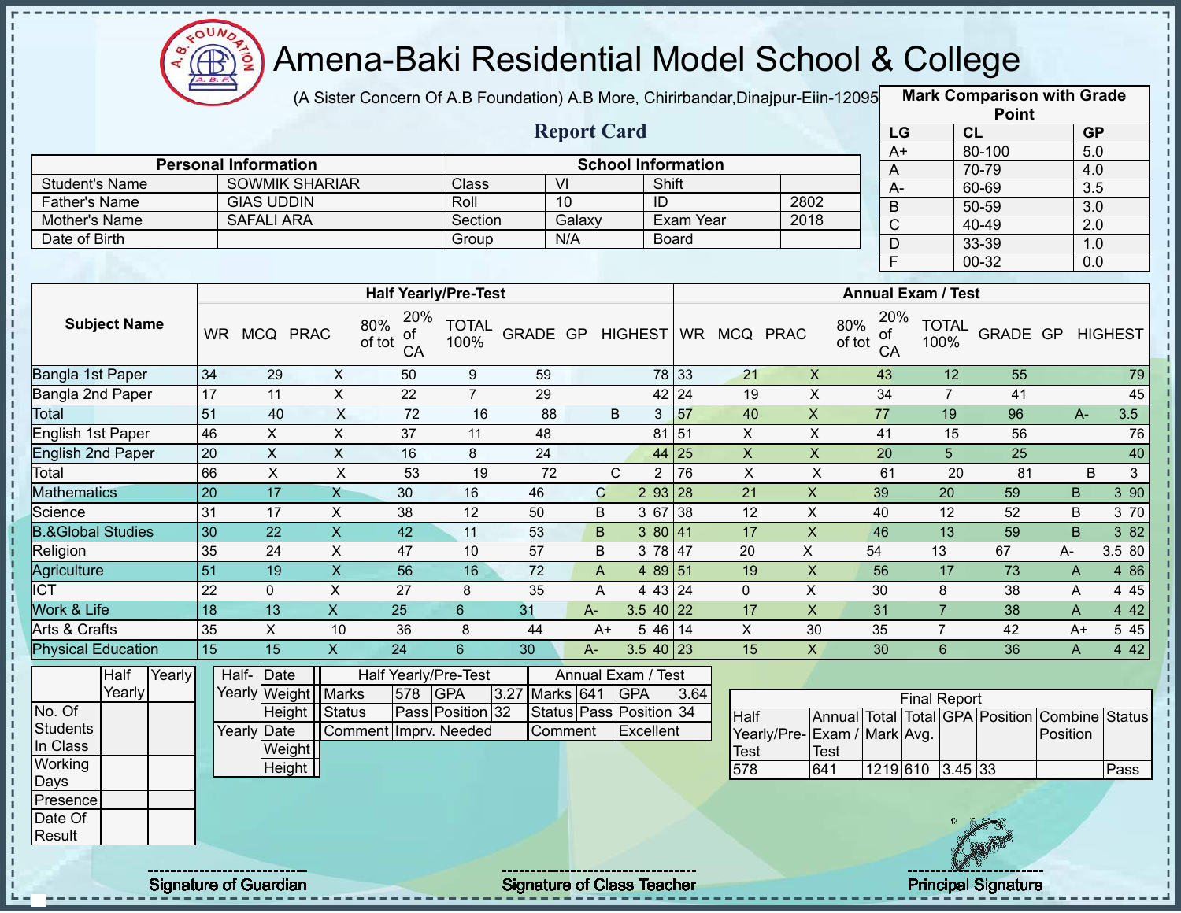# Amena-Baki Residential Model School & College

(A Sister Concern Of A.B Foundation) A.B More, Chirirbandar,Dinajpur-Eiin-120950

## Report Card

| Mark Comparison with Grade Point | | |
|---|---|---|
| LG | CL | GP |
| A+ | 80-100 | 5.0 |
| A | 70-79 | 4.0 |
| A- | 60-69 | 3.5 |
| B | 50-59 | 3.0 |
| C | 40-49 | 2.0 |
| D | 33-39 | 1.0 |
| F | 00-32 | 0.0 |

| Personal Information | | School Information | | | |
|---|---|---|---|---|---|
| Student's Name | SOWMIK SHARIAR | Class | VI | Shift | |
| Father's Name | GIAS UDDIN | Roll | 10 | ID | 2802 |
| Mother's Name | SAFALI ARA | Section | Galaxy | Exam Year | 2018 |
| Date of Birth | | Group | N/A | Board | |

| Subject Name | Half Yearly/Pre-Test | | | | | | | | | Annual Exam / Test | | | | | | | | |
|---|---|---|---|---|---|---|---|---|---|---|---|---|---|---|---|---|---|---|
| | WR | MCQ | PRAC | 80% of tot | 20% of CA | TOTAL 100% | GRADE | GP | HIGHEST | WR | MCQ | PRAC | 80% of tot | 20% of CA | TOTAL 100% | GRADE | GP | HIGHEST |
| Bangla 1st Paper | 34 | 29 | X | 50 | 9 | 59 | | | 78 | 33 | 21 | X | 43 | 12 | 55 | | | 79 |
| Bangla 2nd Paper | 17 | 11 | X | 22 | 7 | 29 | | | 42 | 24 | 19 | X | 34 | 7 | 41 | | | 45 |
| Total | 51 | 40 | X | 72 | 16 | 88 | B | 3 | | 57 | 40 | X | 77 | 19 | 96 | A- | 3.5 | |
| English 1st Paper | 46 | X | X | 37 | 11 | 48 | | | 81 | 51 | X | X | 41 | 15 | 56 | | | 76 |
| English 2nd Paper | 20 | X | X | 16 | 8 | 24 | | | 44 | 25 | X | X | 20 | 5 | 25 | | | 40 |
| Total | 66 | X | X | 53 | 19 | 72 | C | 2 | | 76 | X | X | 61 | 20 | 81 | B | 3 | |
| Mathematics | 20 | 17 | X | 30 | 16 | 46 | C | 2 | 93 | 28 | 21 | X | 39 | 20 | 59 | B | 3 | 90 |
| Science | 31 | 17 | X | 38 | 12 | 50 | B | 3 | 67 | 38 | 12 | X | 40 | 12 | 52 | B | 3 | 70 |
| B.&Global Studies | 30 | 22 | X | 42 | 11 | 53 | B | 3 | 80 | 41 | 17 | X | 46 | 13 | 59 | B | 3 | 82 |
| Religion | 35 | 24 | X | 47 | 10 | 57 | B | 3 | 78 | 47 | 20 | X | 54 | 13 | 67 | A- | 3.5 | 80 |
| Agriculture | 51 | 19 | X | 56 | 16 | 72 | A | 4 | 89 | 51 | 19 | X | 56 | 17 | 73 | A | 4 | 86 |
| ICT | 22 | 0 | X | 27 | 8 | 35 | A | 4 | 43 | 24 | 0 | X | 30 | 8 | 38 | A | 4 | 45 |
| Work & Life | 18 | 13 | X | 25 | 6 | 31 | A- | 3.5 | 40 | 22 | 17 | X | 31 | 7 | 38 | A | 4 | 42 |
| Arts & Crafts | 35 | X | 10 | 36 | 8 | 44 | A+ | 5 | 46 | 14 | X | 30 | 35 | 7 | 42 | A+ | 5 | 45 |
| Physical Education | 15 | 15 | X | 24 | 6 | 30 | A- | 3.5 | 40 | 23 | 15 | X | 30 | 6 | 36 | A | 4 | 42 |

| | Half Yearly | Yearly |
|---|---|---|
| No. Of Students In Class | | |
| Working Days | | |
| Presence | | |
| Date Of Result | | |

| | | |
|---|---|---|
| Half-Yearly | Date | |
| | Weight | |
| | Height | |
| Yearly | Date | |
| | Weight | |
| | Height | |

| Half Yearly/Pre-Test | | | | Annual Exam / Test | | | |
|---|---|---|---|---|---|---|---|
| Marks | 578 | GPA | 3.27 | Marks | 641 | GPA | 3.64 |
| Status | Pass | Position | 32 | Status | Pass | Position | 34 |
| Comment | Imprv. Needed | | | Comment | Excellent | | |

| Final Report | | | | | | | |
|---|---|---|---|---|---|---|---|
| Half Yearly/Pre-Test | Annual Exam / Test | Total Mark | Total Avg. | GPA | Position | Combine Position | Status |
| 578 | 641 | 1219 | 610 | 3.45 | 33 | | Pass |

Signature of Guardian

Signature of Class Teacher

Principal Signature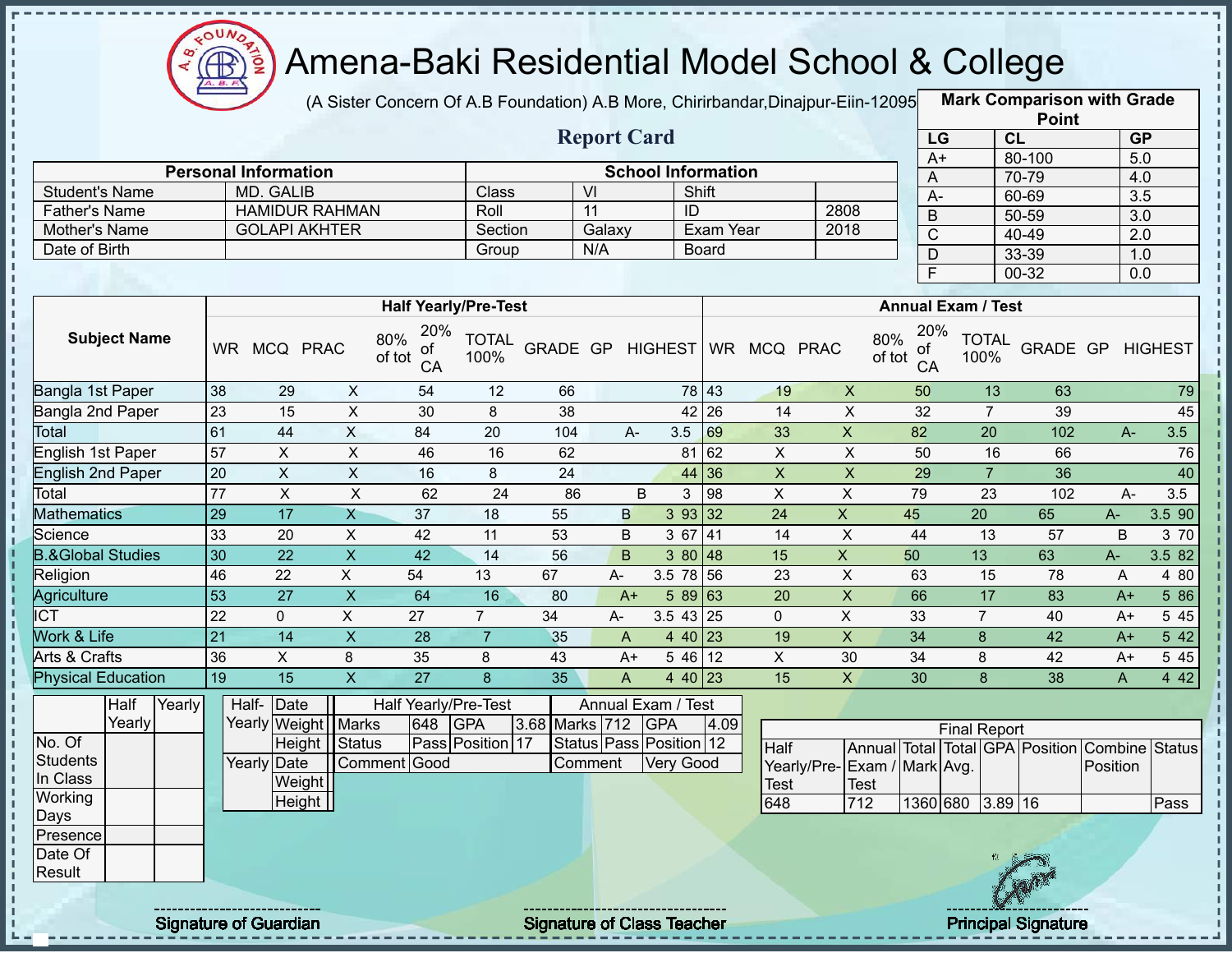# Amena-Baki Residential Model School & College

(A Sister Concern Of A.B Foundation) A.B More, Chirirbandar,Dinajpur-Eiin-120950

## Report Card

| Mark Comparison with Grade Point | | |
|---|---|---|
| LG | CL | GP |
| A+ | 80-100 | 5.0 |
| A | 70-79 | 4.0 |
| A- | 60-69 | 3.5 |
| B | 50-59 | 3.0 |
| C | 40-49 | 2.0 |
| D | 33-39 | 1.0 |
| F | 00-32 | 0.0 |

| Personal Information | | School Information | | | |
|---|---|---|---|---|---|
| Student's Name | MD. GALIB | Class | VI | Shift | |
| Father's Name | HAMIDUR RAHMAN | Roll | 11 | ID | 2808 |
| Mother's Name | GOLAPI AKHTER | Section | Galaxy | Exam Year | 2018 |
| Date of Birth | | Group | N/A | Board | |

| Subject Name | Half Yearly/Pre-Test | | | | | | | | | Annual Exam / Test | | | | | | | | |
|---|---|---|---|---|---|---|---|---|---|---|---|---|---|---|---|---|---|---|
| | WR | MCQ | PRAC | 80% of tot | 20% of CA | TOTAL 100% | GRADE | GP | HIGHEST | WR | MCQ | PRAC | 80% of tot | 20% of CA | TOTAL 100% | GRADE | GP | HIGHEST |
| Bangla 1st Paper | 38 | 29 | X | 54 | 12 | 66 | | | 78 | 43 | 19 | X | 50 | 13 | 63 | | | 79 |
| Bangla 2nd Paper | 23 | 15 | X | 30 | 8 | 38 | | | 42 | 26 | 14 | X | 32 | 7 | 39 | | | 45 |
| Total | 61 | 44 | X | 84 | 20 | 104 | A- | 3.5 | | 69 | 33 | X | 82 | 20 | 102 | A- | 3.5 | |
| English 1st Paper | 57 | X | X | 46 | 16 | 62 | | | 81 | 62 | X | X | 50 | 16 | 66 | | | 76 |
| English 2nd Paper | 20 | X | X | 16 | 8 | 24 | | | 44 | 36 | X | X | 29 | 7 | 36 | | | 40 |
| Total | 77 | X | X | 62 | 24 | 86 | B | 3 | | 98 | X | X | 79 | 23 | 102 | A- | 3.5 | |
| Mathematics | 29 | 17 | X | 37 | 18 | 55 | B | 3 | 93 | 32 | 24 | X | 45 | 20 | 65 | A- | 3.5 | 90 |
| Science | 33 | 20 | X | 42 | 11 | 53 | B | 3 | 67 | 41 | 14 | X | 44 | 13 | 57 | B | 3 | 70 |
| B.&Global Studies | 30 | 22 | X | 42 | 14 | 56 | B | 3 | 80 | 48 | 15 | X | 50 | 13 | 63 | A- | 3.5 | 82 |
| Religion | 46 | 22 | X | 54 | 13 | 67 | A- | 3.5 | 78 | 56 | 23 | X | 63 | 15 | 78 | A | 4 | 80 |
| Agriculture | 53 | 27 | X | 64 | 16 | 80 | A+ | 5 | 89 | 63 | 20 | X | 66 | 17 | 83 | A+ | 5 | 86 |
| ICT | 22 | 0 | X | 27 | 7 | 34 | A- | 3.5 | 43 | 25 | 0 | X | 33 | 7 | 40 | A+ | 5 | 45 |
| Work & Life | 21 | 14 | X | 28 | 7 | 35 | A | 4 | 40 | 23 | 19 | X | 34 | 8 | 42 | A+ | 5 | 42 |
| Arts & Crafts | 36 | X | 8 | 35 | 8 | 43 | A+ | 5 | 46 | 12 | X | 30 | 34 | 8 | 42 | A+ | 5 | 45 |
| Physical Education | 19 | 15 | X | 27 | 8 | 35 | A | 4 | 40 | 23 | 15 | X | 30 | 8 | 38 | A | 4 | 42 |

| | Half Yearly | Yearly |
|---|---|---|
| No. Of Students In Class | | |
| Working Days | | |
| Presence | | |
| Date Of Result | | |

| | | |
|---|---|---|
| Half-Yearly | Date | |
| | Weight | |
| | Height | |
| Yearly | Date | |
| | Weight | |
| | Height | |

| Half Yearly/Pre-Test | | | | Annual Exam / Test | | | |
|---|---|---|---|---|---|---|---|
| Marks | 648 | GPA | 3.68 | Marks | 712 | GPA | 4.09 |
| Status | Pass | Position | 17 | Status | Pass | Position | 12 |
| Comment | Good | | | Comment | Very Good | | |

| Final Report | | | | | | | |
|---|---|---|---|---|---|---|---|
| Half Yearly/Pre-Test | Annual Exam / Test | Total Mark | Total Avg. | GPA | Position | Combine Position | Status |
| 648 | 712 | 1360 | 680 | 3.89 | 16 | | Pass |

Signature of Guardian

Signature of Class Teacher

Principal Signature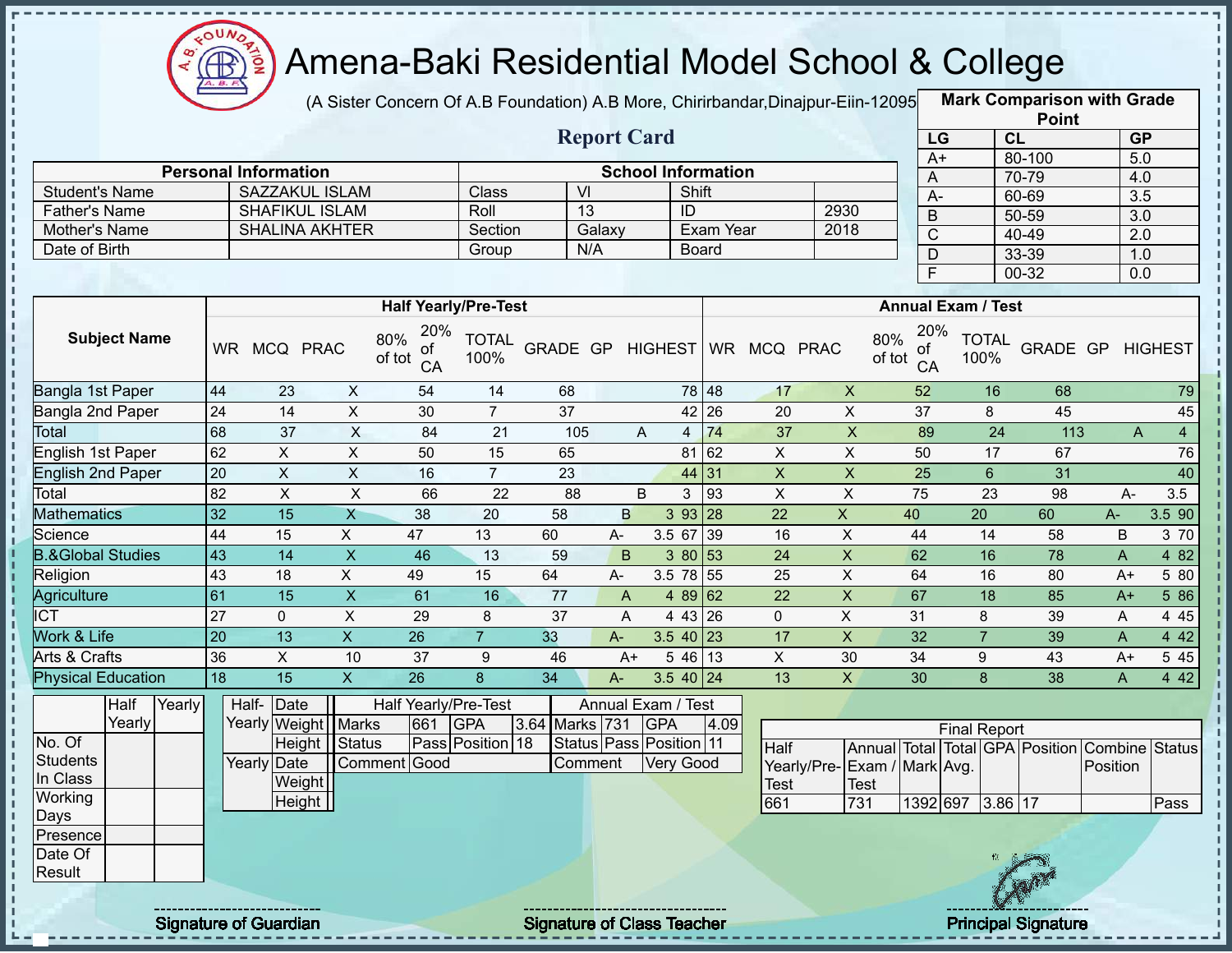# Amena-Baki Residential Model School & College

(A Sister Concern Of A.B Foundation) A.B More, Chirirbandar,Dinajpur-Eiin-120950

## Report Card

| Mark Comparison with Grade Point | | |
|---|---|---|
| LG | CL | GP |
| A+ | 80-100 | 5.0 |
| A | 70-79 | 4.0 |
| A- | 60-69 | 3.5 |
| B | 50-59 | 3.0 |
| C | 40-49 | 2.0 |
| D | 33-39 | 1.0 |
| F | 00-32 | 0.0 |

| Personal Information | | School Information | | | |
|---|---|---|---|---|---|
| Student's Name | SAZZAKUL ISLAM | Class | VI | Shift | |
| Father's Name | SHAFIKUL ISLAM | Roll | 13 | ID | 2930 |
| Mother's Name | SHALINA AKHTER | Section | Galaxy | Exam Year | 2018 |
| Date of Birth | | Group | N/A | Board | |

| Subject Name | Half Yearly/Pre-Test | | | | | | | | | Annual Exam / Test | | | | | | | | |
|---|---|---|---|---|---|---|---|---|---|---|---|---|---|---|---|---|---|---|
| | WR | MCQ | PRAC | 80% of tot | 20% of CA | TOTAL 100% | GRADE | GP | HIGHEST | WR | MCQ | PRAC | 80% of tot | 20% of CA | TOTAL 100% | GRADE | GP | HIGHEST |
| Bangla 1st Paper | 44 | 23 | X | 54 | 14 | 68 | | | 78 | 48 | 17 | X | 52 | 16 | 68 | | | 79 |
| Bangla 2nd Paper | 24 | 14 | X | 30 | 7 | 37 | | | 42 | 26 | 20 | X | 37 | 8 | 45 | | | 45 |
| Total | 68 | 37 | X | 84 | 21 | 105 | A | 4 | | 74 | 37 | X | 89 | 24 | 113 | A | 4 | |
| English 1st Paper | 62 | X | X | 50 | 15 | 65 | | | 81 | 62 | X | X | 50 | 17 | 67 | | | 76 |
| English 2nd Paper | 20 | X | X | 16 | 7 | 23 | | | 44 | 31 | X | X | 25 | 6 | 31 | | | 40 |
| Total | 82 | X | X | 66 | 22 | 88 | B | 3 | | 93 | X | X | 75 | 23 | 98 | A- | 3.5 | |
| Mathematics | 32 | 15 | X | 38 | 20 | 58 | B | 3 | 93 | 28 | 22 | X | 40 | 20 | 60 | A- | 3.5 | 90 |
| Science | 44 | 15 | X | 47 | 13 | 60 | A- | 3.5 | 67 | 39 | 16 | X | 44 | 14 | 58 | B | 3 | 70 |
| B.&Global Studies | 43 | 14 | X | 46 | 13 | 59 | B | 3 | 80 | 53 | 24 | X | 62 | 16 | 78 | A | 4 | 82 |
| Religion | 43 | 18 | X | 49 | 15 | 64 | A- | 3.5 | 78 | 55 | 25 | X | 64 | 16 | 80 | A+ | 5 | 80 |
| Agriculture | 61 | 15 | X | 61 | 16 | 77 | A | 4 | 89 | 62 | 22 | X | 67 | 18 | 85 | A+ | 5 | 86 |
| ICT | 27 | 0 | X | 29 | 8 | 37 | A | 4 | 43 | 26 | 0 | X | 31 | 8 | 39 | A | 4 | 45 |
| Work & Life | 20 | 13 | X | 26 | 7 | 33 | A- | 3.5 | 40 | 23 | 17 | X | 32 | 7 | 39 | A | 4 | 42 |
| Arts & Crafts | 36 | X | 10 | 37 | 9 | 46 | A+ | 5 | 46 | 13 | X | 30 | 34 | 9 | 43 | A+ | 5 | 45 |
| Physical Education | 18 | 15 | X | 26 | 8 | 34 | A- | 3.5 | 40 | 24 | 13 | X | 30 | 8 | 38 | A | 4 | 42 |

| | Half Yearly | Yearly |
|---|---|---|
| No. Of Students In Class | | |
| Working Days | | |
| Presence | | |
| Date Of Result | | |

| | | |
|---|---|---|
| Half-Yearly | Date | |
| | Weight | |
| | Height | |
| Yearly | Date | |
| | Weight | |
| | Height | |

| Half Yearly/Pre-Test | | | | Annual Exam / Test | | | |
|---|---|---|---|---|---|---|---|
| Marks | 661 | GPA | 3.64 | Marks | 731 | GPA | 4.09 |
| Status | Pass | Position | 18 | Status | Pass | Position | 11 |
| Comment | Good | | | Comment | Very Good | | |

| Final Report | | | | | | | |
|---|---|---|---|---|---|---|---|
| Half Yearly/Pre-Test | Annual Exam / Test | Total Mark | Total Avg. | GPA | Position | Combine Position | Status |
| 661 | 731 | 1392 | 697 | 3.86 | 17 | | Pass |

Signature of Guardian

Signature of Class Teacher

Principal Signature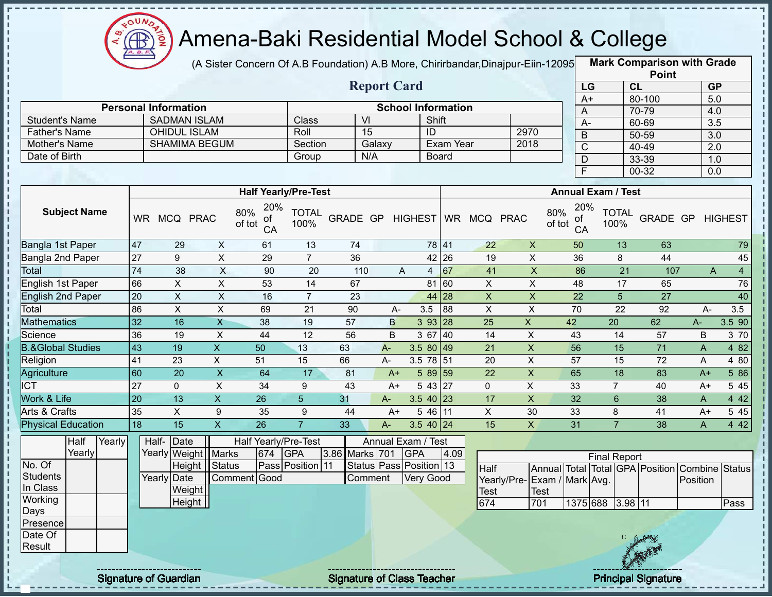# Amena-Baki Residential Model School & College

(A Sister Concern Of A.B Foundation) A.B More, Chirirbandar,Dinajpur-Eiin-12095

## Report Card

| Mark Comparison with Grade Point | | |
|---|---|---|
| LG | CL | GP |
| A+ | 80-100 | 5.0 |
| A | 70-79 | 4.0 |
| A- | 60-69 | 3.5 |
| B | 50-59 | 3.0 |
| C | 40-49 | 2.0 |
| D | 33-39 | 1.0 |
| F | 00-32 | 0.0 |

| Personal Information | | School Information | | | |
|---|---|---|---|---|---|
| Student's Name | SADMAN ISLAM | Class | VI | Shift | |
| Father's Name | OHIDUL ISLAM | Roll | 15 | ID | 2970 |
| Mother's Name | SHAMIMA BEGUM | Section | Galaxy | Exam Year | 2018 |
| Date of Birth | | Group | N/A | Board | |

| Subject Name | Half Yearly/Pre-Test | | | | | | | | | Annual Exam / Test | | | | | | | | |
|---|---|---|---|---|---|---|---|---|---|---|---|---|---|---|---|---|---|---|
| | WR | MCQ | PRAC | 80% of tot | 20% of CA | TOTAL 100% | GRADE | GP | HIGHEST | WR | MCQ | PRAC | 80% of tot | 20% of CA | TOTAL 100% | GRADE | GP | HIGHEST |
| Bangla 1st Paper | 47 | 29 | X | 61 | 13 | 74 | | | 78 | 41 | 22 | X | 50 | 13 | 63 | | | 79 |
| Bangla 2nd Paper | 27 | 9 | X | 29 | 7 | 36 | | | 42 | 26 | 19 | X | 36 | 8 | 44 | | | 45 |
| Total | 74 | 38 | X | 90 | 20 | 110 | A | 4 | | 67 | 41 | X | 86 | 21 | 107 | A | 4 | |
| English 1st Paper | 66 | X | X | 53 | 14 | 67 | | | 81 | 60 | X | X | 48 | 17 | 65 | | | 76 |
| English 2nd Paper | 20 | X | X | 16 | 7 | 23 | | | 44 | 28 | X | X | 22 | 5 | 27 | | | 40 |
| Total | 86 | X | X | 69 | 21 | 90 | A- | 3.5 | | 88 | X | X | 70 | 22 | 92 | A- | 3.5 | |
| Mathematics | 32 | 16 | X | 38 | 19 | 57 | B | 3 | 93 | 28 | 25 | X | 42 | 20 | 62 | A- | 3.5 | 90 |
| Science | 36 | 19 | X | 44 | 12 | 56 | B | 3 | 67 | 40 | 14 | X | 43 | 14 | 57 | B | 3 | 70 |
| B.&Global Studies | 43 | 19 | X | 50 | 13 | 63 | A- | 3.5 | 80 | 49 | 21 | X | 56 | 15 | 71 | A | 4 | 82 |
| Religion | 41 | 23 | X | 51 | 15 | 66 | A- | 3.5 | 78 | 51 | 20 | X | 57 | 15 | 72 | A | 4 | 80 |
| Agriculture | 60 | 20 | X | 64 | 17 | 81 | A+ | 5 | 89 | 59 | 22 | X | 65 | 18 | 83 | A+ | 5 | 86 |
| ICT | 27 | 0 | X | 34 | 9 | 43 | A+ | 5 | 43 | 27 | 0 | X | 33 | 7 | 40 | A+ | 5 | 45 |
| Work & Life | 20 | 13 | X | 26 | 5 | 31 | A- | 3.5 | 40 | 23 | 17 | X | 32 | 6 | 38 | A | 4 | 42 |
| Arts & Crafts | 35 | X | 9 | 35 | 9 | 44 | A+ | 5 | 46 | 11 | X | 30 | 33 | 8 | 41 | A+ | 5 | 45 |
| Physical Education | 18 | 15 | X | 26 | 7 | 33 | A- | 3.5 | 40 | 24 | 15 | X | 31 | 7 | 38 | A | 4 | 42 |

| | Half Yearly | Yearly |
|---|---|---|
| No. Of Students In Class | | |
| Working Days | | |
| Presence | | |
| Date Of Result | | |

| | | |
|---|---|---|
| Half-Yearly | Date | |
| | Weight | |
| | Height | |
| Yearly | Date | |
| | Weight | |
| | Height | |

| Half Yearly/Pre-Test | | | | Annual Exam / Test | | | |
|---|---|---|---|---|---|---|---|
| Marks | 674 | GPA | 3.86 | Marks | 701 | GPA | 4.09 |
| Status | Pass | Position | 11 | Status | Pass | Position | 13 |
| Comment | Good | | | Comment | Very Good | | |

| Final Report | | | | | | | |
|---|---|---|---|---|---|---|---|
| Half Yearly/Pre-Test | Annual Exam / Test | Total Mark | Total Avg. | GPA | Position | Combine Position | Status |
| 674 | 701 | 1375 | 688 | 3.98 | 11 | | Pass |

Signature of Guardian &nbsp;&nbsp;&nbsp; Signature of Class Teacher &nbsp;&nbsp;&nbsp; Principal Signature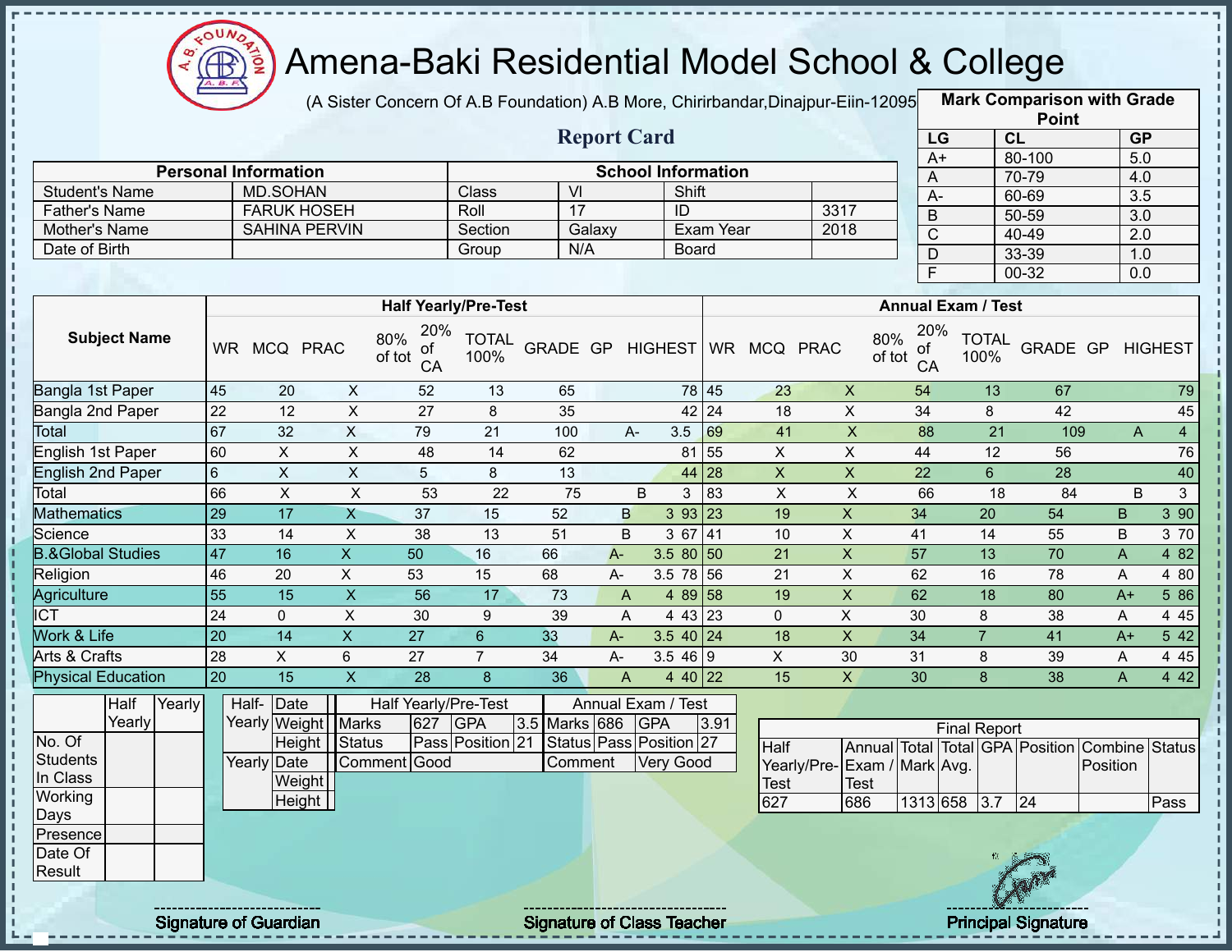# Amena-Baki Residential Model School & College

(A Sister Concern Of A.B Foundation) A.B More, Chirirbandar,Dinajpur-Eiin-120950

## Report Card

| Mark Comparison with Grade Point | | |
|---|---|---|
| LG | CL | GP |
| A+ | 80-100 | 5.0 |
| A | 70-79 | 4.0 |
| A- | 60-69 | 3.5 |
| B | 50-59 | 3.0 |
| C | 40-49 | 2.0 |
| D | 33-39 | 1.0 |
| F | 00-32 | 0.0 |

| Personal Information | | School Information | | | |
|---|---|---|---|---|---|
| Student's Name | MD.SOHAN | Class | VI | Shift | |
| Father's Name | FARUK HOSEH | Roll | 17 | ID | 3317 |
| Mother's Name | SAHINA PERVIN | Section | Galaxy | Exam Year | 2018 |
| Date of Birth | | Group | N/A | Board | |

| Subject Name | Half Yearly/Pre-Test | | | | | | | | | Annual Exam / Test | | | | | | | | |
|---|---|---|---|---|---|---|---|---|---|---|---|---|---|---|---|---|---|---|
| | WR | MCQ | PRAC | 80% of tot | 20% of CA | TOTAL 100% | GRADE | GP | HIGHEST | WR | MCQ | PRAC | 80% of tot | 20% of CA | TOTAL 100% | GRADE | GP | HIGHEST |
| Bangla 1st Paper | 45 | 20 | X | 52 | 13 | 65 | | | 78 | 45 | 23 | X | 54 | 13 | 67 | | | 79 |
| Bangla 2nd Paper | 22 | 12 | X | 27 | 8 | 35 | | | 42 | 24 | 18 | X | 34 | 8 | 42 | | | 45 |
| Total | 67 | 32 | X | 79 | 21 | 100 | A- | 3.5 | | 69 | 41 | X | 88 | 21 | 109 | A | 4 | |
| English 1st Paper | 60 | X | X | 48 | 14 | 62 | | | 81 | 55 | X | X | 44 | 12 | 56 | | | 76 |
| English 2nd Paper | 6 | X | X | 5 | 8 | 13 | | | 44 | 28 | X | X | 22 | 6 | 28 | | | 40 |
| Total | 66 | X | X | 53 | 22 | 75 | B | 3 | | 83 | X | X | 66 | 18 | 84 | B | 3 | |
| Mathematics | 29 | 17 | X | 37 | 15 | 52 | B | 3 | 93 | 23 | 19 | X | 34 | 20 | 54 | B | 3 | 90 |
| Science | 33 | 14 | X | 38 | 13 | 51 | B | 3 | 67 | 41 | 10 | X | 41 | 14 | 55 | B | 3 | 70 |
| B.&Global Studies | 47 | 16 | X | 50 | 16 | 66 | A- | 3.5 | 80 | 50 | 21 | X | 57 | 13 | 70 | A | 4 | 82 |
| Religion | 46 | 20 | X | 53 | 15 | 68 | A- | 3.5 | 78 | 56 | 21 | X | 62 | 16 | 78 | A | 4 | 80 |
| Agriculture | 55 | 15 | X | 56 | 17 | 73 | A | 4 | 89 | 58 | 19 | X | 62 | 18 | 80 | A+ | 5 | 86 |
| ICT | 24 | 0 | X | 30 | 9 | 39 | A | 4 | 43 | 23 | 0 | X | 30 | 8 | 38 | A | 4 | 45 |
| Work & Life | 20 | 14 | X | 27 | 6 | 33 | A- | 3.5 | 40 | 24 | 18 | X | 34 | 7 | 41 | A+ | 5 | 42 |
| Arts & Crafts | 28 | X | 6 | 27 | 7 | 34 | A- | 3.5 | 46 | 9 | X | 30 | 31 | 8 | 39 | A | 4 | 45 |
| Physical Education | 20 | 15 | X | 28 | 8 | 36 | A | 4 | 40 | 22 | 15 | X | 30 | 8 | 38 | A | 4 | 42 |

| | Half Yearly | Yearly |
|---|---|---|
| No. Of Students In Class | | |
| Working Days | | |
| Presence | | |
| Date Of Result | | |

| | | |
|---|---|---|
| Half-Yearly | Date | |
| | Weight | |
| | Height | |
| Yearly | Date | |
| | Weight | |
| | Height | |

| Half Yearly/Pre-Test | | | | Annual Exam / Test | | | |
|---|---|---|---|---|---|---|---|
| Marks | 627 | GPA | 3.5 | Marks | 686 | GPA | 3.91 |
| Status | Pass | Position | 21 | Status | Pass | Position | 27 |
| Comment | Good | | | Comment | Very Good | | |

| Final Report | | | | | | | |
|---|---|---|---|---|---|---|---|
| Half Yearly/Pre-Test | Annual Exam / Test | Total Mark | Total Avg. | GPA | Position | Combine Position | Status |
| 627 | 686 | 1313 | 658 | 3.7 | 24 | | Pass |

Signature of Guardian　　　Signature of Class Teacher　　　Principal Signature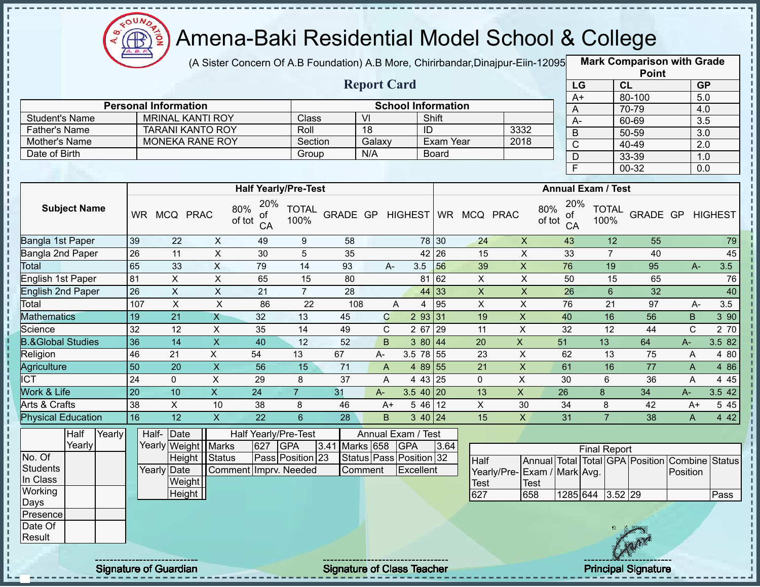# Amena-Baki Residential Model School & College

(A Sister Concern Of A.B Foundation) A.B More, Chirirbandar,Dinajpur-Eiin-120950

## Report Card

| Mark Comparison with Grade Point | | |
|---|---|---|
| LG | CL | GP |
| A+ | 80-100 | 5.0 |
| A | 70-79 | 4.0 |
| A- | 60-69 | 3.5 |
| B | 50-59 | 3.0 |
| C | 40-49 | 2.0 |
| D | 33-39 | 1.0 |
| F | 00-32 | 0.0 |

| Personal Information | | School Information | | | |
|---|---|---|---|---|---|
| Student's Name | MRINAL KANTI ROY | Class | VI | Shift | |
| Father's Name | TARANI KANTO ROY | Roll | 18 | ID | 3332 |
| Mother's Name | MONEKA RANE ROY | Section | Galaxy | Exam Year | 2018 |
| Date of Birth | | Group | N/A | Board | |

| Subject Name | Half Yearly/Pre-Test | | | | | | | | | Annual Exam / Test | | | | | | | | |
|---|---|---|---|---|---|---|---|---|---|---|---|---|---|---|---|---|---|---|
| | WR | MCQ | PRAC | 80% of tot | 20% of CA | TOTAL 100% | GRADE | GP | HIGHEST | WR | MCQ | PRAC | 80% of tot | 20% of CA | TOTAL 100% | GRADE | GP | HIGHEST |
| Bangla 1st Paper | 39 | 22 | X | 49 | 9 | 58 | | | 78 | 30 | 24 | X | 43 | 12 | 55 | | | 79 |
| Bangla 2nd Paper | 26 | 11 | X | 30 | 5 | 35 | | | 42 | 26 | 15 | X | 33 | 7 | 40 | | | 45 |
| Total | 65 | 33 | X | 79 | 14 | 93 | A- | 3.5 | | 56 | 39 | X | 76 | 19 | 95 | A- | 3.5 | |
| English 1st Paper | 81 | X | X | 65 | 15 | 80 | | | 81 | 62 | X | X | 50 | 15 | 65 | | | 76 |
| English 2nd Paper | 26 | X | X | 21 | 7 | 28 | | | 44 | 33 | X | X | 26 | 6 | 32 | | | 40 |
| Total | 107 | X | X | 86 | 22 | 108 | A | 4 | | 95 | X | X | 76 | 21 | 97 | A- | 3.5 | |
| Mathematics | 19 | 21 | X | 32 | 13 | 45 | C | 2 | 93 | 31 | 19 | X | 40 | 16 | 56 | B | 3 | 90 |
| Science | 32 | 12 | X | 35 | 14 | 49 | C | 2 | 67 | 29 | 11 | X | 32 | 12 | 44 | C | 2 | 70 |
| B.&Global Studies | 36 | 14 | X | 40 | 12 | 52 | B | 3 | 80 | 44 | 20 | X | 51 | 13 | 64 | A- | 3.5 | 82 |
| Religion | 46 | 21 | X | 54 | 13 | 67 | A- | 3.5 | 78 | 55 | 23 | X | 62 | 13 | 75 | A | 4 | 80 |
| Agriculture | 50 | 20 | X | 56 | 15 | 71 | A | 4 | 89 | 55 | 21 | X | 61 | 16 | 77 | A | 4 | 86 |
| ICT | 24 | 0 | X | 29 | 8 | 37 | A | 4 | 43 | 25 | 0 | X | 30 | 6 | 36 | A | 4 | 45 |
| Work & Life | 20 | 10 | X | 24 | 7 | 31 | A- | 3.5 | 40 | 20 | 13 | X | 26 | 8 | 34 | A- | 3.5 | 42 |
| Arts & Crafts | 38 | X | 10 | 38 | 8 | 46 | A+ | 5 | 46 | 12 | X | 30 | 34 | 8 | 42 | A+ | 5 | 45 |
| Physical Education | 16 | 12 | X | 22 | 6 | 28 | B | 3 | 40 | 24 | 15 | X | 31 | 7 | 38 | A | 4 | 42 |

| | Half Yearly | Yearly |
|---|---|---|
| No. Of Students In Class | | |
| Working Days | | |
| Presence | | |
| Date Of Result | | |

| | | |
|---|---|---|
| Half-Yearly | Date | |
| | Weight | |
| | Height | |
| Yearly | Date | |
| | Weight | |
| | Height | |

| Half Yearly/Pre-Test | | | | Annual Exam / Test | | | |
|---|---|---|---|---|---|---|---|
| Marks | 627 | GPA | 3.41 | Marks | 658 | GPA | 3.64 |
| Status | Pass | Position | 23 | Status | Pass | Position | 32 |
| Comment | Imprv. Needed | | | Comment | Excellent | | |

| Final Report | | | | | | | |
|---|---|---|---|---|---|---|---|
| Half Yearly/Pre-Test | Annual Exam / Test | Total Mark | Total Avg. | GPA | Position | Combine Position | Status |
| 627 | 658 | 1285 | 644 | 3.52 | 29 | | Pass |

Signature of Guardian Signature of Class Teacher Principal Signature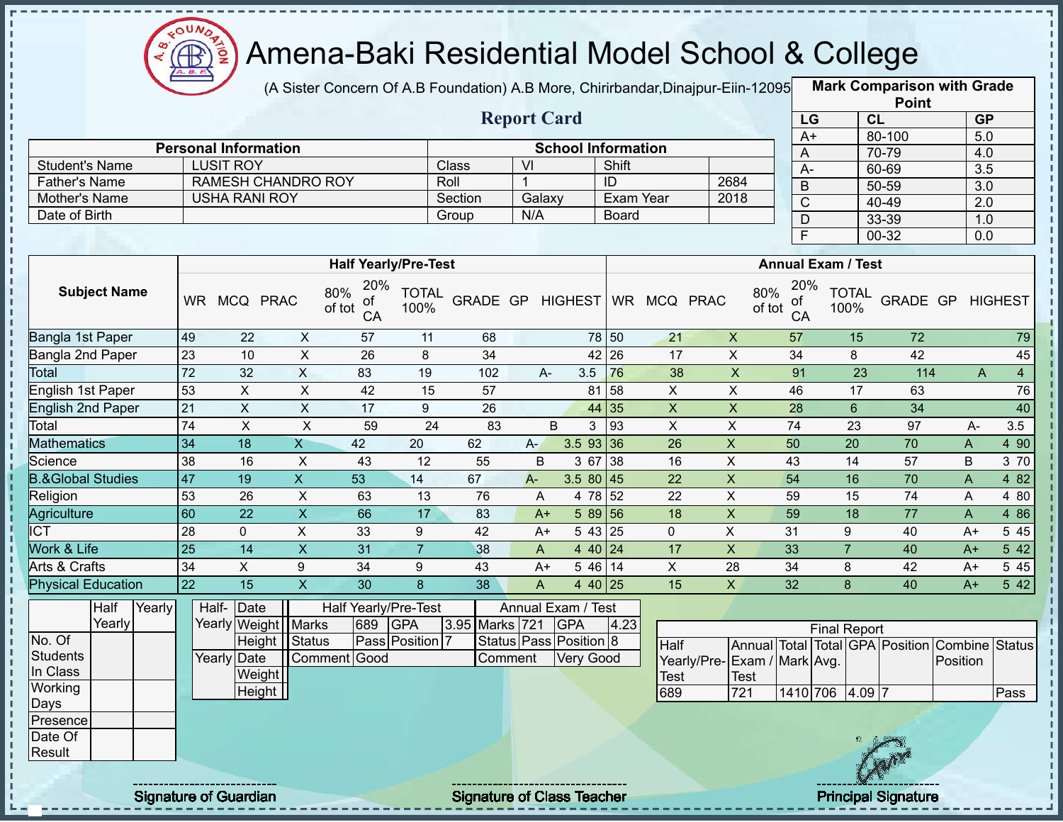# Amena-Baki Residential Model School & College

(A Sister Concern Of A.B Foundation) A.B More, Chirirbandar,Dinajpur-Eiin-120950

## Report Card

| Mark Comparison with Grade Point | | |
|---|---|---|
| LG | CL | GP |
| A+ | 80-100 | 5.0 |
| A | 70-79 | 4.0 |
| A- | 60-69 | 3.5 |
| B | 50-59 | 3.0 |
| C | 40-49 | 2.0 |
| D | 33-39 | 1.0 |
| F | 00-32 | 0.0 |

| Personal Information | | School Information | | | |
|---|---|---|---|---|---|
| Student's Name | LUSIT ROY | Class | VI | Shift | |
| Father's Name | RAMESH CHANDRO ROY | Roll | 1 | ID | 2684 |
| Mother's Name | USHA RANI ROY | Section | Galaxy | Exam Year | 2018 |
| Date of Birth | | Group | N/A | Board | |

| Subject Name | Half Yearly/Pre-Test | | | | | | | | | Annual Exam / Test | | | | | | | | |
|---|---|---|---|---|---|---|---|---|---|---|---|---|---|---|---|---|---|---|
| | WR | MCQ | PRAC | 80% of tot | 20% of CA | TOTAL 100% | GRADE | GP | HIGHEST | WR | MCQ | PRAC | 80% of tot | 20% of CA | TOTAL 100% | GRADE | GP | HIGHEST |
| Bangla 1st Paper | 49 | 22 | X | 57 | 11 | 68 | | | 78 | 50 | 21 | X | 57 | 15 | 72 | | | 79 |
| Bangla 2nd Paper | 23 | 10 | X | 26 | 8 | 34 | | | 42 | 26 | 17 | X | 34 | 8 | 42 | | | 45 |
| Total | 72 | 32 | X | 83 | 19 | 102 | A- | 3.5 | | 76 | 38 | X | 91 | 23 | 114 | A | 4 | |
| English 1st Paper | 53 | X | X | 42 | 15 | 57 | | | 81 | 58 | X | X | 46 | 17 | 63 | | | 76 |
| English 2nd Paper | 21 | X | X | 17 | 9 | 26 | | | 44 | 35 | X | X | 28 | 6 | 34 | | | 40 |
| Total | 74 | X | X | 59 | 24 | 83 | B | 3 | | 93 | X | X | 74 | 23 | 97 | A- | 3.5 | |
| Mathematics | 34 | 18 | X | 42 | 20 | 62 | A- | 3.5 | 93 | 36 | 26 | X | 50 | 20 | 70 | A | 4 | 90 |
| Science | 38 | 16 | X | 43 | 12 | 55 | B | 3 | 67 | 38 | 16 | X | 43 | 14 | 57 | B | 3 | 70 |
| B.&Global Studies | 47 | 19 | X | 53 | 14 | 67 | A- | 3.5 | 80 | 45 | 22 | X | 54 | 16 | 70 | A | 4 | 82 |
| Religion | 53 | 26 | X | 63 | 13 | 76 | A | 4 | 78 | 52 | 22 | X | 59 | 15 | 74 | A | 4 | 80 |
| Agriculture | 60 | 22 | X | 66 | 17 | 83 | A+ | 5 | 89 | 56 | 18 | X | 59 | 18 | 77 | A | 4 | 86 |
| ICT | 28 | 0 | X | 33 | 9 | 42 | A+ | 5 | 43 | 25 | 0 | X | 31 | 9 | 40 | A+ | 5 | 45 |
| Work & Life | 25 | 14 | X | 31 | 7 | 38 | A | 4 | 40 | 24 | 17 | X | 33 | 7 | 40 | A+ | 5 | 42 |
| Arts & Crafts | 34 | X | 9 | 34 | 9 | 43 | A+ | 5 | 46 | 14 | X | 28 | 34 | 8 | 42 | A+ | 5 | 45 |
| Physical Education | 22 | 15 | X | 30 | 8 | 38 | A | 4 | 40 | 25 | 15 | X | 32 | 8 | 40 | A+ | 5 | 42 |

| | Half Yearly | Yearly |
|---|---|---|
| No. Of Students In Class | | |
| Working Days | | |
| Presence | | |
| Date Of Result | | |

| | | |
|---|---|---|
| Half-Yearly | Date | |
| | Weight | |
| | Height | |
| Yearly | Date | |
| | Weight | |
| | Height | |

| Half Yearly/Pre-Test | | | | Annual Exam / Test | | | |
|---|---|---|---|---|---|---|---|
| Marks | 689 | GPA | 3.95 | Marks | 721 | GPA | 4.23 |
| Status | Pass | Position | 7 | Status | Pass | Position | 8 |
| Comment | Good | | | Comment | Very Good | | |

| Final Report | | | | | | | |
|---|---|---|---|---|---|---|---|
| Half Yearly/Pre-Test | Annual Exam / Test | Total Mark | Total Avg. | GPA | Position | Combine Position | Status |
| 689 | 721 | 1410 | 706 | 4.09 | 7 | | Pass |

Signature of Guardian

Signature of Class Teacher

Principal Signature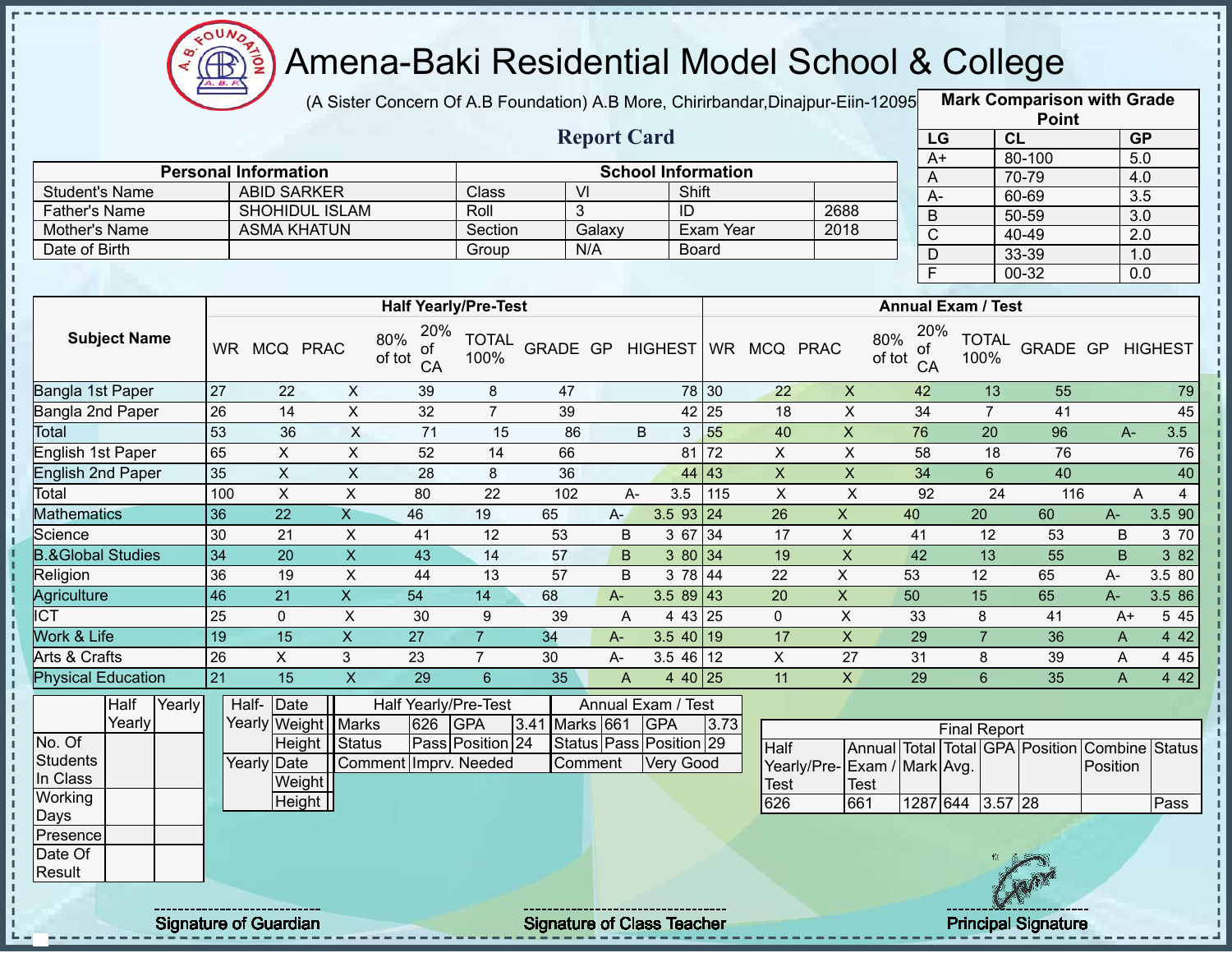# Amena-Baki Residential Model School & College

(A Sister Concern Of A.B Foundation) A.B More, Chirirbandar,Dinajpur-Eiin-120950

## Report Card

| Mark Comparison with Grade Point | | |
|---|---|---|
| LG | CL | GP |
| A+ | 80-100 | 5.0 |
| A | 70-79 | 4.0 |
| A- | 60-69 | 3.5 |
| B | 50-59 | 3.0 |
| C | 40-49 | 2.0 |
| D | 33-39 | 1.0 |
| F | 00-32 | 0.0 |

| Personal Information | | School Information | | | |
|---|---|---|---|---|---|
| Student's Name | ABID SARKER | Class | VI | Shift | |
| Father's Name | SHOHIDUL ISLAM | Roll | 3 | ID | 2688 |
| Mother's Name | ASMA KHATUN | Section | Galaxy | Exam Year | 2018 |
| Date of Birth | | Group | N/A | Board | |

| Subject Name | Half Yearly/Pre-Test | | | | | | | | | Annual Exam / Test | | | | | | | | |
|---|---|---|---|---|---|---|---|---|---|---|---|---|---|---|---|---|---|---|
| | WR | MCQ | PRAC | 80% of tot | 20% of CA | TOTAL 100% | GRADE | GP | HIGHEST | WR | MCQ | PRAC | 80% of tot | 20% of CA | TOTAL 100% | GRADE | GP | HIGHEST |
| Bangla 1st Paper | 27 | 22 | X | 39 | 8 | 47 | | | 78 | 30 | 22 | X | 42 | 13 | 55 | | | 79 |
| Bangla 2nd Paper | 26 | 14 | X | 32 | 7 | 39 | | | 42 | 25 | 18 | X | 34 | 7 | 41 | | | 45 |
| Total | 53 | 36 | X | 71 | 15 | 86 | B | 3 | | 55 | 40 | X | 76 | 20 | 96 | A- | 3.5 | |
| English 1st Paper | 65 | X | X | 52 | 14 | 66 | | | 81 | 72 | X | X | 58 | 18 | 76 | | | 76 |
| English 2nd Paper | 35 | X | X | 28 | 8 | 36 | | | 44 | 43 | X | X | 34 | 6 | 40 | | | 40 |
| Total | 100 | X | X | 80 | 22 | 102 | A- | 3.5 | | 115 | X | X | 92 | 24 | 116 | A | 4 | |
| Mathematics | 36 | 22 | X | 46 | 19 | 65 | A- | 3.5 | 93 | 24 | 26 | X | 40 | 20 | 60 | A- | 3.5 | 90 |
| Science | 30 | 21 | X | 41 | 12 | 53 | B | 3 | 67 | 34 | 17 | X | 41 | 12 | 53 | B | 3 | 70 |
| B.&Global Studies | 34 | 20 | X | 43 | 14 | 57 | B | 3 | 80 | 34 | 19 | X | 42 | 13 | 55 | B | 3 | 82 |
| Religion | 36 | 19 | X | 44 | 13 | 57 | B | 3 | 78 | 44 | 22 | X | 53 | 12 | 65 | A- | 3.5 | 80 |
| Agriculture | 46 | 21 | X | 54 | 14 | 68 | A- | 3.5 | 89 | 43 | 20 | X | 50 | 15 | 65 | A- | 3.5 | 86 |
| ICT | 25 | 0 | X | 30 | 9 | 39 | A | 4 | 43 | 25 | 0 | X | 33 | 8 | 41 | A+ | 5 | 45 |
| Work & Life | 19 | 15 | X | 27 | 7 | 34 | A- | 3.5 | 40 | 19 | 17 | X | 29 | 7 | 36 | A | 4 | 42 |
| Arts & Crafts | 26 | X | 3 | 23 | 7 | 30 | A- | 3.5 | 46 | 12 | X | 27 | 31 | 8 | 39 | A | 4 | 45 |
| Physical Education | 21 | 15 | X | 29 | 6 | 35 | A | 4 | 40 | 25 | 11 | X | 29 | 6 | 35 | A | 4 | 42 |

| | Half Yearly | Yearly |
|---|---|---|
| No. Of Students In Class | | |
| Working Days | | |
| Presence | | |
| Date Of Result | | |

| | | |
|---|---|---|
| Half-Yearly | Date | |
| | Weight | |
| | Height | |
| Yearly | Date | |
| | Weight | |
| | Height | |

| Half Yearly/Pre-Test | | | | Annual Exam / Test | | | |
|---|---|---|---|---|---|---|---|
| Marks | 626 | GPA | 3.41 | Marks | 661 | GPA | 3.73 |
| Status | Pass | Position | 24 | Status | Pass | Position | 29 |
| Comment | Imprv. Needed | | | Comment | Very Good | | |

| Final Report | | | | | | | |
|---|---|---|---|---|---|---|---|
| Half Yearly/Pre-Test | Annual Exam / Test | Total Mark | Total Avg. | GPA | Position | Combine Position | Status |
| 626 | 661 | 1287 | 644 | 3.57 | 28 | | Pass |

Signature of Guardian

Signature of Class Teacher

Principal Signature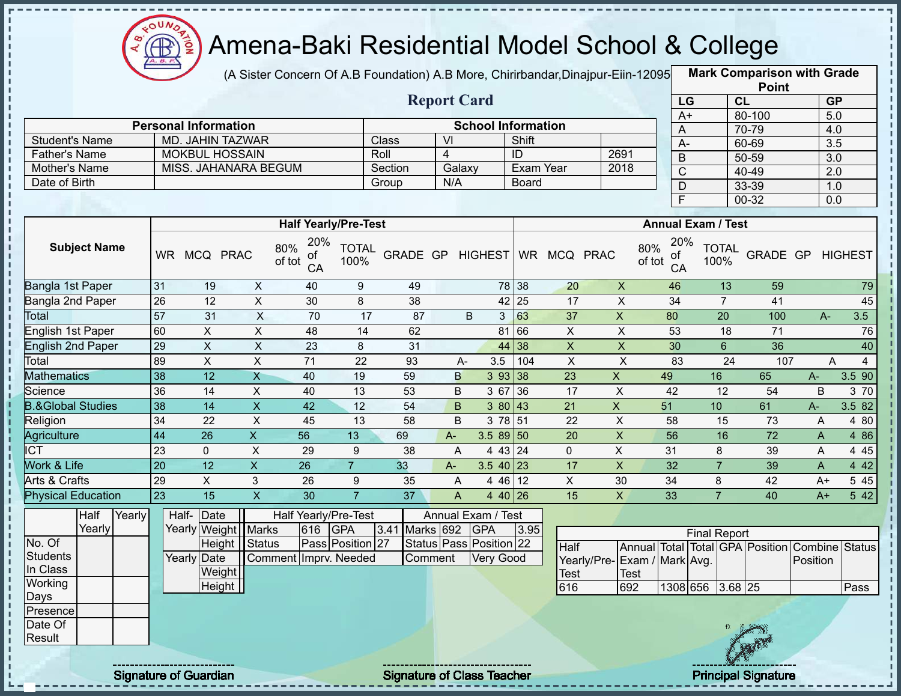# Amena-Baki Residential Model School & College

(A Sister Concern Of A.B Foundation) A.B More, Chirirbandar,Dinajpur-Eiin-120950

## Report Card

| Mark Comparison with Grade Point | | |
|---|---|---|
| LG | CL | GP |
| A+ | 80-100 | 5.0 |
| A | 70-79 | 4.0 |
| A- | 60-69 | 3.5 |
| B | 50-59 | 3.0 |
| C | 40-49 | 2.0 |
| D | 33-39 | 1.0 |
| F | 00-32 | 0.0 |

| Personal Information | | School Information | | | |
|---|---|---|---|---|---|
| Student's Name | MD. JAHIN TAZWAR | Class | VI | Shift | |
| Father's Name | MOKBUL HOSSAIN | Roll | 4 | ID | 2691 |
| Mother's Name | MISS. JAHANARA BEGUM | Section | Galaxy | Exam Year | 2018 |
| Date of Birth | | Group | N/A | Board | |

| Subject Name | Half Yearly/Pre-Test | | | | | | | | | Annual Exam / Test | | | | | | | | |
|---|---|---|---|---|---|---|---|---|---|---|---|---|---|---|---|---|---|---|
| | WR | MCQ | PRAC | 80% of tot | 20% of CA | TOTAL 100% | GRADE | GP | HIGHEST | WR | MCQ | PRAC | 80% of tot | 20% of CA | TOTAL 100% | GRADE | GP | HIGHEST |
| Bangla 1st Paper | 31 | 19 | X | 40 | 9 | 49 | | | 78 | 38 | 20 | X | 46 | 13 | 59 | | | 79 |
| Bangla 2nd Paper | 26 | 12 | X | 30 | 8 | 38 | | | 42 | 25 | 17 | X | 34 | 7 | 41 | | | 45 |
| Total | 57 | 31 | X | 70 | 17 | 87 | B | 3 | | 63 | 37 | X | 80 | 20 | 100 | A- | 3.5 | |
| English 1st Paper | 60 | X | X | 48 | 14 | 62 | | | 81 | 66 | X | X | 53 | 18 | 71 | | | 76 |
| English 2nd Paper | 29 | X | X | 23 | 8 | 31 | | | 44 | 38 | X | X | 30 | 6 | 36 | | | 40 |
| Total | 89 | X | X | 71 | 22 | 93 | A- | 3.5 | | 104 | X | X | 83 | 24 | 107 | A | 4 | |
| Mathematics | 38 | 12 | X | 40 | 19 | 59 | B | 3 | 93 | 38 | 23 | X | 49 | 16 | 65 | A- | 3.5 | 90 |
| Science | 36 | 14 | X | 40 | 13 | 53 | B | 3 | 67 | 36 | 17 | X | 42 | 12 | 54 | B | 3 | 70 |
| B.&Global Studies | 38 | 14 | X | 42 | 12 | 54 | B | 3 | 80 | 43 | 21 | X | 51 | 10 | 61 | A- | 3.5 | 82 |
| Religion | 34 | 22 | X | 45 | 13 | 58 | B | 3 | 78 | 51 | 22 | X | 58 | 15 | 73 | A | 4 | 80 |
| Agriculture | 44 | 26 | X | 56 | 13 | 69 | A- | 3.5 | 89 | 50 | 20 | X | 56 | 16 | 72 | A | 4 | 86 |
| ICT | 23 | 0 | X | 29 | 9 | 38 | A | 4 | 43 | 24 | 0 | X | 31 | 8 | 39 | A | 4 | 45 |
| Work & Life | 20 | 12 | X | 26 | 7 | 33 | A- | 3.5 | 40 | 23 | 17 | X | 32 | 7 | 39 | A | 4 | 42 |
| Arts & Crafts | 29 | X | 3 | 26 | 9 | 35 | A | 4 | 46 | 12 | X | 30 | 34 | 8 | 42 | A+ | 5 | 45 |
| Physical Education | 23 | 15 | X | 30 | 7 | 37 | A | 4 | 40 | 26 | 15 | X | 33 | 7 | 40 | A+ | 5 | 42 |

| | Half Yearly | Yearly |
|---|---|---|
| No. Of Students In Class | | |
| Working Days | | |
| Presence | | |
| Date Of Result | | |

| | | |
|---|---|---|
| Half-Yearly | Date | |
| | Weight | |
| | Height | |
| Yearly | Date | |
| | Weight | |
| | Height | |

| Half Yearly/Pre-Test | | | | Annual Exam / Test | | | |
|---|---|---|---|---|---|---|---|
| Marks | 616 | GPA | 3.41 | Marks | 692 | GPA | 3.95 |
| Status | Pass | Position | 27 | Status | Pass | Position | 22 |
| Comment | Imprv. Needed | | | Comment | Very Good | | |

| Final Report | | | | | | | |
|---|---|---|---|---|---|---|---|
| Half Yearly/Pre-Test | Annual Exam / Test | Total Mark | Total Avg. | GPA | Position | Combine Position | Status |
| 616 | 692 | 1308 | 656 | 3.68 | 25 | | Pass |

Signature of Guardian

Signature of Class Teacher

Principal Signature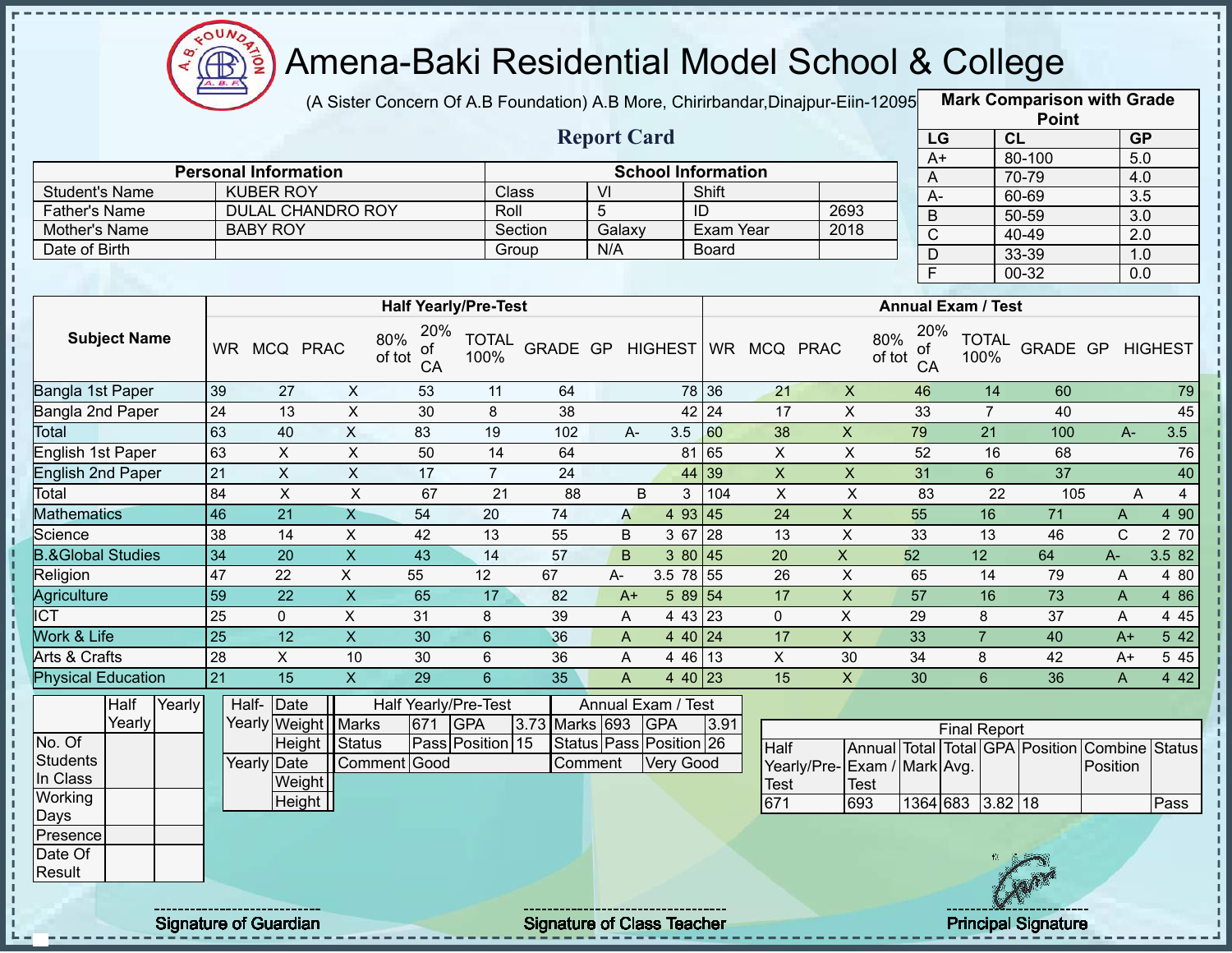# Amena-Baki Residential Model School & College

(A Sister Concern Of A.B Foundation) A.B More, Chirirbandar,Dinajpur-Eiin-120950

## Report Card

| Mark Comparison with Grade Point | | |
|---|---|---|
| LG | CL | GP |
| A+ | 80-100 | 5.0 |
| A | 70-79 | 4.0 |
| A- | 60-69 | 3.5 |
| B | 50-59 | 3.0 |
| C | 40-49 | 2.0 |
| D | 33-39 | 1.0 |
| F | 00-32 | 0.0 |

| Personal Information | | School Information | | | |
|---|---|---|---|---|---|
| Student's Name | KUBER ROY | Class | VI | Shift | |
| Father's Name | DULAL CHANDRO ROY | Roll | 5 | ID | 2693 |
| Mother's Name | BABY ROY | Section | Galaxy | Exam Year | 2018 |
| Date of Birth | | Group | N/A | Board | |

| Subject Name | Half Yearly/Pre-Test | | | | | | | | | Annual Exam / Test | | | | | | | | |
|---|---|---|---|---|---|---|---|---|---|---|---|---|---|---|---|---|---|---|
| | WR | MCQ | PRAC | 80% of tot | 20% of CA | TOTAL 100% | GRADE | GP | HIGHEST | WR | MCQ | PRAC | 80% of tot | 20% of CA | TOTAL 100% | GRADE | GP | HIGHEST |
| Bangla 1st Paper | 39 | 27 | X | 53 | 11 | 64 | | | 78 | 36 | 21 | X | 46 | 14 | 60 | | | 79 |
| Bangla 2nd Paper | 24 | 13 | X | 30 | 8 | 38 | | | 42 | 24 | 17 | X | 33 | 7 | 40 | | | 45 |
| Total | 63 | 40 | X | 83 | 19 | 102 | A- | 3.5 | | 60 | 38 | X | 79 | 21 | 100 | A- | 3.5 | |
| English 1st Paper | 63 | X | X | 50 | 14 | 64 | | | 81 | 65 | X | X | 52 | 16 | 68 | | | 76 |
| English 2nd Paper | 21 | X | X | 17 | 7 | 24 | | | 44 | 39 | X | X | 31 | 6 | 37 | | | 40 |
| Total | 84 | X | X | 67 | 21 | 88 | B | 3 | | 104 | X | X | 83 | 22 | 105 | A | 4 | |
| Mathematics | 46 | 21 | X | 54 | 20 | 74 | A | 4 | 93 | 45 | 24 | X | 55 | 16 | 71 | A | 4 | 90 |
| Science | 38 | 14 | X | 42 | 13 | 55 | B | 3 | 67 | 28 | 13 | X | 33 | 13 | 46 | C | 2 | 70 |
| B.&Global Studies | 34 | 20 | X | 43 | 14 | 57 | B | 3 | 80 | 45 | 20 | X | 52 | 12 | 64 | A- | 3.5 | 82 |
| Religion | 47 | 22 | X | 55 | 12 | 67 | A- | 3.5 | 78 | 55 | 26 | X | 65 | 14 | 79 | A | 4 | 80 |
| Agriculture | 59 | 22 | X | 65 | 17 | 82 | A+ | 5 | 89 | 54 | 17 | X | 57 | 16 | 73 | A | 4 | 86 |
| ICT | 25 | 0 | X | 31 | 8 | 39 | A | 4 | 43 | 23 | 0 | X | 29 | 8 | 37 | A | 4 | 45 |
| Work & Life | 25 | 12 | X | 30 | 6 | 36 | A | 4 | 40 | 24 | 17 | X | 33 | 7 | 40 | A+ | 5 | 42 |
| Arts & Crafts | 28 | X | 10 | 30 | 6 | 36 | A | 4 | 46 | 13 | X | 30 | 34 | 8 | 42 | A+ | 5 | 45 |
| Physical Education | 21 | 15 | X | 29 | 6 | 35 | A | 4 | 40 | 23 | 15 | X | 30 | 6 | 36 | A | 4 | 42 |

| | Half Yearly | Yearly |
|---|---|---|
| No. Of Students In Class | | |
| Working Days | | |
| Presence | | |
| Date Of Result | | |

| | | |
|---|---|---|
| Half-Yearly | Date | |
| | Weight | |
| | Height | |
| Yearly | Date | |
| | Weight | |
| | Height | |

| Half Yearly/Pre-Test | | | | Annual Exam / Test | | | |
|---|---|---|---|---|---|---|---|
| Marks | 671 | GPA | 3.73 | Marks | 693 | GPA | 3.91 |
| Status | Pass | Position | 15 | Status | Pass | Position | 26 |
| Comment | Good | | | Comment | Very Good | | |

| Final Report | | | | | | | |
|---|---|---|---|---|---|---|---|
| Half Yearly/Pre-Test | Annual Exam / Test | Total Mark | Total Avg. | GPA | Position | Combine Position | Status |
| 671 | 693 | 1364 | 683 | 3.82 | 18 | | Pass |

Signature of Guardian

Signature of Class Teacher

Principal Signature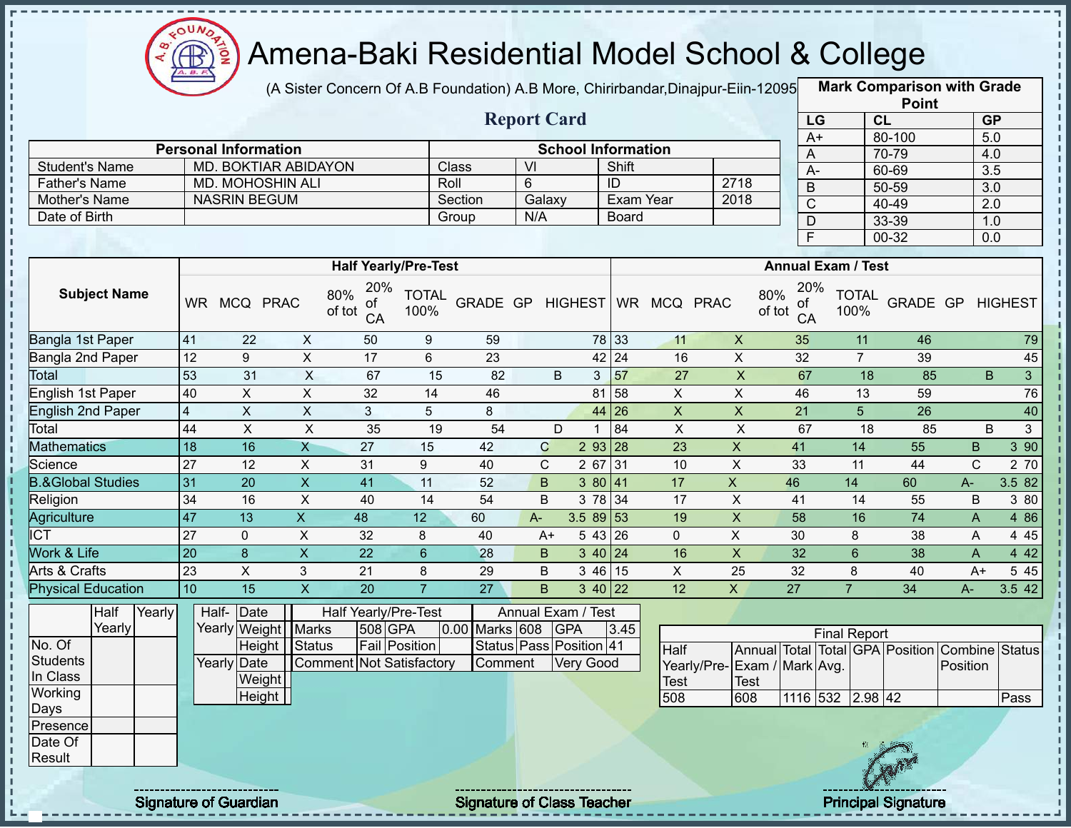# Amena-Baki Residential Model School & College

(A Sister Concern Of A.B Foundation) A.B More, Chirirbandar,Dinajpur-Eiin-120950

## Report Card

| Mark Comparison with Grade Point | | |
|---|---|---|
| LG | CL | GP |
| A+ | 80-100 | 5.0 |
| A | 70-79 | 4.0 |
| A- | 60-69 | 3.5 |
| B | 50-59 | 3.0 |
| C | 40-49 | 2.0 |
| D | 33-39 | 1.0 |
| F | 00-32 | 0.0 |

| Personal Information | | School Information | | | |
|---|---|---|---|---|---|
| Student's Name | MD. BOKTIAR ABIDAYON | Class | VI | Shift | |
| Father's Name | MD. MOHOSHIN ALI | Roll | 6 | ID | 2718 |
| Mother's Name | NASRIN BEGUM | Section | Galaxy | Exam Year | 2018 |
| Date of Birth | | Group | N/A | Board | |

| Subject Name | Half Yearly/Pre-Test | | | | | | | | | Annual Exam / Test | | | | | | | | |
|---|---|---|---|---|---|---|---|---|---|---|---|---|---|---|---|---|---|---|
| | WR | MCQ | PRAC | 80% of tot | 20% of CA | TOTAL 100% | GRADE | GP | HIGHEST | WR | MCQ | PRAC | 80% of tot | 20% of CA | TOTAL 100% | GRADE | GP | HIGHEST |
| Bangla 1st Paper | 41 | 22 | X | 50 | 9 | 59 | | | 78 | 33 | 11 | X | 35 | 11 | 46 | | | 79 |
| Bangla 2nd Paper | 12 | 9 | X | 17 | 6 | 23 | | | 42 | 24 | 16 | X | 32 | 7 | 39 | | | 45 |
| Total | 53 | 31 | X | 67 | 15 | 82 | B | 3 | | 57 | 27 | X | 67 | 18 | 85 | B | 3 | |
| English 1st Paper | 40 | X | X | 32 | 14 | 46 | | | 81 | 58 | X | X | 46 | 13 | 59 | | | 76 |
| English 2nd Paper | 4 | X | X | 3 | 5 | 8 | | | 44 | 26 | X | X | 21 | 5 | 26 | | | 40 |
| Total | 44 | X | X | 35 | 19 | 54 | D | 1 | | 84 | X | X | 67 | 18 | 85 | B | 3 | |
| Mathematics | 18 | 16 | X | 27 | 15 | 42 | C | 2 | 93 | 28 | 23 | X | 41 | 14 | 55 | B | 3 | 90 |
| Science | 27 | 12 | X | 31 | 9 | 40 | C | 2 | 67 | 31 | 10 | X | 33 | 11 | 44 | C | 2 | 70 |
| B.&Global Studies | 31 | 20 | X | 41 | 11 | 52 | B | 3 | 80 | 41 | 17 | X | 46 | 14 | 60 | A- | 3.5 | 82 |
| Religion | 34 | 16 | X | 40 | 14 | 54 | B | 3 | 78 | 34 | 17 | X | 41 | 14 | 55 | B | 3 | 80 |
| Agriculture | 47 | 13 | X | 48 | 12 | 60 | A- | 3.5 | 89 | 53 | 19 | X | 58 | 16 | 74 | A | 4 | 86 |
| ICT | 27 | 0 | X | 32 | 8 | 40 | A+ | 5 | 43 | 26 | 0 | X | 30 | 8 | 38 | A | 4 | 45 |
| Work & Life | 20 | 8 | X | 22 | 6 | 28 | B | 3 | 40 | 24 | 16 | X | 32 | 6 | 38 | A | 4 | 42 |
| Arts & Crafts | 23 | X | 3 | 21 | 8 | 29 | B | 3 | 46 | 15 | X | 25 | 32 | 8 | 40 | A+ | 5 | 45 |
| Physical Education | 10 | 15 | X | 20 | 7 | 27 | B | 3 | 40 | 22 | 12 | X | 27 | 7 | 34 | A- | 3.5 | 42 |

| | Half Yearly | Yearly |
|---|---|---|
| No. Of Students In Class | | |
| Working Days | | |
| Presence | | |
| Date Of Result | | |

| Half-Yearly | Date | |
|---|---|---|
| | Weight | |
| | Height | |
| Yearly | Date | |
| | Weight | |
| | Height | |

| Half Yearly/Pre-Test | | | | Annual Exam / Test | | | |
|---|---|---|---|---|---|---|---|
| Marks | 508 | GPA | 0.00 | Marks | 608 | GPA | 3.45 |
| Status | Fail | Position | | Status | Pass | Position | 41 |
| Comment | Not Satisfactory | | | Comment | Very Good | | |

| Final Report | | | | | | | |
|---|---|---|---|---|---|---|---|
| Half Yearly/Pre-Test | Annual Exam / Test | Total Mark | Total Avg. | GPA | Position | Combine Position | Status |
| 508 | 608 | 1116 | 532 | 2.98 | 42 | | Pass |

Signature of Guardian

Signature of Class Teacher

Principal Signature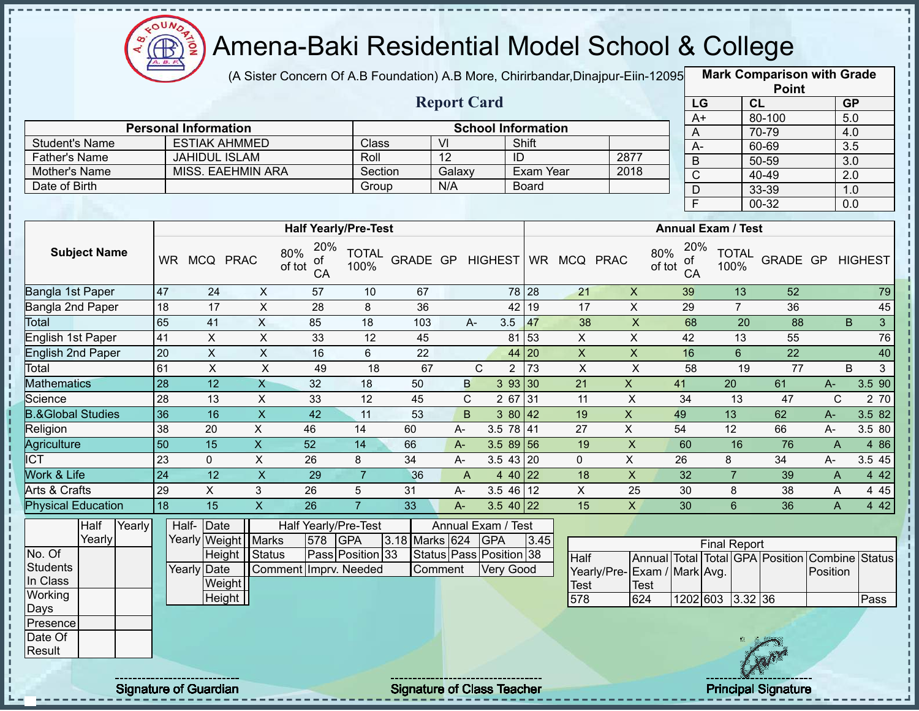# Amena-Baki Residential Model School & College

(A Sister Concern Of A.B Foundation) A.B More, Chirirbandar,Dinajpur-Eiin-120950

## Report Card

| Mark Comparison with Grade Point | | |
|---|---|---|
| LG | CL | GP |
| A+ | 80-100 | 5.0 |
| A | 70-79 | 4.0 |
| A- | 60-69 | 3.5 |
| B | 50-59 | 3.0 |
| C | 40-49 | 2.0 |
| D | 33-39 | 1.0 |
| F | 00-32 | 0.0 |

| Personal Information | | School Information | | | |
|---|---|---|---|---|---|
| Student's Name | ESTIAK AHMMED | Class | VI | Shift | |
| Father's Name | JAHIDUL ISLAM | Roll | 12 | ID | 2877 |
| Mother's Name | MISS. EAEHMIN ARA | Section | Galaxy | Exam Year | 2018 |
| Date of Birth | | Group | N/A | Board | |

| Subject Name | Half Yearly/Pre-Test | | | | | | | | | Annual Exam / Test | | | | | | | | |
|---|---|---|---|---|---|---|---|---|---|---|---|---|---|---|---|---|---|---|
| | WR | MCQ | PRAC | 80% of tot | 20% of CA | TOTAL 100% | GRADE | GP | HIGHEST | WR | MCQ | PRAC | 80% of tot | 20% of CA | TOTAL 100% | GRADE | GP | HIGHEST |
| Bangla 1st Paper | 47 | 24 | X | 57 | 10 | 67 | | | 78 | 28 | 21 | X | 39 | 13 | 52 | | | 79 |
| Bangla 2nd Paper | 18 | 17 | X | 28 | 8 | 36 | | | 42 | 19 | 17 | X | 29 | 7 | 36 | | | 45 |
| Total | 65 | 41 | X | 85 | 18 | 103 | A- | 3.5 | | 47 | 38 | X | 68 | 20 | 88 | B | 3 | |
| English 1st Paper | 41 | X | X | 33 | 12 | 45 | | | 81 | 53 | X | X | 42 | 13 | 55 | | | 76 |
| English 2nd Paper | 20 | X | X | 16 | 6 | 22 | | | 44 | 20 | X | X | 16 | 6 | 22 | | | 40 |
| Total | 61 | X | X | 49 | 18 | 67 | C | 2 | | 73 | X | X | 58 | 19 | 77 | B | 3 | |
| Mathematics | 28 | 12 | X | 32 | 18 | 50 | B | 3 | 93 | 30 | 21 | X | 41 | 20 | 61 | A- | 3.5 | 90 |
| Science | 28 | 13 | X | 33 | 12 | 45 | C | 2 | 67 | 31 | 11 | X | 34 | 13 | 47 | C | 2 | 70 |
| B.&Global Studies | 36 | 16 | X | 42 | 11 | 53 | B | 3 | 80 | 42 | 19 | X | 49 | 13 | 62 | A- | 3.5 | 82 |
| Religion | 38 | 20 | X | 46 | 14 | 60 | A- | 3.5 | 78 | 41 | 27 | X | 54 | 12 | 66 | A- | 3.5 | 80 |
| Agriculture | 50 | 15 | X | 52 | 14 | 66 | A- | 3.5 | 89 | 56 | 19 | X | 60 | 16 | 76 | A | 4 | 86 |
| ICT | 23 | 0 | X | 26 | 8 | 34 | A- | 3.5 | 43 | 20 | 0 | X | 26 | 8 | 34 | A- | 3.5 | 45 |
| Work & Life | 24 | 12 | X | 29 | 7 | 36 | A | 4 | 40 | 22 | 18 | X | 32 | 7 | 39 | A | 4 | 42 |
| Arts & Crafts | 29 | X | 3 | 26 | 5 | 31 | A- | 3.5 | 46 | 12 | X | 25 | 30 | 8 | 38 | A | 4 | 45 |
| Physical Education | 18 | 15 | X | 26 | 7 | 33 | A- | 3.5 | 40 | 22 | 15 | X | 30 | 6 | 36 | A | 4 | 42 |

| | Half Yearly | Yearly |
|---|---|---|
| No. Of Students In Class | | |
| Working Days | | |
| Presence | | |
| Date Of Result | | |

| | | |
|---|---|---|
| Half-Yearly | Date | |
| | Weight | |
| | Height | |
| Yearly | Date | |
| | Weight | |
| | Height | |

| Half Yearly/Pre-Test | | | | Annual Exam / Test | | | |
|---|---|---|---|---|---|---|---|
| Marks | 578 | GPA | 3.18 | Marks | 624 | GPA | 3.45 |
| Status | Pass | Position | 33 | Status | Pass | Position | 38 |
| Comment | Imprv. Needed | | | Comment | Very Good | | |

| Final Report | | | | | | | |
|---|---|---|---|---|---|---|---|
| Half Yearly/Pre-Test | Annual Exam / Test | Total Mark | Total Avg. | GPA | Position | Combine Position | Status |
| 578 | 624 | 1202 | 603 | 3.32 | 36 | | Pass |

Signature of Guardian

Signature of Class Teacher

Principal Signature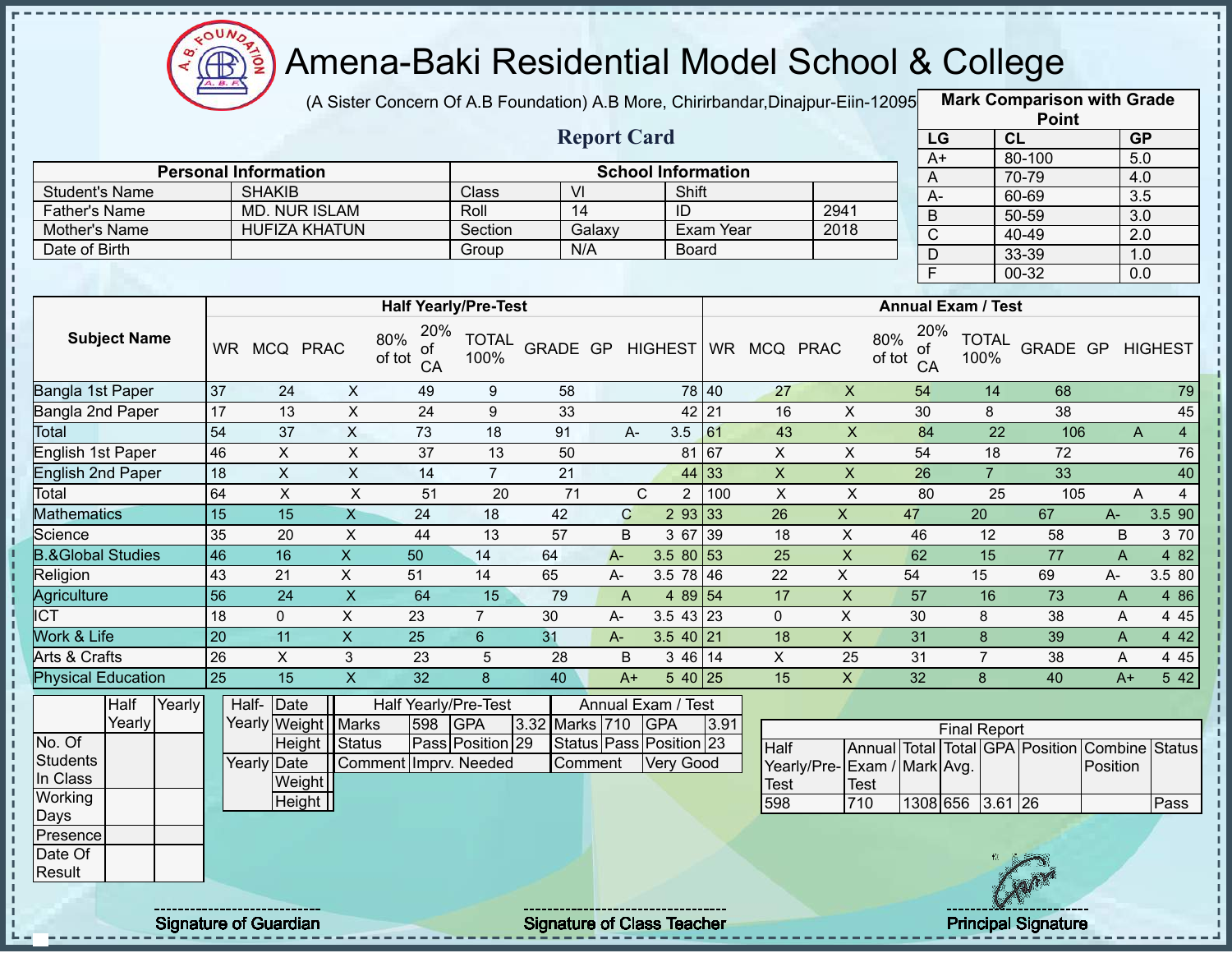# Amena-Baki Residential Model School & College

(A Sister Concern Of A.B Foundation) A.B More, Chirirbandar,Dinajpur-Eiin-120950

## Report Card

| Mark Comparison with Grade Point | | |
|---|---|---|
| LG | CL | GP |
| A+ | 80-100 | 5.0 |
| A | 70-79 | 4.0 |
| A- | 60-69 | 3.5 |
| B | 50-59 | 3.0 |
| C | 40-49 | 2.0 |
| D | 33-39 | 1.0 |
| F | 00-32 | 0.0 |

| Personal Information | | School Information | | | |
|---|---|---|---|---|---|
| Student's Name | SHAKIB | Class | VI | Shift | |
| Father's Name | MD. NUR ISLAM | Roll | 14 | ID | 2941 |
| Mother's Name | HUFIZA KHATUN | Section | Galaxy | Exam Year | 2018 |
| Date of Birth | | Group | N/A | Board | |

| Subject Name | Half Yearly/Pre-Test | | | | | | | | | Annual Exam / Test | | | | | | | | |
|---|---|---|---|---|---|---|---|---|---|---|---|---|---|---|---|---|---|---|
| | WR | MCQ | PRAC | 80% of tot | 20% of CA | TOTAL 100% | GRADE | GP | HIGHEST | WR | MCQ | PRAC | 80% of tot | 20% of CA | TOTAL 100% | GRADE | GP | HIGHEST |
| Bangla 1st Paper | 37 | 24 | X | 49 | 9 | 58 | | | 78 | 40 | 27 | X | 54 | 14 | 68 | | | 79 |
| Bangla 2nd Paper | 17 | 13 | X | 24 | 9 | 33 | | | 42 | 21 | 16 | X | 30 | 8 | 38 | | | 45 |
| Total | 54 | 37 | X | 73 | 18 | 91 | A- | 3.5 | | 61 | 43 | X | 84 | 22 | 106 | A | 4 | |
| English 1st Paper | 46 | X | X | 37 | 13 | 50 | | | 81 | 67 | X | X | 54 | 18 | 72 | | | 76 |
| English 2nd Paper | 18 | X | X | 14 | 7 | 21 | | | 44 | 33 | X | X | 26 | 7 | 33 | | | 40 |
| Total | 64 | X | X | 51 | 20 | 71 | C | 2 | | 100 | X | X | 80 | 25 | 105 | A | 4 | |
| Mathematics | 15 | 15 | X | 24 | 18 | 42 | C | 2 | 93 | 33 | 26 | X | 47 | 20 | 67 | A- | 3.5 | 90 |
| Science | 35 | 20 | X | 44 | 13 | 57 | B | 3 | 67 | 39 | 18 | X | 46 | 12 | 58 | B | 3 | 70 |
| B.&Global Studies | 46 | 16 | X | 50 | 14 | 64 | A- | 3.5 | 80 | 53 | 25 | X | 62 | 15 | 77 | A | 4 | 82 |
| Religion | 43 | 21 | X | 51 | 14 | 65 | A- | 3.5 | 78 | 46 | 22 | X | 54 | 15 | 69 | A- | 3.5 | 80 |
| Agriculture | 56 | 24 | X | 64 | 15 | 79 | A | 4 | 89 | 54 | 17 | X | 57 | 16 | 73 | A | 4 | 86 |
| ICT | 18 | 0 | X | 23 | 7 | 30 | A- | 3.5 | 43 | 23 | 0 | X | 30 | 8 | 38 | A | 4 | 45 |
| Work & Life | 20 | 11 | X | 25 | 6 | 31 | A- | 3.5 | 40 | 21 | 18 | X | 31 | 8 | 39 | A | 4 | 42 |
| Arts & Crafts | 26 | X | 3 | 23 | 5 | 28 | B | 3 | 46 | 14 | X | 25 | 31 | 7 | 38 | A | 4 | 45 |
| Physical Education | 25 | 15 | X | 32 | 8 | 40 | A+ | 5 | 40 | 25 | 15 | X | 32 | 8 | 40 | A+ | 5 | 42 |

| | Half Yearly | Yearly |
|---|---|---|
| No. Of Students In Class | | |
| Working Days | | |
| Presence | | |
| Date Of Result | | |

| | | |
|---|---|---|
| Half-Yearly | Date | |
| | Weight | |
| | Height | |
| Yearly | Date | |
| | Weight | |
| | Height | |

| Half Yearly/Pre-Test | | | | Annual Exam / Test | | | |
|---|---|---|---|---|---|---|---|
| Marks | 598 | GPA | 3.32 | Marks | 710 | GPA | 3.91 |
| Status | Pass | Position | 29 | Status | Pass | Position | 23 |
| Comment | Imprv. Needed | | | Comment | Very Good | | |

| Final Report | | | | | | | |
|---|---|---|---|---|---|---|---|
| Half Yearly/Pre-Test | Annual Exam / Test | Total Mark | Total Avg. | GPA | Position | Combine Position | Status |
| 598 | 710 | 1308 | 656 | 3.61 | 26 | | Pass |

Signature of Guardian | Signature of Class Teacher | Principal Signature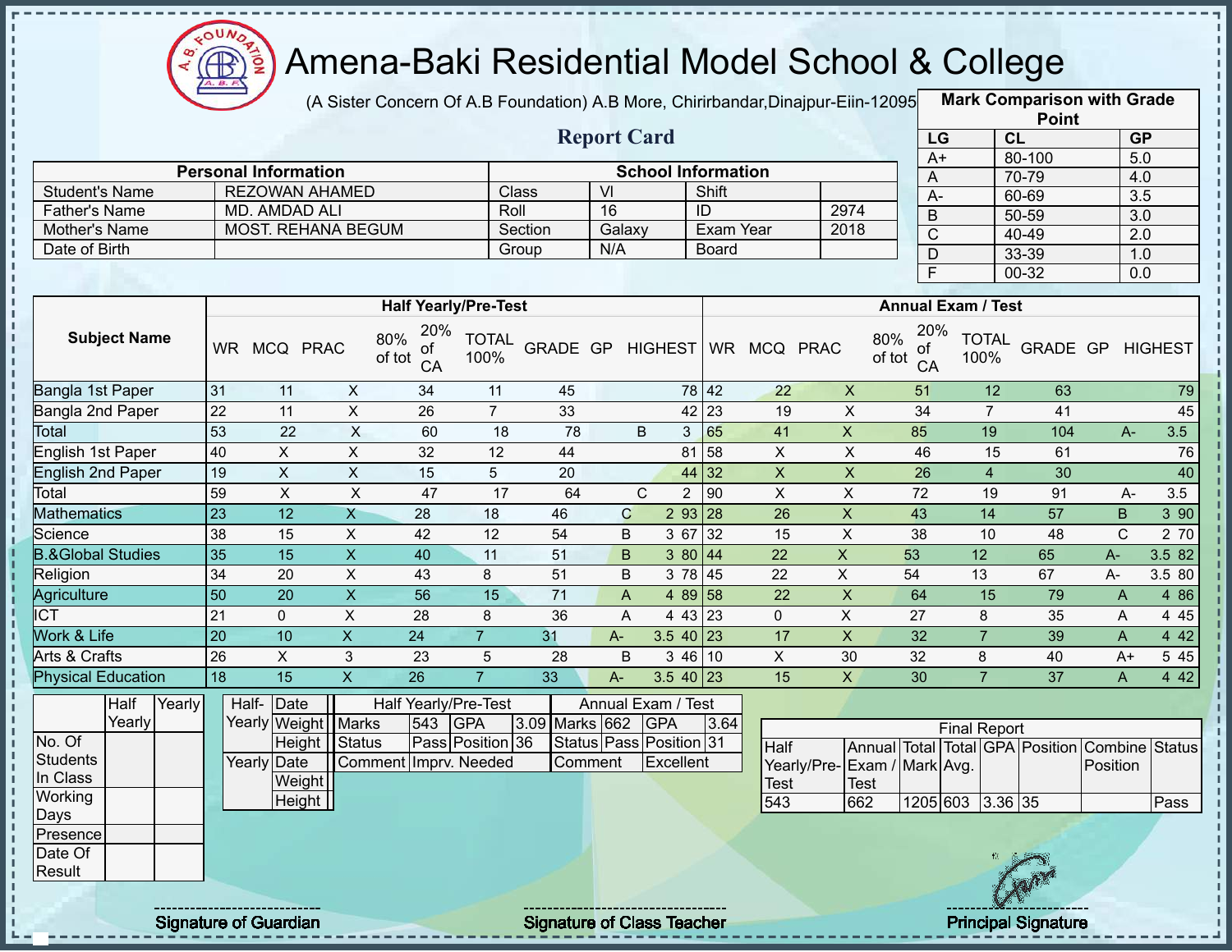# Amena-Baki Residential Model School & College

(A Sister Concern Of A.B Foundation) A.B More, Chirirbandar,Dinajpur-Eiin-120950

## Report Card

| Mark Comparison with Grade Point | | |
|---|---|---|
| LG | CL | GP |
| A+ | 80-100 | 5.0 |
| A | 70-79 | 4.0 |
| A- | 60-69 | 3.5 |
| B | 50-59 | 3.0 |
| C | 40-49 | 2.0 |
| D | 33-39 | 1.0 |
| F | 00-32 | 0.0 |

| Personal Information | | School Information | | | |
|---|---|---|---|---|---|
| Student's Name | REZOWAN AHAMED | Class | VI | Shift | |
| Father's Name | MD. AMDAD ALI | Roll | 16 | ID | 2974 |
| Mother's Name | MOST. REHANA BEGUM | Section | Galaxy | Exam Year | 2018 |
| Date of Birth | | Group | N/A | Board | |

| Subject Name | Half Yearly/Pre-Test | | | | | | | | | Annual Exam / Test | | | | | | | | |
|---|---|---|---|---|---|---|---|---|---|---|---|---|---|---|---|---|---|---|
| | WR | MCQ | PRAC | 80% of tot | 20% of CA | TOTAL 100% | GRADE | GP | HIGHEST | WR | MCQ | PRAC | 80% of tot | 20% of CA | TOTAL 100% | GRADE | GP | HIGHEST |
| Bangla 1st Paper | 31 | 11 | X | 34 | 11 | 45 | | | 78 | 42 | 22 | X | 51 | 12 | 63 | | | 79 |
| Bangla 2nd Paper | 22 | 11 | X | 26 | 7 | 33 | | | 42 | 23 | 19 | X | 34 | 7 | 41 | | | 45 |
| Total | 53 | 22 | X | 60 | 18 | 78 | B | 3 | | 65 | 41 | X | 85 | 19 | 104 | A- | 3.5 | |
| English 1st Paper | 40 | X | X | 32 | 12 | 44 | | | 81 | 58 | X | X | 46 | 15 | 61 | | | 76 |
| English 2nd Paper | 19 | X | X | 15 | 5 | 20 | | | 44 | 32 | X | X | 26 | 4 | 30 | | | 40 |
| Total | 59 | X | X | 47 | 17 | 64 | C | 2 | | 90 | X | X | 72 | 19 | 91 | A- | 3.5 | |
| Mathematics | 23 | 12 | X | 28 | 18 | 46 | C | 2 | 93 | 28 | 26 | X | 43 | 14 | 57 | B | 3 | 90 |
| Science | 38 | 15 | X | 42 | 12 | 54 | B | 3 | 67 | 32 | 15 | X | 38 | 10 | 48 | C | 2 | 70 |
| B.&Global Studies | 35 | 15 | X | 40 | 11 | 51 | B | 3 | 80 | 44 | 22 | X | 53 | 12 | 65 | A- | 3.5 | 82 |
| Religion | 34 | 20 | X | 43 | 8 | 51 | B | 3 | 78 | 45 | 22 | X | 54 | 13 | 67 | A- | 3.5 | 80 |
| Agriculture | 50 | 20 | X | 56 | 15 | 71 | A | 4 | 89 | 58 | 22 | X | 64 | 15 | 79 | A | 4 | 86 |
| ICT | 21 | 0 | X | 28 | 8 | 36 | A | 4 | 43 | 23 | 0 | X | 27 | 8 | 35 | A | 4 | 45 |
| Work & Life | 20 | 10 | X | 24 | 7 | 31 | A- | 3.5 | 40 | 23 | 17 | X | 32 | 7 | 39 | A | 4 | 42 |
| Arts & Crafts | 26 | X | 3 | 23 | 5 | 28 | B | 3 | 46 | 10 | X | 30 | 32 | 8 | 40 | A+ | 5 | 45 |
| Physical Education | 18 | 15 | X | 26 | 7 | 33 | A- | 3.5 | 40 | 23 | 15 | X | 30 | 7 | 37 | A | 4 | 42 |

| | Half Yearly | Yearly |
|---|---|---|
| No. Of Students In Class | | |
| Working Days | | |
| Presence | | |
| Date Of Result | | |

| | | |
|---|---|---|
| Half-Yearly | Date | |
| | Weight | |
| | Height | |
| Yearly | Date | |
| | Weight | |
| | Height | |

| Half Yearly/Pre-Test | | | | Annual Exam / Test | | | |
|---|---|---|---|---|---|---|---|
| Marks | 543 | GPA | 3.09 | Marks | 662 | GPA | 3.64 |
| Status | Pass | Position | 36 | Status | Pass | Position | 31 |
| Comment | Imprv. Needed | | | Comment | Excellent | | |

| Final Report | | | | | | | |
|---|---|---|---|---|---|---|---|
| Half Yearly/Pre-Test | Annual Exam / Test | Total Mark | Total Avg. | GPA | Position | Combine Position | Status |
| 543 | 662 | 1205 | 603 | 3.36 | 35 | | Pass |

Signature of Guardian

Signature of Class Teacher

Principal Signature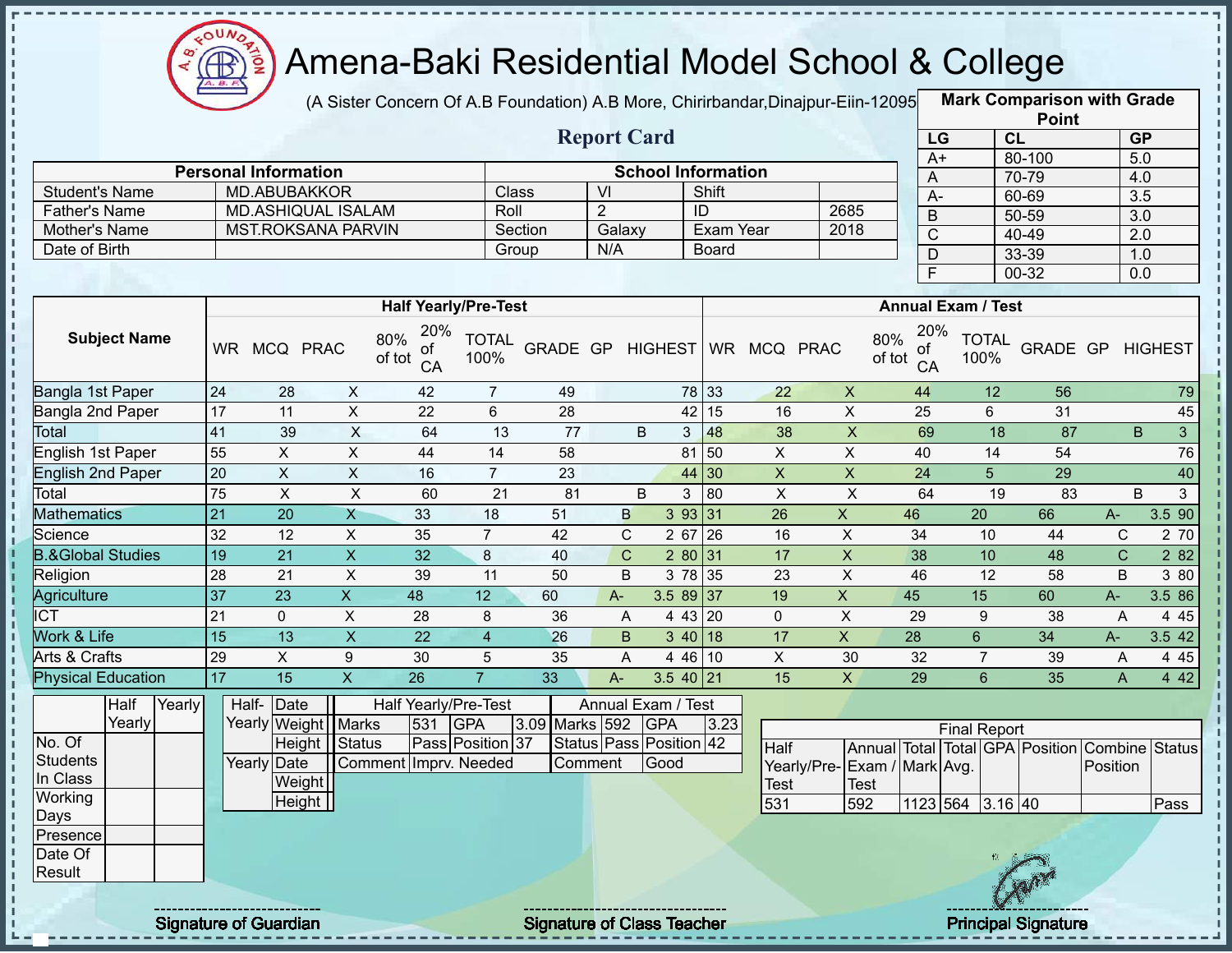# Amena-Baki Residential Model School & College

(A Sister Concern Of A.B Foundation) A.B More, Chirirbandar,Dinajpur-Eiin-120950

## Report Card

| Mark Comparison with Grade Point | | |
|---|---|---|
| LG | CL | GP |
| A+ | 80-100 | 5.0 |
| A | 70-79 | 4.0 |
| A- | 60-69 | 3.5 |
| B | 50-59 | 3.0 |
| C | 40-49 | 2.0 |
| D | 33-39 | 1.0 |
| F | 00-32 | 0.0 |

| Personal Information | | School Information | | | |
|---|---|---|---|---|---|
| Student's Name | MD.ABUBAKKOR | Class | VI | Shift | |
| Father's Name | MD.ASHIQUAL ISALAM | Roll | 2 | ID | 2685 |
| Mother's Name | MST.ROKSANA PARVIN | Section | Galaxy | Exam Year | 2018 |
| Date of Birth | | Group | N/A | Board | |

| Subject Name | Half Yearly/Pre-Test | | | | | | | | | Annual Exam / Test | | | | | | | | |
|---|---|---|---|---|---|---|---|---|---|---|---|---|---|---|---|---|---|---|
| | WR | MCQ | PRAC | 80% of tot | 20% of CA | TOTAL 100% | GRADE | GP | HIGHEST | WR | MCQ | PRAC | 80% of tot | 20% of CA | TOTAL 100% | GRADE | GP | HIGHEST |
| Bangla 1st Paper | 24 | 28 | X | 42 | 7 | 49 | | | 78 | 33 | 22 | X | 44 | 12 | 56 | | | 79 |
| Bangla 2nd Paper | 17 | 11 | X | 22 | 6 | 28 | | | 42 | 15 | 16 | X | 25 | 6 | 31 | | | 45 |
| Total | 41 | 39 | X | 64 | 13 | 77 | B | 3 | | 48 | 38 | X | 69 | 18 | 87 | B | 3 | |
| English 1st Paper | 55 | X | X | 44 | 14 | 58 | | | 81 | 50 | X | X | 40 | 14 | 54 | | | 76 |
| English 2nd Paper | 20 | X | X | 16 | 7 | 23 | | | 44 | 30 | X | X | 24 | 5 | 29 | | | 40 |
| Total | 75 | X | X | 60 | 21 | 81 | B | 3 | | 80 | X | X | 64 | 19 | 83 | B | 3 | |
| Mathematics | 21 | 20 | X | 33 | 18 | 51 | B | 3 | 93 | 31 | 26 | X | 46 | 20 | 66 | A- | 3.5 | 90 |
| Science | 32 | 12 | X | 35 | 7 | 42 | C | 2 | 67 | 26 | 16 | X | 34 | 10 | 44 | C | 2 | 70 |
| B.&Global Studies | 19 | 21 | X | 32 | 8 | 40 | C | 2 | 80 | 31 | 17 | X | 38 | 10 | 48 | C | 2 | 82 |
| Religion | 28 | 21 | X | 39 | 11 | 50 | B | 3 | 78 | 35 | 23 | X | 46 | 12 | 58 | B | 3 | 80 |
| Agriculture | 37 | 23 | X | 48 | 12 | 60 | A- | 3.5 | 89 | 37 | 19 | X | 45 | 15 | 60 | A- | 3.5 | 86 |
| ICT | 21 | 0 | X | 28 | 8 | 36 | A | 4 | 43 | 20 | 0 | X | 29 | 9 | 38 | A | 4 | 45 |
| Work & Life | 15 | 13 | X | 22 | 4 | 26 | B | 3 | 40 | 18 | 17 | X | 28 | 6 | 34 | A- | 3.5 | 42 |
| Arts & Crafts | 29 | X | 9 | 30 | 5 | 35 | A | 4 | 46 | 10 | X | 30 | 32 | 7 | 39 | A | 4 | 45 |
| Physical Education | 17 | 15 | X | 26 | 7 | 33 | A- | 3.5 | 40 | 21 | 15 | X | 29 | 6 | 35 | A | 4 | 42 |

| | Half Yearly | Yearly |
|---|---|---|
| No. Of Students In Class | | |
| Working Days | | |
| Presence | | |
| Date Of Result | | |

| Half-Yearly | Date | |
|---|---|---|
| | Weight | |
| | Height | |
| Yearly | Date | |
| | Weight | |
| | Height | |

| Half Yearly/Pre-Test | | | | Annual Exam / Test | | | |
|---|---|---|---|---|---|---|---|
| Marks | 531 | GPA | 3.09 | Marks | 592 | GPA | 3.23 |
| Status | Pass | Position | 37 | Status | Pass | Position | 42 |
| Comment | Imprv. Needed | | | Comment | Good | | |

| Final Report | | | | | | | |
|---|---|---|---|---|---|---|---|
| Half Yearly/Pre-Test | Annual Exam / Test | Total Mark | Total Avg. | GPA | Position | Combine Position | Status |
| 531 | 592 | 1123 | 564 | 3.16 | 40 | | Pass |

Signature of Guardian

Signature of Class Teacher

Principal Signature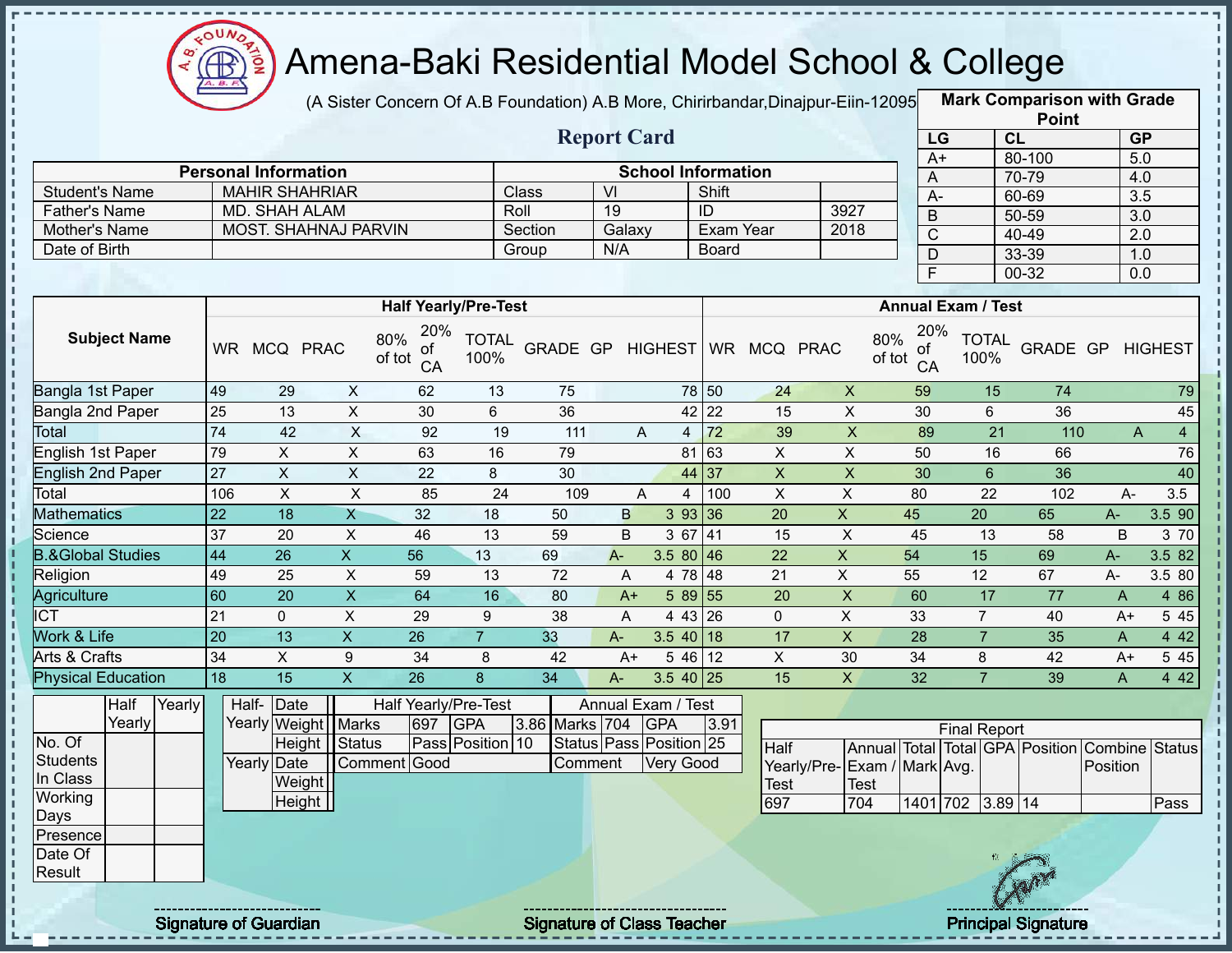# Amena-Baki Residential Model School & College

(A Sister Concern Of A.B Foundation) A.B More, Chirirbandar,Dinajpur-Eiin-120950

## Report Card

| Mark Comparison with Grade Point | | |
|---|---|---|
| LG | CL | GP |
| A+ | 80-100 | 5.0 |
| A | 70-79 | 4.0 |
| A- | 60-69 | 3.5 |
| B | 50-59 | 3.0 |
| C | 40-49 | 2.0 |
| D | 33-39 | 1.0 |
| F | 00-32 | 0.0 |

| Personal Information | | School Information | | | |
|---|---|---|---|---|---|
| Student's Name | MAHIR SHAHRIAR | Class | VI | Shift | |
| Father's Name | MD. SHAH ALAM | Roll | 19 | ID | 3927 |
| Mother's Name | MOST. SHAHNAJ PARVIN | Section | Galaxy | Exam Year | 2018 |
| Date of Birth | | Group | N/A | Board | |

| Subject Name | Half Yearly/Pre-Test | | | | | | | | | Annual Exam / Test | | | | | | | | |
|---|---|---|---|---|---|---|---|---|---|---|---|---|---|---|---|---|---|---|
| | WR | MCQ | PRAC | 80% of tot | 20% of CA | TOTAL 100% | GRADE | GP | HIGHEST | WR | MCQ | PRAC | 80% of tot | 20% of CA | TOTAL 100% | GRADE | GP | HIGHEST |
| Bangla 1st Paper | 49 | 29 | X | 62 | 13 | 75 | | | 78 | 50 | 24 | X | 59 | 15 | 74 | | | 79 |
| Bangla 2nd Paper | 25 | 13 | X | 30 | 6 | 36 | | | 42 | 22 | 15 | X | 30 | 6 | 36 | | | 45 |
| Total | 74 | 42 | X | 92 | 19 | 111 | A | 4 | | 72 | 39 | X | 89 | 21 | 110 | A | 4 | |
| English 1st Paper | 79 | X | X | 63 | 16 | 79 | | | 81 | 63 | X | X | 50 | 16 | 66 | | | 76 |
| English 2nd Paper | 27 | X | X | 22 | 8 | 30 | | | 44 | 37 | X | X | 30 | 6 | 36 | | | 40 |
| Total | 106 | X | X | 85 | 24 | 109 | A | 4 | | 100 | X | X | 80 | 22 | 102 | A- | 3.5 | |
| Mathematics | 22 | 18 | X | 32 | 18 | 50 | B | 3 | 93 | 36 | 20 | X | 45 | 20 | 65 | A- | 3.5 | 90 |
| Science | 37 | 20 | X | 46 | 13 | 59 | B | 3 | 67 | 41 | 15 | X | 45 | 13 | 58 | B | 3 | 70 |
| B.&Global Studies | 44 | 26 | X | 56 | 13 | 69 | A- | 3.5 | 80 | 46 | 22 | X | 54 | 15 | 69 | A- | 3.5 | 82 |
| Religion | 49 | 25 | X | 59 | 13 | 72 | A | 4 | 78 | 48 | 21 | X | 55 | 12 | 67 | A- | 3.5 | 80 |
| Agriculture | 60 | 20 | X | 64 | 16 | 80 | A+ | 5 | 89 | 55 | 20 | X | 60 | 17 | 77 | A | 4 | 86 |
| ICT | 21 | 0 | X | 29 | 9 | 38 | A | 4 | 43 | 26 | 0 | X | 33 | 7 | 40 | A+ | 5 | 45 |
| Work & Life | 20 | 13 | X | 26 | 7 | 33 | A- | 3.5 | 40 | 18 | 17 | X | 28 | 7 | 35 | A | 4 | 42 |
| Arts & Crafts | 34 | X | 9 | 34 | 8 | 42 | A+ | 5 | 46 | 12 | X | 30 | 34 | 8 | 42 | A+ | 5 | 45 |
| Physical Education | 18 | 15 | X | 26 | 8 | 34 | A- | 3.5 | 40 | 25 | 15 | X | 32 | 7 | 39 | A | 4 | 42 |

| | Half Yearly | Yearly |
|---|---|---|
| No. Of Students In Class | | |
| Working Days | | |
| Presence | | |
| Date Of Result | | |

| | | |
|---|---|---|
| Half-Yearly | Date | |
| | Weight | |
| | Height | |
| Yearly | Date | |
| | Weight | |
| | Height | |

| Half Yearly/Pre-Test | | | | Annual Exam / Test | | | |
|---|---|---|---|---|---|---|---|
| Marks | 697 | GPA | 3.86 | Marks | 704 | GPA | 3.91 |
| Status | Pass | Position | 10 | Status | Pass | Position | 25 |
| Comment | Good | | | Comment | Very Good | | |

| Final Report | | | | | | | |
|---|---|---|---|---|---|---|---|
| Half Yearly/Pre-Test | Annual Exam / Test | Total Mark | Total Avg. | GPA | Position | Combine Position | Status |
| 697 | 704 | 1401 | 702 | 3.89 | 14 | | Pass |

Signature of Guardian

Signature of Class Teacher

Principal Signature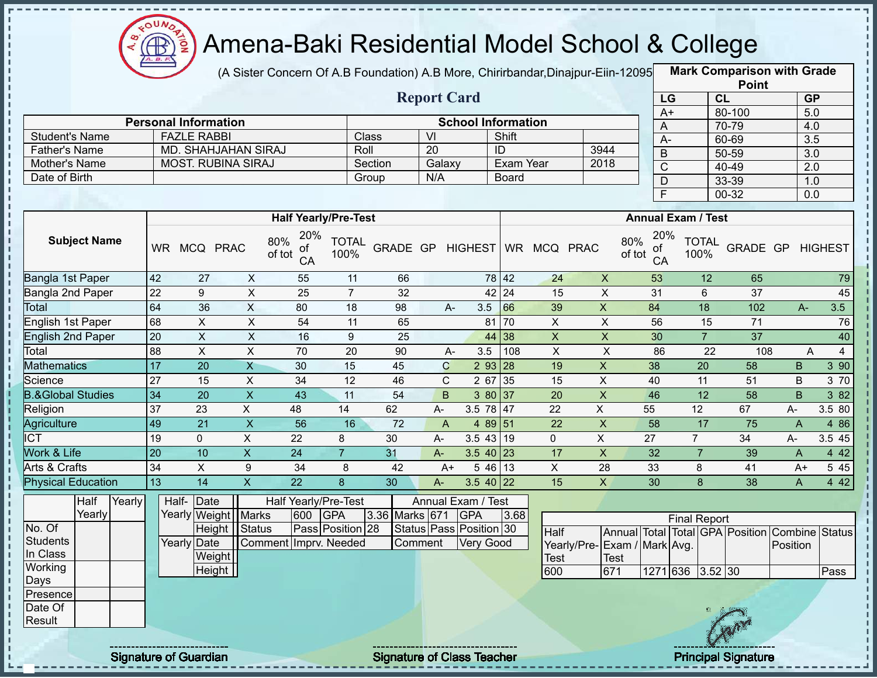# Amena-Baki Residential Model School & College

(A Sister Concern Of A.B Foundation) A.B More, Chirirbandar,Dinajpur-Eiin-120950

## Report Card

| Mark Comparison with Grade Point | | |
|---|---|---|
| LG | CL | GP |
| A+ | 80-100 | 5.0 |
| A | 70-79 | 4.0 |
| A- | 60-69 | 3.5 |
| B | 50-59 | 3.0 |
| C | 40-49 | 2.0 |
| D | 33-39 | 1.0 |
| F | 00-32 | 0.0 |

| Personal Information | | School Information | | | |
|---|---|---|---|---|---|
| Student's Name | FAZLE RABBI | Class | VI | Shift | |
| Father's Name | MD. SHAHJAHAN SIRAJ | Roll | 20 | ID | 3944 |
| Mother's Name | MOST. RUBINA SIRAJ | Section | Galaxy | Exam Year | 2018 |
| Date of Birth | | Group | N/A | Board | |

| Subject Name | Half Yearly/Pre-Test | | | | | | | | | Annual Exam / Test | | | | | | | | |
|---|---|---|---|---|---|---|---|---|---|---|---|---|---|---|---|---|---|---|
| | WR | MCQ | PRAC | 80% of tot | 20% of CA | TOTAL 100% | GRADE | GP | HIGHEST | WR | MCQ | PRAC | 80% of tot | 20% of CA | TOTAL 100% | GRADE | GP | HIGHEST |
| Bangla 1st Paper | 42 | 27 | X | 55 | 11 | 66 | | | 78 | 42 | 24 | X | 53 | 12 | 65 | | | 79 |
| Bangla 2nd Paper | 22 | 9 | X | 25 | 7 | 32 | | | 42 | 24 | 15 | X | 31 | 6 | 37 | | | 45 |
| Total | 64 | 36 | X | 80 | 18 | 98 | A- | 3.5 | | 66 | 39 | X | 84 | 18 | 102 | A- | 3.5 | |
| English 1st Paper | 68 | X | X | 54 | 11 | 65 | | | 81 | 70 | X | X | 56 | 15 | 71 | | | 76 |
| English 2nd Paper | 20 | X | X | 16 | 9 | 25 | | | 44 | 38 | X | X | 30 | 7 | 37 | | | 40 |
| Total | 88 | X | X | 70 | 20 | 90 | A- | 3.5 | | 108 | X | X | 86 | 22 | 108 | A | 4 | |
| Mathematics | 17 | 20 | X | 30 | 15 | 45 | C | 2 | 93 | 28 | 19 | X | 38 | 20 | 58 | B | 3 | 90 |
| Science | 27 | 15 | X | 34 | 12 | 46 | C | 2 | 67 | 35 | 15 | X | 40 | 11 | 51 | B | 3 | 70 |
| B.&Global Studies | 34 | 20 | X | 43 | 11 | 54 | B | 3 | 80 | 37 | 20 | X | 46 | 12 | 58 | B | 3 | 82 |
| Religion | 37 | 23 | X | 48 | 14 | 62 | A- | 3.5 | 78 | 47 | 22 | X | 55 | 12 | 67 | A- | 3.5 | 80 |
| Agriculture | 49 | 21 | X | 56 | 16 | 72 | A | 4 | 89 | 51 | 22 | X | 58 | 17 | 75 | A | 4 | 86 |
| ICT | 19 | 0 | X | 22 | 8 | 30 | A- | 3.5 | 43 | 19 | 0 | X | 27 | 7 | 34 | A- | 3.5 | 45 |
| Work & Life | 20 | 10 | X | 24 | 7 | 31 | A- | 3.5 | 40 | 23 | 17 | X | 32 | 7 | 39 | A | 4 | 42 |
| Arts & Crafts | 34 | X | 9 | 34 | 8 | 42 | A+ | 5 | 46 | 13 | X | 28 | 33 | 8 | 41 | A+ | 5 | 45 |
| Physical Education | 13 | 14 | X | 22 | 8 | 30 | A- | 3.5 | 40 | 22 | 15 | X | 30 | 8 | 38 | A | 4 | 42 |

| | Half Yearly | Yearly |
|---|---|---|
| No. Of Students In Class | | |
| Working Days | | |
| Presence | | |
| Date Of Result | | |

| | | |
|---|---|---|
| Half-Yearly | Date | |
| | Weight | |
| | Height | |
| Yearly | Date | |
| | Weight | |
| | Height | |

| Half Yearly/Pre-Test | | | | Annual Exam / Test | | | |
|---|---|---|---|---|---|---|---|
| Marks | 600 | GPA | 3.36 | Marks | 671 | GPA | 3.68 |
| Status | Pass | Position | 28 | Status | Pass | Position | 30 |
| Comment | Imprv. Needed | | | Comment | Very Good | | |

| Final Report | | | | | | | |
|---|---|---|---|---|---|---|---|
| Half Yearly/Pre-Test | Annual Exam / Test | Total Mark | Total Avg. | GPA | Position | Combine Position | Status |
| 600 | 671 | 1271 | 636 | 3.52 | 30 | | Pass |

Signature of Guardian — Signature of Class Teacher — Principal Signature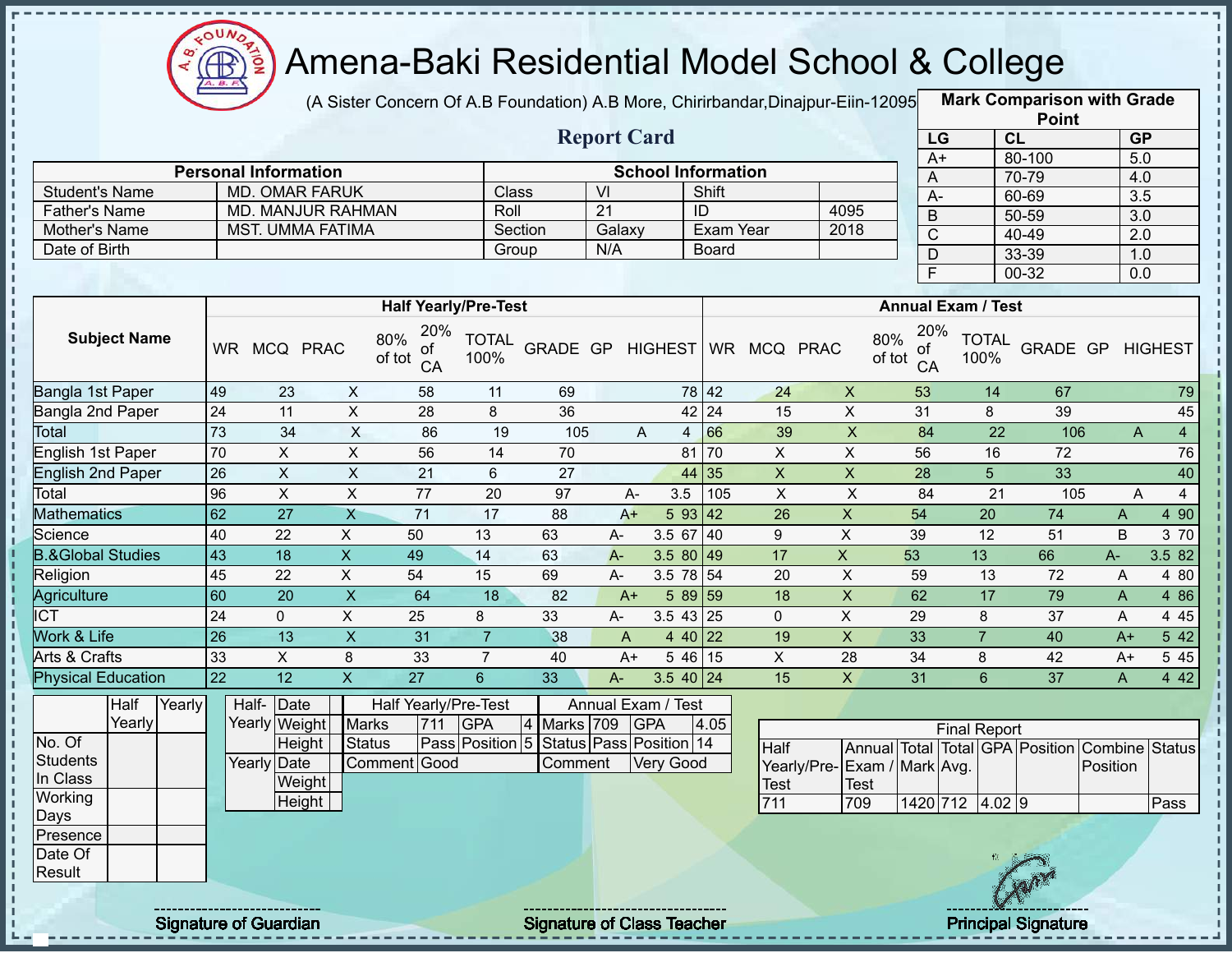# Amena-Baki Residential Model School & College

(A Sister Concern Of A.B Foundation) A.B More, Chirirbandar,Dinajpur-Eiin-120950

## Report Card

| Mark Comparison with Grade Point | | |
|---|---|---|
| LG | CL | GP |
| A+ | 80-100 | 5.0 |
| A | 70-79 | 4.0 |
| A- | 60-69 | 3.5 |
| B | 50-59 | 3.0 |
| C | 40-49 | 2.0 |
| D | 33-39 | 1.0 |
| F | 00-32 | 0.0 |

| Personal Information | | School Information | | | |
|---|---|---|---|---|---|
| Student's Name | MD. OMAR FARUK | Class | VI | Shift | |
| Father's Name | MD. MANJUR RAHMAN | Roll | 21 | ID | 4095 |
| Mother's Name | MST. UMMA FATIMA | Section | Galaxy | Exam Year | 2018 |
| Date of Birth | | Group | N/A | Board | |

| Subject Name | Half Yearly/Pre-Test | | | | | | | | | Annual Exam / Test | | | | | | | | |
|---|---|---|---|---|---|---|---|---|---|---|---|---|---|---|---|---|---|---|
| | WR | MCQ | PRAC | 80% of tot | 20% of CA | TOTAL 100% | GRADE | GP | HIGHEST | WR | MCQ | PRAC | 80% of tot | 20% of CA | TOTAL 100% | GRADE | GP | HIGHEST |
| Bangla 1st Paper | 49 | 23 | X | 58 | 11 | 69 | | | 78 | 42 | 24 | X | 53 | 14 | 67 | | | 79 |
| Bangla 2nd Paper | 24 | 11 | X | 28 | 8 | 36 | | | 42 | 24 | 15 | X | 31 | 8 | 39 | | | 45 |
| Total | 73 | 34 | X | 86 | 19 | 105 | A | 4 | | 66 | 39 | X | 84 | 22 | 106 | A | 4 | |
| English 1st Paper | 70 | X | X | 56 | 14 | 70 | | | 81 | 70 | X | X | 56 | 16 | 72 | | | 76 |
| English 2nd Paper | 26 | X | X | 21 | 6 | 27 | | | 44 | 35 | X | X | 28 | 5 | 33 | | | 40 |
| Total | 96 | X | X | 77 | 20 | 97 | A- | 3.5 | | 105 | X | X | 84 | 21 | 105 | A | 4 | |
| Mathematics | 62 | 27 | X | 71 | 17 | 88 | A+ | 5 | 93 | 42 | 26 | X | 54 | 20 | 74 | A | 4 | 90 |
| Science | 40 | 22 | X | 50 | 13 | 63 | A- | 3.5 | 67 | 40 | 9 | X | 39 | 12 | 51 | B | 3 | 70 |
| B.&Global Studies | 43 | 18 | X | 49 | 14 | 63 | A- | 3.5 | 80 | 49 | 17 | X | 53 | 13 | 66 | A- | 3.5 | 82 |
| Religion | 45 | 22 | X | 54 | 15 | 69 | A- | 3.5 | 78 | 54 | 20 | X | 59 | 13 | 72 | A | 4 | 80 |
| Agriculture | 60 | 20 | X | 64 | 18 | 82 | A+ | 5 | 89 | 59 | 18 | X | 62 | 17 | 79 | A | 4 | 86 |
| ICT | 24 | 0 | X | 25 | 8 | 33 | A- | 3.5 | 43 | 25 | 0 | X | 29 | 8 | 37 | A | 4 | 45 |
| Work & Life | 26 | 13 | X | 31 | 7 | 38 | A | 4 | 40 | 22 | 19 | X | 33 | 7 | 40 | A+ | 5 | 42 |
| Arts & Crafts | 33 | X | 8 | 33 | 7 | 40 | A+ | 5 | 46 | 15 | X | 28 | 34 | 8 | 42 | A+ | 5 | 45 |
| Physical Education | 22 | 12 | X | 27 | 6 | 33 | A- | 3.5 | 40 | 24 | 15 | X | 31 | 6 | 37 | A | 4 | 42 |

| | Half Yearly | Yearly |
|---|---|---|
| No. Of Students In Class | | |
| Working Days | | |
| Presence | | |
| Date Of Result | | |

| | | |
|---|---|---|
| Half-Yearly | Date | |
| | Weight | |
| | Height | |
| Yearly | Date | |
| | Weight | |
| | Height | |

| Half Yearly/Pre-Test | | | | Annual Exam / Test | | | |
|---|---|---|---|---|---|---|---|
| Marks | 711 | GPA | 4 | Marks | 709 | GPA | 4.05 |
| Status | Pass | Position | 5 | Status | Pass | Position | 14 |
| Comment | Good | | | Comment | Very Good | | |

| Final Report | | | | | | | |
|---|---|---|---|---|---|---|---|
| Half Yearly/Pre-Test | Annual Exam / Test | Total Mark | Total Avg. | GPA | Position | Combine Position | Status |
| 711 | 709 | 1420 | 712 | 4.02 | 9 | | Pass |

Signature of Guardian

Signature of Class Teacher

Principal Signature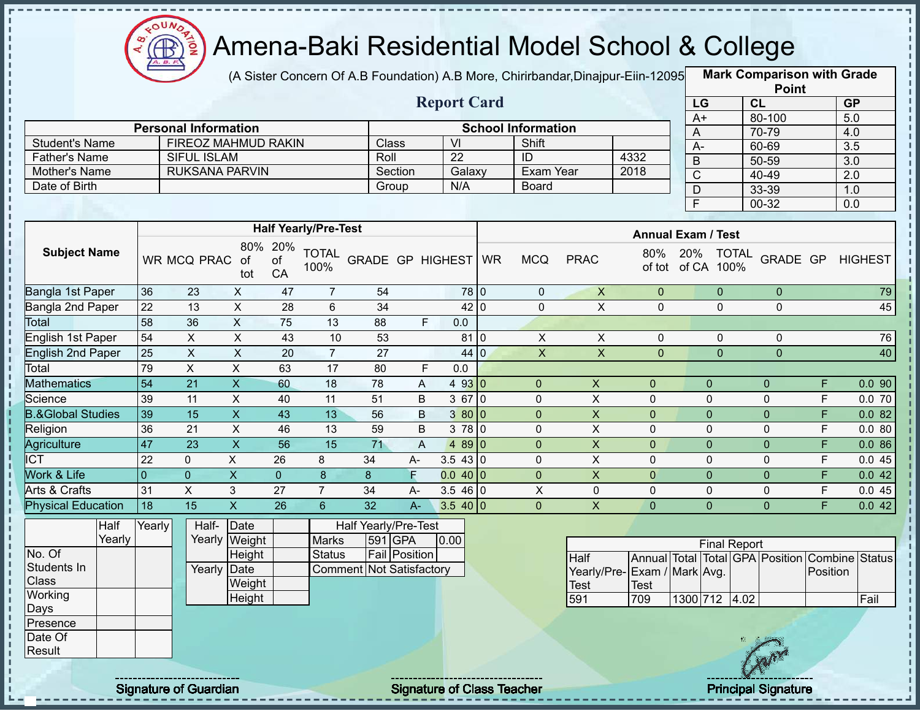# Amena-Baki Residential Model School & College

(A Sister Concern Of A.B Foundation) A.B More, Chirirbandar,Dinajpur-Eiin-120950

## Report Card

| Mark Comparison with Grade Point | | |
|---|---|---|
| LG | CL | GP |
| A+ | 80-100 | 5.0 |
| A | 70-79 | 4.0 |
| A- | 60-69 | 3.5 |
| B | 50-59 | 3.0 |
| C | 40-49 | 2.0 |
| D | 33-39 | 1.0 |
| F | 00-32 | 0.0 |

| Personal Information | | School Information | | | |
|---|---|---|---|---|---|
| Student's Name | FIREOZ MAHMUD RAKIN | Class | VI | Shift | |
| Father's Name | SIFUL ISLAM | Roll | 22 | ID | 4332 |
| Mother's Name | RUKSANA PARVIN | Section | Galaxy | Exam Year | 2018 |
| Date of Birth | | Group | N/A | Board | |

| Subject Name | Half Yearly/Pre-Test | | | | | | | | | Annual Exam / Test | | | | | | | | |
|---|---|---|---|---|---|---|---|---|---|---|---|---|---|---|---|---|---|---|
| | WR | MCQ | PRAC | 80% of tot | 20% of CA | TOTAL 100% | GRADE | GP | HIGHEST | WR | MCQ | PRAC | 80% of tot | 20% of CA | TOTAL 100% | GRADE | GP | HIGHEST |
| Bangla 1st Paper | 36 | 23 | X | 47 | 7 | 54 | | | 78 | 0 | 0 | X | 0 | 0 | 0 | | | 79 |
| Bangla 2nd Paper | 22 | 13 | X | 28 | 6 | 34 | | | 42 | 0 | 0 | X | 0 | 0 | 0 | | | 45 |
| Total | 58 | 36 | X | 75 | 13 | 88 | F | 0.0 | | | | | | | | | | |
| English 1st Paper | 54 | X | X | 43 | 10 | 53 | | | 81 | 0 | X | X | 0 | 0 | 0 | | | 76 |
| English 2nd Paper | 25 | X | X | 20 | 7 | 27 | | | 44 | 0 | X | X | 0 | 0 | 0 | | | 40 |
| Total | 79 | X | X | 63 | 17 | 80 | F | 0.0 | | | | | | | | | | |
| Mathematics | 54 | 21 | X | 60 | 18 | 78 | A | 4 | 93 | 0 | 0 | X | 0 | 0 | 0 | F | 0.0 | 90 |
| Science | 39 | 11 | X | 40 | 11 | 51 | B | 3 | 67 | 0 | 0 | X | 0 | 0 | 0 | F | 0.0 | 70 |
| B.&Global Studies | 39 | 15 | X | 43 | 13 | 56 | B | 3 | 80 | 0 | 0 | X | 0 | 0 | 0 | F | 0.0 | 82 |
| Religion | 36 | 21 | X | 46 | 13 | 59 | B | 3 | 78 | 0 | 0 | X | 0 | 0 | 0 | F | 0.0 | 80 |
| Agriculture | 47 | 23 | X | 56 | 15 | 71 | A | 4 | 89 | 0 | 0 | X | 0 | 0 | 0 | F | 0.0 | 86 |
| ICT | 22 | 0 | X | 26 | 8 | 34 | A- | 3.5 | 43 | 0 | 0 | X | 0 | 0 | 0 | F | 0.0 | 45 |
| Work & Life | 0 | 0 | X | 0 | 8 | 8 | F | 0.0 | 40 | 0 | 0 | X | 0 | 0 | 0 | F | 0.0 | 42 |
| Arts & Crafts | 31 | X | 3 | 27 | 7 | 34 | A- | 3.5 | 46 | 0 | X | 0 | 0 | 0 | 0 | F | 0.0 | 45 |
| Physical Education | 18 | 15 | X | 26 | 6 | 32 | A- | 3.5 | 40 | 0 | 0 | X | 0 | 0 | 0 | F | 0.0 | 42 |

| | Half Yearly | Yearly |
|---|---|---|
| No. Of Students In Class | | |
| Working Days | | |
| Presence | | |
| Date Of Result | | |

| | | |
|---|---|---|
| Half-Yearly | Date | |
| | Weight | |
| | Height | |
| Yearly | Date | |
| | Weight | |
| | Height | |

| Half Yearly/Pre-Test | | | |
|---|---|---|---|
| Marks | 591 | GPA | 0.00 |
| Status | Fail | Position | |
| Comment | Not Satisfactory | | |

| Final Report | | | | | | | |
|---|---|---|---|---|---|---|---|
| Half Yearly/Pre-Test | Annual Exam / Test | Total Mark | Total Avg. | GPA | Position | Combine Position | Status |
| 591 | 709 | 1300 | 712 | 4.02 | | | Fail |

Signature of Guardian | Signature of Class Teacher | Principal Signature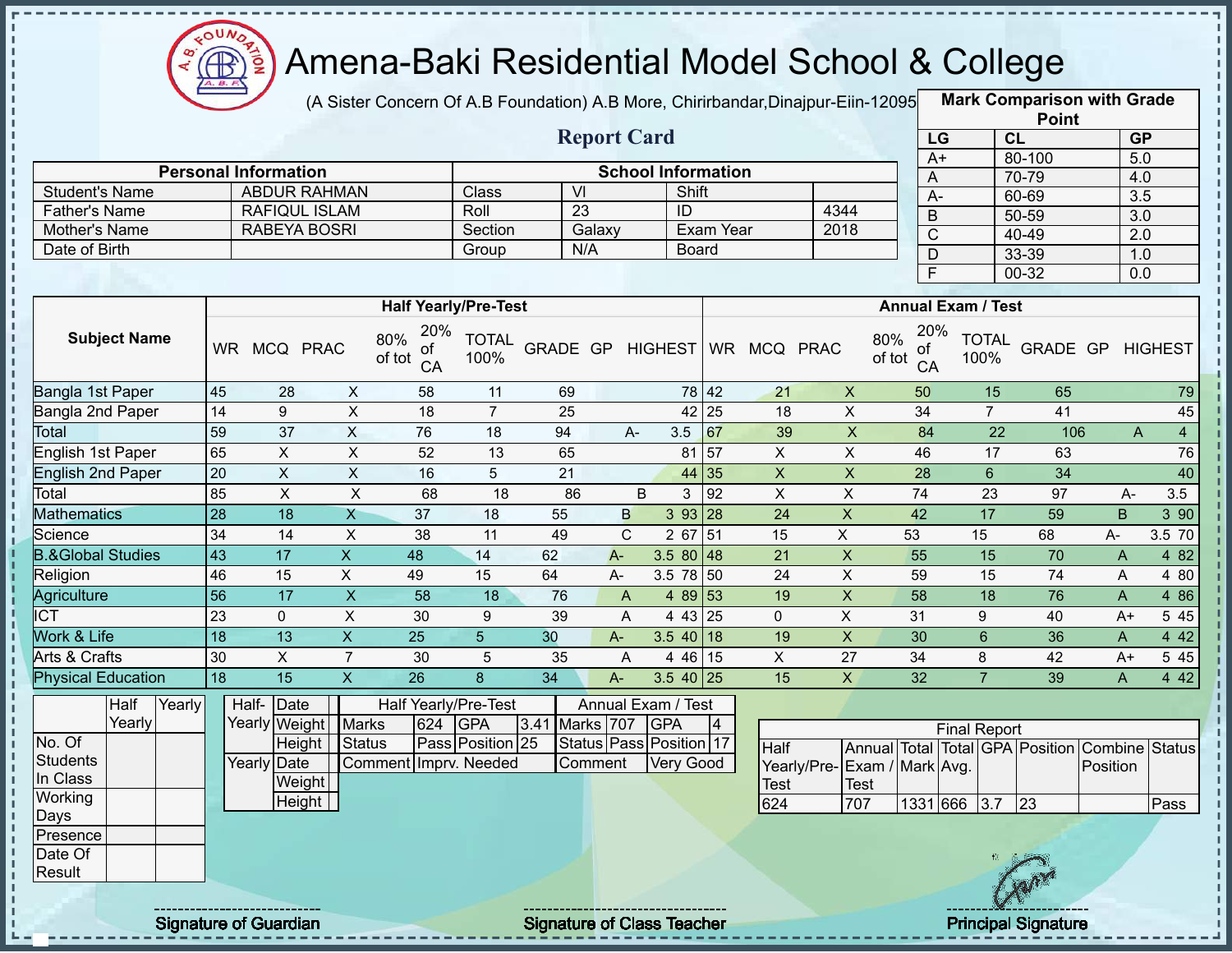# Amena-Baki Residential Model School & College

(A Sister Concern Of A.B Foundation) A.B More, Chirirbandar,Dinajpur-Eiin-120950

## Report Card

| Mark Comparison with Grade Point | | |
|---|---|---|
| LG | CL | GP |
| A+ | 80-100 | 5.0 |
| A | 70-79 | 4.0 |
| A- | 60-69 | 3.5 |
| B | 50-59 | 3.0 |
| C | 40-49 | 2.0 |
| D | 33-39 | 1.0 |
| F | 00-32 | 0.0 |

| Personal Information | | School Information | | | |
|---|---|---|---|---|---|
| Student's Name | ABDUR RAHMAN | Class | VI | Shift | |
| Father's Name | RAFIQUL ISLAM | Roll | 23 | ID | 4344 |
| Mother's Name | RABEYA BOSRI | Section | Galaxy | Exam Year | 2018 |
| Date of Birth | | Group | N/A | Board | |

| Subject Name | Half Yearly/Pre-Test | | | | | | | | | Annual Exam / Test | | | | | | | | |
|---|---|---|---|---|---|---|---|---|---|---|---|---|---|---|---|---|---|---|
| | WR | MCQ | PRAC | 80% of tot | 20% of CA | TOTAL 100% | GRADE | GP | HIGHEST | WR | MCQ | PRAC | 80% of tot | 20% of CA | TOTAL 100% | GRADE | GP | HIGHEST |
| Bangla 1st Paper | 45 | 28 | X | 58 | 11 | 69 | | | 78 | 42 | 21 | X | 50 | 15 | 65 | | | 79 |
| Bangla 2nd Paper | 14 | 9 | X | 18 | 7 | 25 | | | 42 | 25 | 18 | X | 34 | 7 | 41 | | | 45 |
| Total | 59 | 37 | X | 76 | 18 | 94 | A- | 3.5 | | 67 | 39 | X | 84 | 22 | 106 | A | 4 | |
| English 1st Paper | 65 | X | X | 52 | 13 | 65 | | | 81 | 57 | X | X | 46 | 17 | 63 | | | 76 |
| English 2nd Paper | 20 | X | X | 16 | 5 | 21 | | | 44 | 35 | X | X | 28 | 6 | 34 | | | 40 |
| Total | 85 | X | X | 68 | 18 | 86 | B | 3 | | 92 | X | X | 74 | 23 | 97 | A- | 3.5 | |
| Mathematics | 28 | 18 | X | 37 | 18 | 55 | B | 3 | 93 | 28 | 24 | X | 42 | 17 | 59 | B | 3 | 90 |
| Science | 34 | 14 | X | 38 | 11 | 49 | C | 2 | 67 | 51 | 15 | X | 53 | 15 | 68 | A- | 3.5 | 70 |
| B.&Global Studies | 43 | 17 | X | 48 | 14 | 62 | A- | 3.5 | 80 | 48 | 21 | X | 55 | 15 | 70 | A | 4 | 82 |
| Religion | 46 | 15 | X | 49 | 15 | 64 | A- | 3.5 | 78 | 50 | 24 | X | 59 | 15 | 74 | A | 4 | 80 |
| Agriculture | 56 | 17 | X | 58 | 18 | 76 | A | 4 | 89 | 53 | 19 | X | 58 | 18 | 76 | A | 4 | 86 |
| ICT | 23 | 0 | X | 30 | 9 | 39 | A | 4 | 43 | 25 | 0 | X | 31 | 9 | 40 | A+ | 5 | 45 |
| Work & Life | 18 | 13 | X | 25 | 5 | 30 | A- | 3.5 | 40 | 18 | 19 | X | 30 | 6 | 36 | A | 4 | 42 |
| Arts & Crafts | 30 | X | 7 | 30 | 5 | 35 | A | 4 | 46 | 15 | X | 27 | 34 | 8 | 42 | A+ | 5 | 45 |
| Physical Education | 18 | 15 | X | 26 | 8 | 34 | A- | 3.5 | 40 | 25 | 15 | X | 32 | 7 | 39 | A | 4 | 42 |

| | Half Yearly | Yearly |
|---|---|---|
| No. Of Students In Class | | |
| Working Days | | |
| Presence | | |
| Date Of Result | | |

| | | |
|---|---|---|
| Half-Yearly | Date | |
| | Weight | |
| | Height | |
| Yearly | Date | |
| | Weight | |
| | Height | |

| Half Yearly/Pre-Test | | | | Annual Exam / Test | | | |
|---|---|---|---|---|---|---|---|
| Marks | 624 | GPA | 3.41 | Marks | 707 | GPA | 4 |
| Status | Pass | Position | 25 | Status | Pass | Position | 17 |
| Comment | Imprv. Needed | | | Comment | Very Good | | |

| Final Report | | | | | | | |
|---|---|---|---|---|---|---|---|
| Half Yearly/Pre-Test | Annual Exam / Test | Total Mark | Total Avg. | GPA | Position | Combine Position | Status |
| 624 | 707 | 1331 | 666 | 3.7 | 23 | | Pass |

Signature of Guardian

Signature of Class Teacher

Principal Signature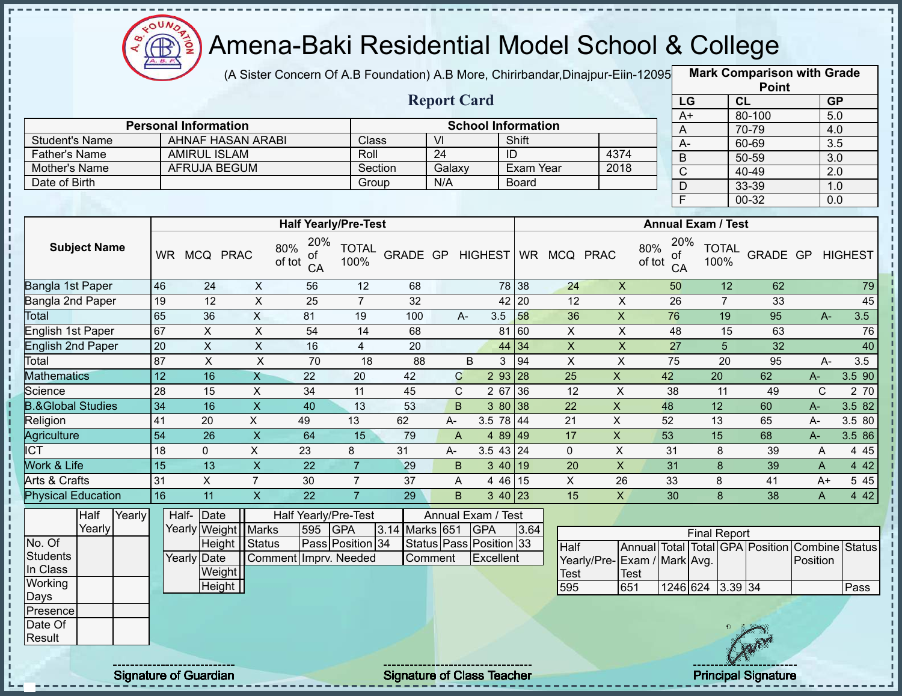# Amena-Baki Residential Model School & College

(A Sister Concern Of A.B Foundation) A.B More, Chirirbandar,Dinajpur-Eiin-120950

## Report Card

| Mark Comparison with Grade Point | | |
|---|---|---|
| LG | CL | GP |
| A+ | 80-100 | 5.0 |
| A | 70-79 | 4.0 |
| A- | 60-69 | 3.5 |
| B | 50-59 | 3.0 |
| C | 40-49 | 2.0 |
| D | 33-39 | 1.0 |
| F | 00-32 | 0.0 |

| Personal Information | | School Information | | | |
|---|---|---|---|---|---|
| Student's Name | AHNAF HASAN ARABI | Class | VI | Shift | |
| Father's Name | AMIRUL ISLAM | Roll | 24 | ID | 4374 |
| Mother's Name | AFRUJA BEGUM | Section | Galaxy | Exam Year | 2018 |
| Date of Birth | | Group | N/A | Board | |

| Subject Name | Half Yearly/Pre-Test | | | | | | | | | Annual Exam / Test | | | | | | | | |
|---|---|---|---|---|---|---|---|---|---|---|---|---|---|---|---|---|---|---|
| | WR | MCQ | PRAC | 80% of tot | 20% of CA | TOTAL 100% | GRADE | GP | HIGHEST | WR | MCQ | PRAC | 80% of tot | 20% of CA | TOTAL 100% | GRADE | GP | HIGHEST |
| Bangla 1st Paper | 46 | 24 | X | 56 | 12 | 68 | | | 78 | 38 | 24 | X | 50 | 12 | 62 | | | 79 |
| Bangla 2nd Paper | 19 | 12 | X | 25 | 7 | 32 | | | 42 | 20 | 12 | X | 26 | 7 | 33 | | | 45 |
| Total | 65 | 36 | X | 81 | 19 | 100 | A- | 3.5 | | 58 | 36 | X | 76 | 19 | 95 | A- | 3.5 | |
| English 1st Paper | 67 | X | X | 54 | 14 | 68 | | | 81 | 60 | X | X | 48 | 15 | 63 | | | 76 |
| English 2nd Paper | 20 | X | X | 16 | 4 | 20 | | | 44 | 34 | X | X | 27 | 5 | 32 | | | 40 |
| Total | 87 | X | X | 70 | 18 | 88 | B | 3 | | 94 | X | X | 75 | 20 | 95 | A- | 3.5 | |
| Mathematics | 12 | 16 | X | 22 | 20 | 42 | C | 2 | 93 | 28 | 25 | X | 42 | 20 | 62 | A- | 3.5 | 90 |
| Science | 28 | 15 | X | 34 | 11 | 45 | C | 2 | 67 | 36 | 12 | X | 38 | 11 | 49 | C | 2 | 70 |
| B.&Global Studies | 34 | 16 | X | 40 | 13 | 53 | B | 3 | 80 | 38 | 22 | X | 48 | 12 | 60 | A- | 3.5 | 82 |
| Religion | 41 | 20 | X | 49 | 13 | 62 | A- | 3.5 | 78 | 44 | 21 | X | 52 | 13 | 65 | A- | 3.5 | 80 |
| Agriculture | 54 | 26 | X | 64 | 15 | 79 | A | 4 | 89 | 49 | 17 | X | 53 | 15 | 68 | A- | 3.5 | 86 |
| ICT | 18 | 0 | X | 23 | 8 | 31 | A- | 3.5 | 43 | 24 | 0 | X | 31 | 8 | 39 | A | 4 | 45 |
| Work & Life | 15 | 13 | X | 22 | 7 | 29 | B | 3 | 40 | 19 | 20 | X | 31 | 8 | 39 | A | 4 | 42 |
| Arts & Crafts | 31 | X | 7 | 30 | 7 | 37 | A | 4 | 46 | 15 | X | 26 | 33 | 8 | 41 | A+ | 5 | 45 |
| Physical Education | 16 | 11 | X | 22 | 7 | 29 | B | 3 | 40 | 23 | 15 | X | 30 | 8 | 38 | A | 4 | 42 |

| | Half Yearly | Yearly |
|---|---|---|
| No. Of Students In Class | | |
| Working Days | | |
| Presence | | |
| Date Of Result | | |

| | | |
|---|---|---|
| Half-Yearly | Date | |
| | Weight | |
| | Height | |
| Yearly | Date | |
| | Weight | |
| | Height | |

| Half Yearly/Pre-Test | | | | Annual Exam / Test | | | |
|---|---|---|---|---|---|---|---|
| Marks | 595 | GPA | 3.14 | Marks | 651 | GPA | 3.64 |
| Status | Pass | Position | 34 | Status | Pass | Position | 33 |
| Comment | Imprv. Needed | | | Comment | Excellent | | |

| Final Report | | | | | | | |
|---|---|---|---|---|---|---|---|
| Half Yearly/Pre-Test | Annual Exam / Test | Total Mark | Total Avg. | GPA | Position | Combine Position | Status |
| 595 | 651 | 1246 | 624 | 3.39 | 34 | | Pass |

Signature of Guardian

Signature of Class Teacher

Principal Signature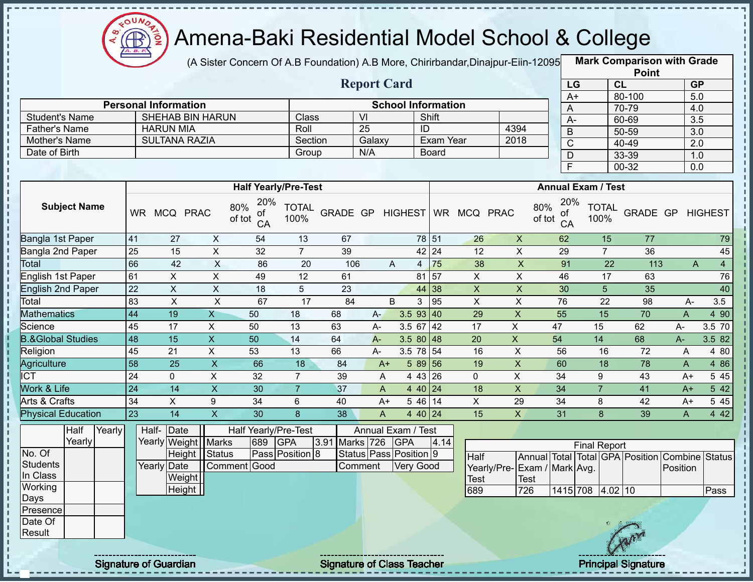# Amena-Baki Residential Model School & College

(A Sister Concern Of A.B Foundation) A.B More, Chirirbandar,Dinajpur-Eiin-120950

## Report Card

| Mark Comparison with Grade Point | | |
|---|---|---|
| LG | CL | GP |
| A+ | 80-100 | 5.0 |
| A | 70-79 | 4.0 |
| A- | 60-69 | 3.5 |
| B | 50-59 | 3.0 |
| C | 40-49 | 2.0 |
| D | 33-39 | 1.0 |
| F | 00-32 | 0.0 |

| Personal Information | | School Information | | | |
|---|---|---|---|---|---|
| Student's Name | SHEHAB BIN HARUN | Class | VI | Shift | |
| Father's Name | HARUN MIA | Roll | 25 | ID | 4394 |
| Mother's Name | SULTANA RAZIA | Section | Galaxy | Exam Year | 2018 |
| Date of Birth | | Group | N/A | Board | |

| Subject Name | Half Yearly/Pre-Test | | | | | | | | | Annual Exam / Test | | | | | | | | |
|---|---|---|---|---|---|---|---|---|---|---|---|---|---|---|---|---|---|---|
| | WR | MCQ | PRAC | 80% of tot | 20% of CA | TOTAL 100% | GRADE | GP | HIGHEST | WR | MCQ | PRAC | 80% of tot | 20% of CA | TOTAL 100% | GRADE | GP | HIGHEST |
| Bangla 1st Paper | 41 | 27 | X | 54 | 13 | 67 | | | 78 | 51 | 26 | X | 62 | 15 | 77 | | | 79 |
| Bangla 2nd Paper | 25 | 15 | X | 32 | 7 | 39 | | | 42 | 24 | 12 | X | 29 | 7 | 36 | | | 45 |
| Total | 66 | 42 | X | 86 | 20 | 106 | A | 4 | | 75 | 38 | X | 91 | 22 | 113 | A | 4 | |
| English 1st Paper | 61 | X | X | 49 | 12 | 61 | | | 81 | 57 | X | X | 46 | 17 | 63 | | | 76 |
| English 2nd Paper | 22 | X | X | 18 | 5 | 23 | | | 44 | 38 | X | X | 30 | 5 | 35 | | | 40 |
| Total | 83 | X | X | 67 | 17 | 84 | B | 3 | | 95 | X | X | 76 | 22 | 98 | A- | 3.5 | |
| Mathematics | 44 | 19 | X | 50 | 18 | 68 | A- | 3.5 | 93 | 40 | 29 | X | 55 | 15 | 70 | A | 4 | 90 |
| Science | 45 | 17 | X | 50 | 13 | 63 | A- | 3.5 | 67 | 42 | 17 | X | 47 | 15 | 62 | A- | 3.5 | 70 |
| B.&Global Studies | 48 | 15 | X | 50 | 14 | 64 | A- | 3.5 | 80 | 48 | 20 | X | 54 | 14 | 68 | A- | 3.5 | 82 |
| Religion | 45 | 21 | X | 53 | 13 | 66 | A- | 3.5 | 78 | 54 | 16 | X | 56 | 16 | 72 | A | 4 | 80 |
| Agriculture | 58 | 25 | X | 66 | 18 | 84 | A+ | 5 | 89 | 56 | 19 | X | 60 | 18 | 78 | A | 4 | 86 |
| ICT | 24 | 0 | X | 32 | 7 | 39 | A | 4 | 43 | 26 | 0 | X | 34 | 9 | 43 | A+ | 5 | 45 |
| Work & Life | 24 | 14 | X | 30 | 7 | 37 | A | 4 | 40 | 24 | 18 | X | 34 | 7 | 41 | A+ | 5 | 42 |
| Arts & Crafts | 34 | X | 9 | 34 | 6 | 40 | A+ | 5 | 46 | 14 | X | 29 | 34 | 8 | 42 | A+ | 5 | 45 |
| Physical Education | 23 | 14 | X | 30 | 8 | 38 | A | 4 | 40 | 24 | 15 | X | 31 | 8 | 39 | A | 4 | 42 |

| | Half Yearly | Yearly |
|---|---|---|
| No. Of Students In Class | | |
| Working Days | | |
| Presence | | |
| Date Of Result | | |

| | | |
|---|---|---|
| Half-Yearly | Date | |
| | Weight | |
| | Height | |
| Yearly | Date | |
| | Weight | |
| | Height | |

| Half Yearly/Pre-Test | | | | Annual Exam / Test | | | |
|---|---|---|---|---|---|---|---|
| Marks | 689 | GPA | 3.91 | Marks | 726 | GPA | 4.14 |
| Status | Pass | Position | 8 | Status | Pass | Position | 9 |
| Comment | Good | | | Comment | Very Good | | |

| Final Report | | | | | | | |
|---|---|---|---|---|---|---|---|
| Half Yearly/Pre-Test | Annual Exam / Test | Total Mark | Total Avg. | GPA | Position | Combine Position | Status |
| 689 | 726 | 1415 | 708 | 4.02 | 10 | | Pass |

Signature of Guardian

Signature of Class Teacher

Principal Signature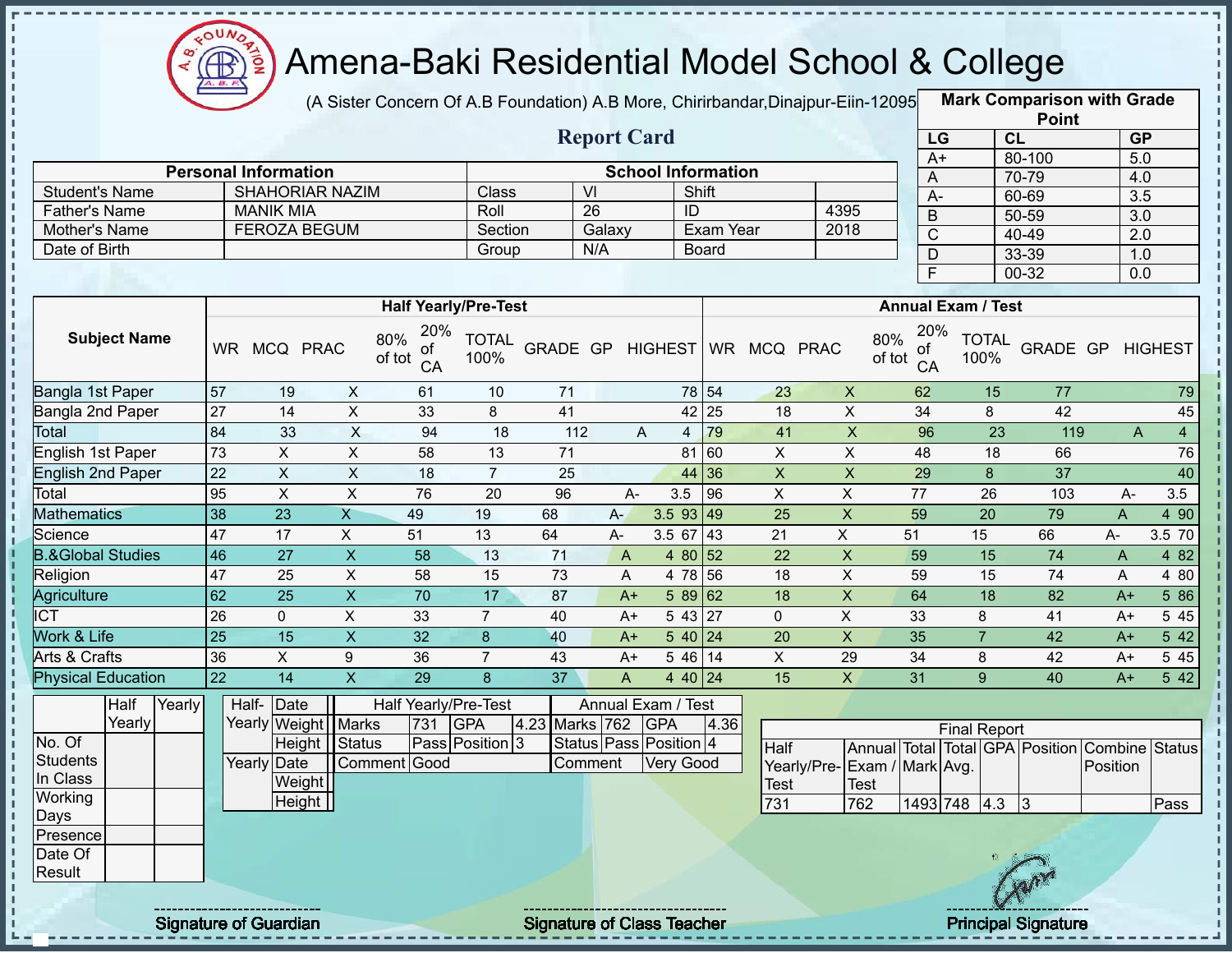# Amena-Baki Residential Model School & College

(A Sister Concern Of A.B Foundation) A.B More, Chirirbandar,Dinajpur-Eiin-120950

## Report Card

| Mark Comparison with Grade Point | | |
|---|---|---|
| LG | CL | GP |
| A+ | 80-100 | 5.0 |
| A | 70-79 | 4.0 |
| A- | 60-69 | 3.5 |
| B | 50-59 | 3.0 |
| C | 40-49 | 2.0 |
| D | 33-39 | 1.0 |
| F | 00-32 | 0.0 |

| Personal Information | | School Information | | | |
|---|---|---|---|---|---|
| Student's Name | SHAHORIAR NAZIM | Class | VI | Shift | |
| Father's Name | MANIK MIA | Roll | 26 | ID | 4395 |
| Mother's Name | FEROZA BEGUM | Section | Galaxy | Exam Year | 2018 |
| Date of Birth | | Group | N/A | Board | |

| Subject Name | Half Yearly/Pre-Test | | | | | | | | | Annual Exam / Test | | | | | | | | |
|---|---|---|---|---|---|---|---|---|---|---|---|---|---|---|---|---|---|---|
| | WR | MCQ | PRAC | 80% of tot | 20% of CA | TOTAL 100% | GRADE | GP | HIGHEST | WR | MCQ | PRAC | 80% of tot | 20% of CA | TOTAL 100% | GRADE | GP | HIGHEST |
| Bangla 1st Paper | 57 | 19 | X | 61 | 10 | 71 | | | 78 | 54 | 23 | X | 62 | 15 | 77 | | | 79 |
| Bangla 2nd Paper | 27 | 14 | X | 33 | 8 | 41 | | | 42 | 25 | 18 | X | 34 | 8 | 42 | | | 45 |
| Total | 84 | 33 | X | 94 | 18 | 112 | A | 4 | | 79 | 41 | X | 96 | 23 | 119 | A | 4 | |
| English 1st Paper | 73 | X | X | 58 | 13 | 71 | | | 81 | 60 | X | X | 48 | 18 | 66 | | | 76 |
| English 2nd Paper | 22 | X | X | 18 | 7 | 25 | | | 44 | 36 | X | X | 29 | 8 | 37 | | | 40 |
| Total | 95 | X | X | 76 | 20 | 96 | A- | 3.5 | | 96 | X | X | 77 | 26 | 103 | A- | 3.5 | |
| Mathematics | 38 | 23 | X | 49 | 19 | 68 | A- | 3.5 | 93 | 49 | 25 | X | 59 | 20 | 79 | A | 4 | 90 |
| Science | 47 | 17 | X | 51 | 13 | 64 | A- | 3.5 | 67 | 43 | 21 | X | 51 | 15 | 66 | A- | 3.5 | 70 |
| B.&Global Studies | 46 | 27 | X | 58 | 13 | 71 | A | 4 | 80 | 52 | 22 | X | 59 | 15 | 74 | A | 4 | 82 |
| Religion | 47 | 25 | X | 58 | 15 | 73 | A | 4 | 78 | 56 | 18 | X | 59 | 15 | 74 | A | 4 | 80 |
| Agriculture | 62 | 25 | X | 70 | 17 | 87 | A+ | 5 | 89 | 62 | 18 | X | 64 | 18 | 82 | A+ | 5 | 86 |
| ICT | 26 | 0 | X | 33 | 7 | 40 | A+ | 5 | 43 | 27 | 0 | X | 33 | 8 | 41 | A+ | 5 | 45 |
| Work & Life | 25 | 15 | X | 32 | 8 | 40 | A+ | 5 | 40 | 24 | 20 | X | 35 | 7 | 42 | A+ | 5 | 42 |
| Arts & Crafts | 36 | X | 9 | 36 | 7 | 43 | A+ | 5 | 46 | 14 | X | 29 | 34 | 8 | 42 | A+ | 5 | 45 |
| Physical Education | 22 | 14 | X | 29 | 8 | 37 | A | 4 | 40 | 24 | 15 | X | 31 | 9 | 40 | A+ | 5 | 42 |

| | Half Yearly | Yearly |
|---|---|---|
| No. Of Students In Class | | |
| Working Days | | |
| Presence | | |
| Date Of Result | | |

| | | |
|---|---|---|
| Half-Yearly | Date | |
| | Weight | |
| | Height | |
| Yearly | Date | |
| | Weight | |
| | Height | |

| Half Yearly/Pre-Test | | | | Annual Exam / Test | | | |
|---|---|---|---|---|---|---|---|
| Marks | 731 | GPA | 4.23 | Marks | 762 | GPA | 4.36 |
| Status | Pass | Position | 3 | Status | Pass | Position | 4 |
| Comment | Good | | | Comment | Very Good | | |

| Final Report | | | | | | | |
|---|---|---|---|---|---|---|---|
| Half Yearly/Pre-Test | Annual Exam / Test | Total Mark | Total Avg. | GPA | Position | Combine Position | Status |
| 731 | 762 | 1493 | 748 | 4.3 | 3 | | Pass |

Signature of Guardian

Signature of Class Teacher

Principal Signature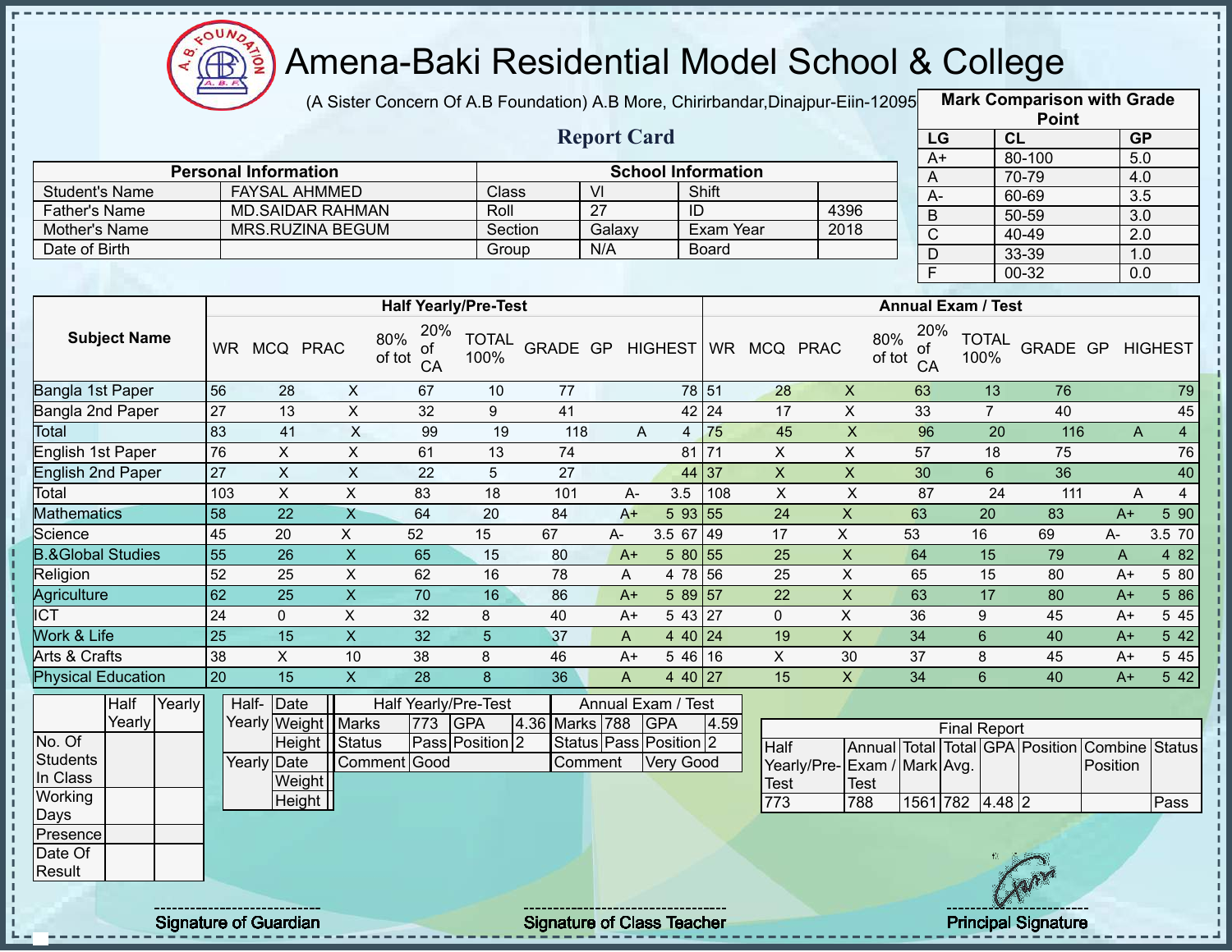# Amena-Baki Residential Model School & College

(A Sister Concern Of A.B Foundation) A.B More, Chirirbandar,Dinajpur-Eiin-120950

## Report Card

| Mark Comparison with Grade Point | | |
|---|---|---|
| LG | CL | GP |
| A+ | 80-100 | 5.0 |
| A | 70-79 | 4.0 |
| A- | 60-69 | 3.5 |
| B | 50-59 | 3.0 |
| C | 40-49 | 2.0 |
| D | 33-39 | 1.0 |
| F | 00-32 | 0.0 |

| Personal Information | | School Information | | | |
|---|---|---|---|---|---|
| Student's Name | FAYSAL AHMMED | Class | VI | Shift | |
| Father's Name | MD.SAIDAR RAHMAN | Roll | 27 | ID | 4396 |
| Mother's Name | MRS.RUZINA BEGUM | Section | Galaxy | Exam Year | 2018 |
| Date of Birth | | Group | N/A | Board | |

| Subject Name | Half Yearly/Pre-Test | | | | | | | | | Annual Exam / Test | | | | | | | | |
|---|---|---|---|---|---|---|---|---|---|---|---|---|---|---|---|---|---|---|
| | WR | MCQ | PRAC | 80% of tot | 20% of CA | TOTAL 100% | GRADE | GP | HIGHEST | WR | MCQ | PRAC | 80% of tot | 20% of CA | TOTAL 100% | GRADE | GP | HIGHEST |
| Bangla 1st Paper | 56 | 28 | X | 67 | 10 | 77 | | | 78 | 51 | 28 | X | 63 | 13 | 76 | | | 79 |
| Bangla 2nd Paper | 27 | 13 | X | 32 | 9 | 41 | | | 42 | 24 | 17 | X | 33 | 7 | 40 | | | 45 |
| Total | 83 | 41 | X | 99 | 19 | 118 | A | 4 | | 75 | 45 | X | 96 | 20 | 116 | A | 4 | |
| English 1st Paper | 76 | X | X | 61 | 13 | 74 | | | 81 | 71 | X | X | 57 | 18 | 75 | | | 76 |
| English 2nd Paper | 27 | X | X | 22 | 5 | 27 | | | 44 | 37 | X | X | 30 | 6 | 36 | | | 40 |
| Total | 103 | X | X | 83 | 18 | 101 | A- | 3.5 | | 108 | X | X | 87 | 24 | 111 | A | 4 | |
| Mathematics | 58 | 22 | X | 64 | 20 | 84 | A+ | 5 | 93 | 55 | 24 | X | 63 | 20 | 83 | A+ | 5 | 90 |
| Science | 45 | 20 | X | 52 | 15 | 67 | A- | 3.5 | 67 | 49 | 17 | X | 53 | 16 | 69 | A- | 3.5 | 70 |
| B.&Global Studies | 55 | 26 | X | 65 | 15 | 80 | A+ | 5 | 80 | 55 | 25 | X | 64 | 15 | 79 | A | 4 | 82 |
| Religion | 52 | 25 | X | 62 | 16 | 78 | A | 4 | 78 | 56 | 25 | X | 65 | 15 | 80 | A+ | 5 | 80 |
| Agriculture | 62 | 25 | X | 70 | 16 | 86 | A+ | 5 | 89 | 57 | 22 | X | 63 | 17 | 80 | A+ | 5 | 86 |
| ICT | 24 | 0 | X | 32 | 8 | 40 | A+ | 5 | 43 | 27 | 0 | X | 36 | 9 | 45 | A+ | 5 | 45 |
| Work & Life | 25 | 15 | X | 32 | 5 | 37 | A | 4 | 40 | 24 | 19 | X | 34 | 6 | 40 | A+ | 5 | 42 |
| Arts & Crafts | 38 | X | 10 | 38 | 8 | 46 | A+ | 5 | 46 | 16 | X | 30 | 37 | 8 | 45 | A+ | 5 | 45 |
| Physical Education | 20 | 15 | X | 28 | 8 | 36 | A | 4 | 40 | 27 | 15 | X | 34 | 6 | 40 | A+ | 5 | 42 |

| | Half Yearly | Yearly |
|---|---|---|
| No. Of Students In Class | | |
| Working Days | | |
| Presence | | |
| Date Of Result | | |

| Half-Yearly | Date | |
|---|---|---|
| | Weight | |
| | Height | |
| Yearly | Date | |
| | Weight | |
| | Height | |

| Half Yearly/Pre-Test | | | | Annual Exam / Test | | | |
|---|---|---|---|---|---|---|---|
| Marks | 773 | GPA | 4.36 | Marks | 788 | GPA | 4.59 |
| Status | Pass | Position | 2 | Status | Pass | Position | 2 |
| Comment | Good | | | Comment | Very Good | | |

| Final Report | | | | | | | |
|---|---|---|---|---|---|---|---|
| Half Yearly/Pre-Test | Annual Exam / Test | Total Mark | Total Avg. | GPA | Position | Combine Position | Status |
| 773 | 788 | 1561 | 782 | 4.48 | 2 | | Pass |

Signature of Guardian | Signature of Class Teacher | Principal Signature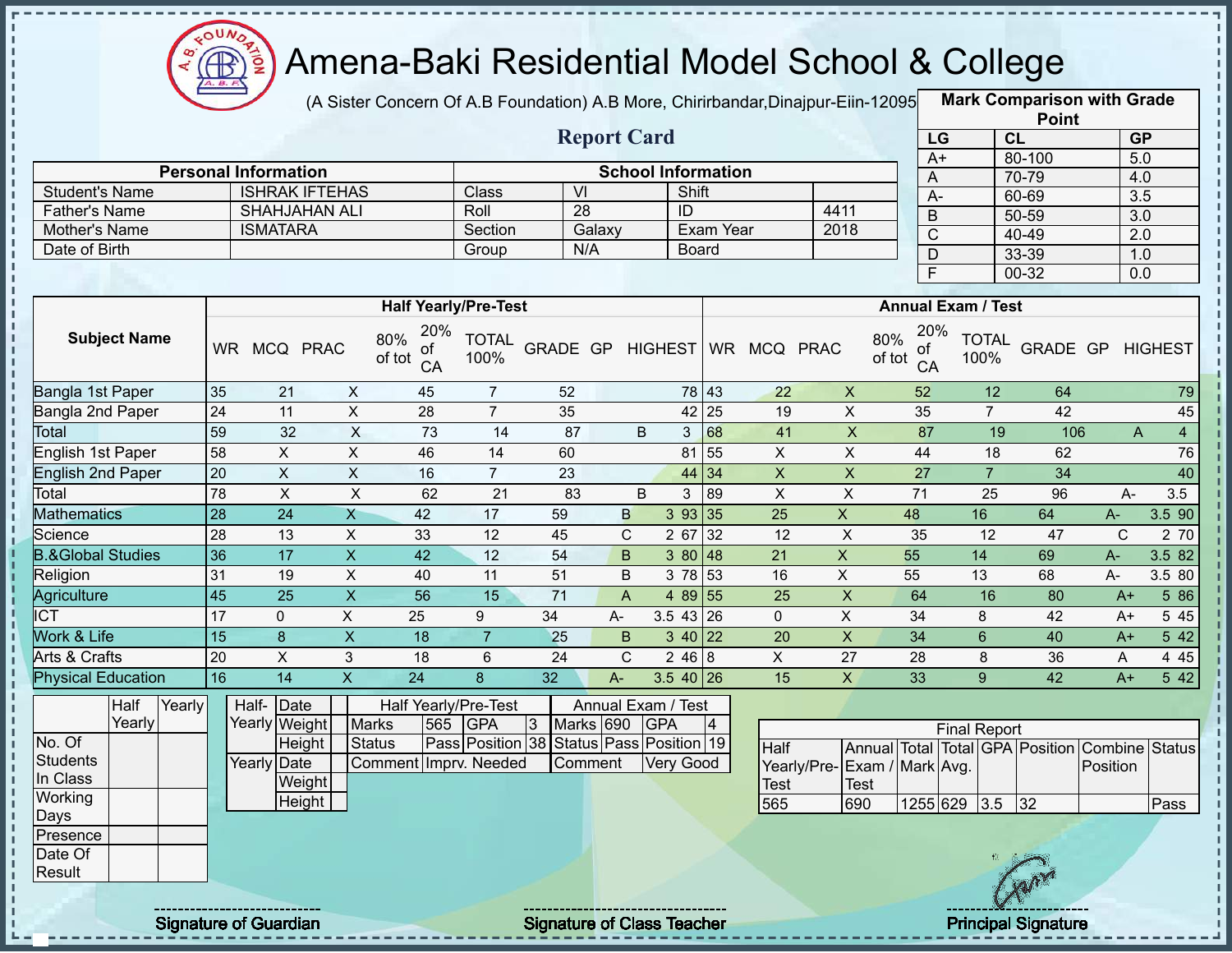# Amena-Baki Residential Model School & College

(A Sister Concern Of A.B Foundation) A.B More, Chirirbandar,Dinajpur-Eiin-120950

## Report Card

| Mark Comparison with Grade Point | | |
|---|---|---|
| LG | CL | GP |
| A+ | 80-100 | 5.0 |
| A | 70-79 | 4.0 |
| A- | 60-69 | 3.5 |
| B | 50-59 | 3.0 |
| C | 40-49 | 2.0 |
| D | 33-39 | 1.0 |
| F | 00-32 | 0.0 |

| Personal Information | | School Information | | | |
|---|---|---|---|---|---|
| Student's Name | ISHRAK IFTEHAS | Class | VI | Shift | |
| Father's Name | SHAHJAHAN ALI | Roll | 28 | ID | 4411 |
| Mother's Name | ISMATARA | Section | Galaxy | Exam Year | 2018 |
| Date of Birth | | Group | N/A | Board | |

| Subject Name | Half Yearly/Pre-Test | | | | | | | | | Annual Exam / Test | | | | | | | | |
|---|---|---|---|---|---|---|---|---|---|---|---|---|---|---|---|---|---|---|
| | WR | MCQ | PRAC | 80% of tot | 20% of CA | TOTAL 100% | GRADE | GP | HIGHEST | WR | MCQ | PRAC | 80% of tot | 20% of CA | TOTAL 100% | GRADE | GP | HIGHEST |
| Bangla 1st Paper | 35 | 21 | X | 45 | 7 | 52 | | | 78 | 43 | 22 | X | 52 | 12 | 64 | | | 79 |
| Bangla 2nd Paper | 24 | 11 | X | 28 | 7 | 35 | | | 42 | 25 | 19 | X | 35 | 7 | 42 | | | 45 |
| Total | 59 | 32 | X | 73 | 14 | 87 | B | 3 | | 68 | 41 | X | 87 | 19 | 106 | A | 4 | |
| English 1st Paper | 58 | X | X | 46 | 14 | 60 | | | 81 | 55 | X | X | 44 | 18 | 62 | | | 76 |
| English 2nd Paper | 20 | X | X | 16 | 7 | 23 | | | 44 | 34 | X | X | 27 | 7 | 34 | | | 40 |
| Total | 78 | X | X | 62 | 21 | 83 | B | 3 | | 89 | X | X | 71 | 25 | 96 | A- | 3.5 | |
| Mathematics | 28 | 24 | X | 42 | 17 | 59 | B | 3 | 93 | 35 | 25 | X | 48 | 16 | 64 | A- | 3.5 | 90 |
| Science | 28 | 13 | X | 33 | 12 | 45 | C | 2 | 67 | 32 | 12 | X | 35 | 12 | 47 | C | 2 | 70 |
| B.&Global Studies | 36 | 17 | X | 42 | 12 | 54 | B | 3 | 80 | 48 | 21 | X | 55 | 14 | 69 | A- | 3.5 | 82 |
| Religion | 31 | 19 | X | 40 | 11 | 51 | B | 3 | 78 | 53 | 16 | X | 55 | 13 | 68 | A- | 3.5 | 80 |
| Agriculture | 45 | 25 | X | 56 | 15 | 71 | A | 4 | 89 | 55 | 25 | X | 64 | 16 | 80 | A+ | 5 | 86 |
| ICT | 17 | 0 | X | 25 | 9 | 34 | A- | 3.5 | 43 | 26 | 0 | X | 34 | 8 | 42 | A+ | 5 | 45 |
| Work & Life | 15 | 8 | X | 18 | 7 | 25 | B | 3 | 40 | 22 | 20 | X | 34 | 6 | 40 | A+ | 5 | 42 |
| Arts & Crafts | 20 | X | 3 | 18 | 6 | 24 | C | 2 | 46 | 8 | X | 27 | 28 | 8 | 36 | A | 4 | 45 |
| Physical Education | 16 | 14 | X | 24 | 8 | 32 | A- | 3.5 | 40 | 26 | 15 | X | 33 | 9 | 42 | A+ | 5 | 42 |

| | Half Yearly | Yearly |
|---|---|---|
| No. Of Students In Class | | |
| Working Days | | |
| Presence | | |
| Date Of Result | | |

| | | |
|---|---|---|
| Half-Yearly | Date | |
| | Weight | |
| | Height | |
| Yearly | Date | |
| | Weight | |
| | Height | |

| Half Yearly/Pre-Test | | | | Annual Exam / Test | | | |
|---|---|---|---|---|---|---|---|
| Marks | 565 | GPA | 3 | Marks | 690 | GPA | 4 |
| Status | Pass | Position | 38 | Status | Pass | Position | 19 |
| Comment | Imprv. Needed | | | Comment | Very Good | | |

| Final Report | | | | | | | |
|---|---|---|---|---|---|---|---|
| Half Yearly/Pre-Test | Annual Exam / Test | Total Mark | Total Avg. | GPA | Position | Combine Position | Status |
| 565 | 690 | 1255 | 629 | 3.5 | 32 | | Pass |

Signature of Guardian

Signature of Class Teacher

Principal Signature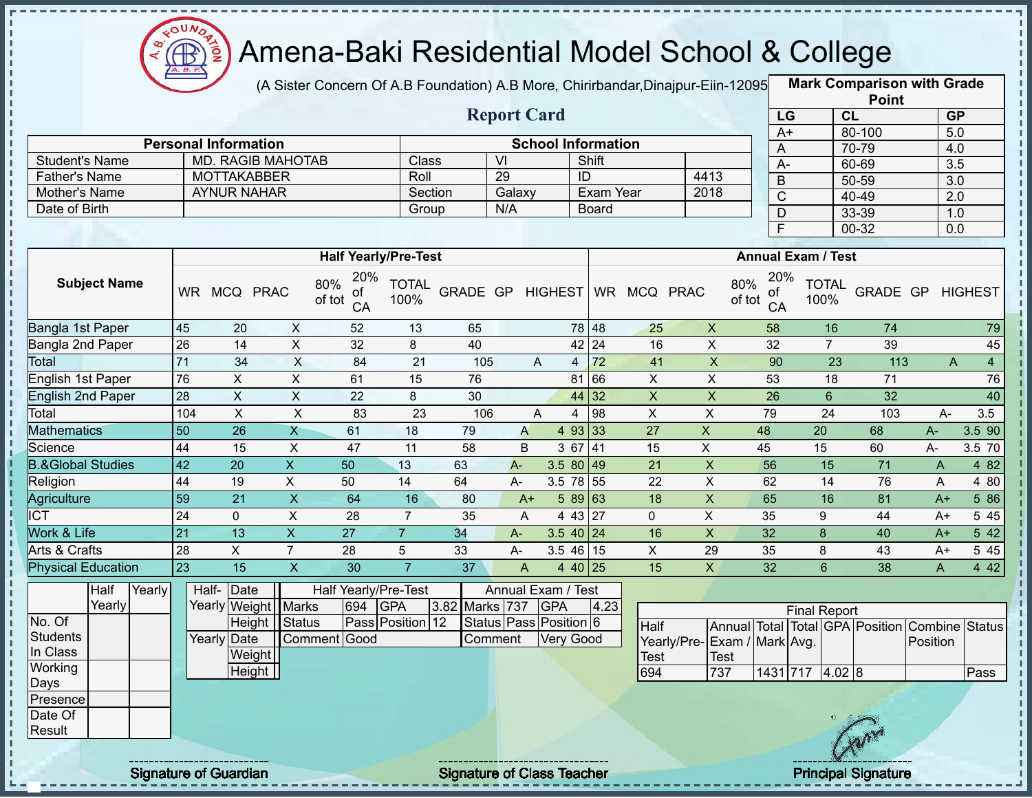# Amena-Baki Residential Model School & College

(A Sister Concern Of A.B Foundation) A.B More, Chirirbandar,Dinajpur-Eiin-120950

## Report Card

| Mark Comparison with Grade Point | | |
|---|---|---|
| LG | CL | GP |
| A+ | 80-100 | 5.0 |
| A | 70-79 | 4.0 |
| A- | 60-69 | 3.5 |
| B | 50-59 | 3.0 |
| C | 40-49 | 2.0 |
| D | 33-39 | 1.0 |
| F | 00-32 | 0.0 |

| Personal Information | | School Information | | | |
|---|---|---|---|---|---|
| Student's Name | MD. RAGIB MAHOTAB | Class | VI | Shift | |
| Father's Name | MOTTAKABBER | Roll | 29 | ID | 4413 |
| Mother's Name | AYNUR NAHAR | Section | Galaxy | Exam Year | 2018 |
| Date of Birth | | Group | N/A | Board | |

| Subject Name | Half Yearly/Pre-Test | | | | | | | | | Annual Exam / Test | | | | | | | | |
|---|---|---|---|---|---|---|---|---|---|---|---|---|---|---|---|---|---|---|
| | WR | MCQ | PRAC | 80% of tot | 20% of CA | TOTAL 100% | GRADE | GP | HIGHEST | WR | MCQ | PRAC | 80% of tot | 20% of CA | TOTAL 100% | GRADE | GP | HIGHEST |
| Bangla 1st Paper | 45 | 20 | X | 52 | 13 | 65 | | | 78 | 48 | 25 | X | 58 | 16 | 74 | | | 79 |
| Bangla 2nd Paper | 26 | 14 | X | 32 | 8 | 40 | | | 42 | 24 | 16 | X | 32 | 7 | 39 | | | 45 |
| Total | 71 | 34 | X | 84 | 21 | 105 | A | 4 | | 72 | 41 | X | 90 | 23 | 113 | A | 4 | |
| English 1st Paper | 76 | X | X | 61 | 15 | 76 | | | 81 | 66 | X | X | 53 | 18 | 71 | | | 76 |
| English 2nd Paper | 28 | X | X | 22 | 8 | 30 | | | 44 | 32 | X | X | 26 | 6 | 32 | | | 40 |
| Total | 104 | X | X | 83 | 23 | 106 | A | 4 | | 98 | X | X | 79 | 24 | 103 | A- | 3.5 | |
| Mathematics | 50 | 26 | X | 61 | 18 | 79 | A | 4 | 93 | 33 | 27 | X | 48 | 20 | 68 | A- | 3.5 | 90 |
| Science | 44 | 15 | X | 47 | 11 | 58 | B | 3 | 67 | 41 | 15 | X | 45 | 15 | 60 | A- | 3.5 | 70 |
| B.&Global Studies | 42 | 20 | X | 50 | 13 | 63 | A- | 3.5 | 80 | 49 | 21 | X | 56 | 15 | 71 | A | 4 | 82 |
| Religion | 44 | 19 | X | 50 | 14 | 64 | A- | 3.5 | 78 | 55 | 22 | X | 62 | 14 | 76 | A | 4 | 80 |
| Agriculture | 59 | 21 | X | 64 | 16 | 80 | A+ | 5 | 89 | 63 | 18 | X | 65 | 16 | 81 | A+ | 5 | 86 |
| ICT | 24 | 0 | X | 28 | 7 | 35 | A | 4 | 43 | 27 | 0 | X | 35 | 9 | 44 | A+ | 5 | 45 |
| Work & Life | 21 | 13 | X | 27 | 7 | 34 | A- | 3.5 | 40 | 24 | 16 | X | 32 | 8 | 40 | A+ | 5 | 42 |
| Arts & Crafts | 28 | X | 7 | 28 | 5 | 33 | A- | 3.5 | 46 | 15 | X | 29 | 35 | 8 | 43 | A+ | 5 | 45 |
| Physical Education | 23 | 15 | X | 30 | 7 | 37 | A | 4 | 40 | 25 | 15 | X | 32 | 6 | 38 | A | 4 | 42 |

| | Half Yearly | Yearly |
|---|---|---|
| No. Of Students In Class | | |
| Working Days | | |
| Presence | | |
| Date Of Result | | |

| | | |
|---|---|---|
| Half-Yearly | Date | |
| | Weight | |
| | Height | |
| Yearly | Date | |
| | Weight | |
| | Height | |

| Half Yearly/Pre-Test | | | | Annual Exam / Test | | | |
|---|---|---|---|---|---|---|---|
| Marks | 694 | GPA | 3.82 | Marks | 737 | GPA | 4.23 |
| Status | Pass | Position | 12 | Status | Pass | Position | 6 |
| Comment | Good | | | Comment | Very Good | | |

| Final Report | | | | | | | |
|---|---|---|---|---|---|---|---|
| Half Yearly/Pre-Test | Annual Exam / Test | Total Mark | Total Avg. | GPA | Position | Combine Position | Status |
| 694 | 737 | 1431 | 717 | 4.02 | 8 | | Pass |

Signature of Guardian

Signature of Class Teacher

Principal Signature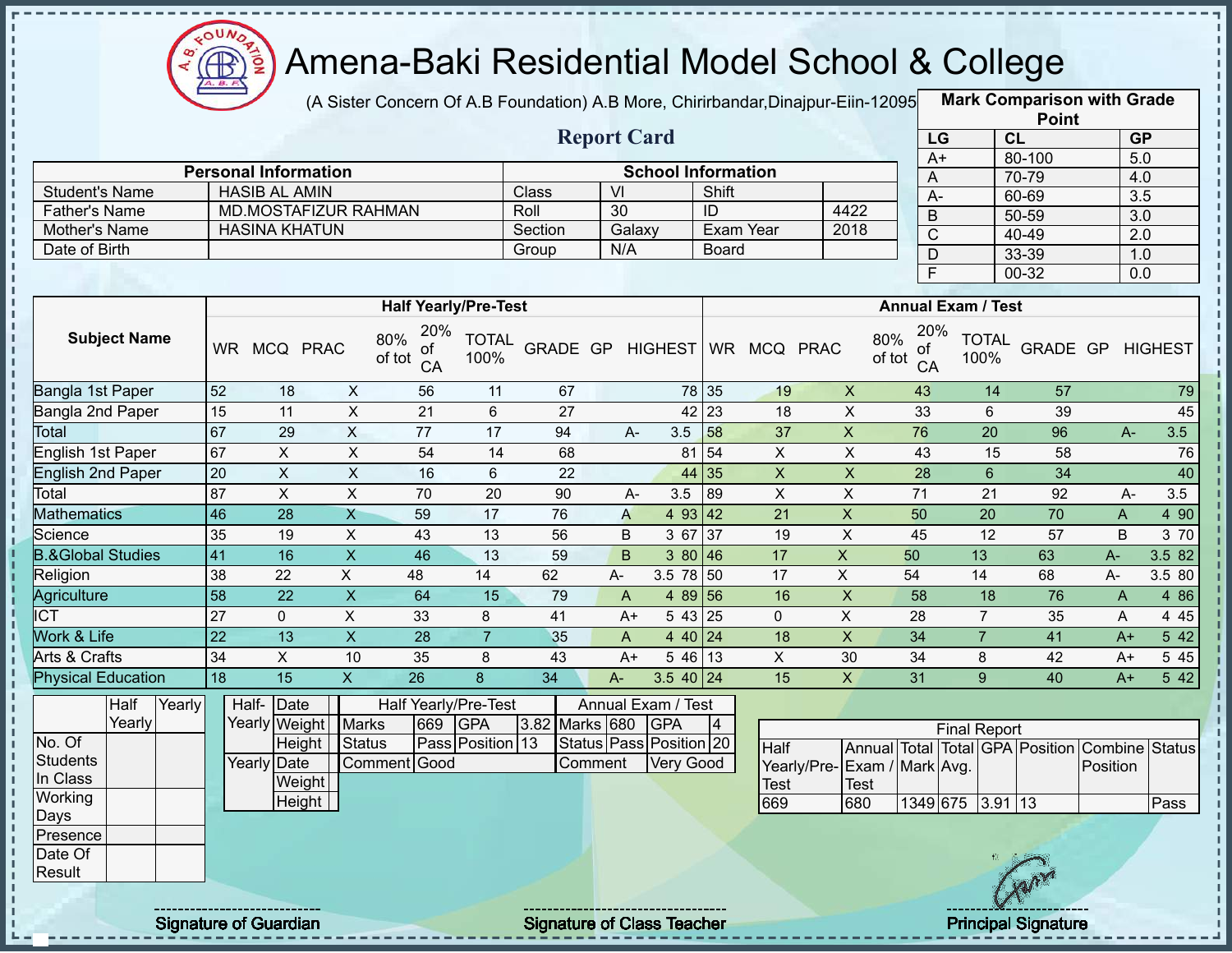# Amena-Baki Residential Model School & College

(A Sister Concern Of A.B Foundation) A.B More, Chirirbandar,Dinajpur-Eiin-12095

## Report Card

| Mark Comparison with Grade Point | | |
|---|---|---|
| LG | CL | GP |
| A+ | 80-100 | 5.0 |
| A | 70-79 | 4.0 |
| A- | 60-69 | 3.5 |
| B | 50-59 | 3.0 |
| C | 40-49 | 2.0 |
| D | 33-39 | 1.0 |
| F | 00-32 | 0.0 |

| Personal Information | | School Information | | | |
|---|---|---|---|---|---|
| Student's Name | HASIB AL AMIN | Class | VI | Shift | |
| Father's Name | MD.MOSTAFIZUR RAHMAN | Roll | 30 | ID | 4422 |
| Mother's Name | HASINA KHATUN | Section | Galaxy | Exam Year | 2018 |
| Date of Birth | | Group | N/A | Board | |

| Subject Name | Half Yearly/Pre-Test | | | | | | | | | Annual Exam / Test | | | | | | | | |
|---|---|---|---|---|---|---|---|---|---|---|---|---|---|---|---|---|---|---|
| | WR | MCQ | PRAC | 80% of tot | 20% of CA | TOTAL 100% | GRADE | GP | HIGHEST | WR | MCQ | PRAC | 80% of tot | 20% of CA | TOTAL 100% | GRADE | GP | HIGHEST |
| Bangla 1st Paper | 52 | 18 | X | 56 | 11 | 67 | | | 78 | 35 | 19 | X | 43 | 14 | 57 | | | 79 |
| Bangla 2nd Paper | 15 | 11 | X | 21 | 6 | 27 | | | 42 | 23 | 18 | X | 33 | 6 | 39 | | | 45 |
| Total | 67 | 29 | X | 77 | 17 | 94 | A- | 3.5 | | 58 | 37 | X | 76 | 20 | 96 | A- | 3.5 | |
| English 1st Paper | 67 | X | X | 54 | 14 | 68 | | | 81 | 54 | X | X | 43 | 15 | 58 | | | 76 |
| English 2nd Paper | 20 | X | X | 16 | 6 | 22 | | | 44 | 35 | X | X | 28 | 6 | 34 | | | 40 |
| Total | 87 | X | X | 70 | 20 | 90 | A- | 3.5 | | 89 | X | X | 71 | 21 | 92 | A- | 3.5 | |
| Mathematics | 46 | 28 | X | 59 | 17 | 76 | A | 4 | 93 | 42 | 21 | X | 50 | 20 | 70 | A | 4 | 90 |
| Science | 35 | 19 | X | 43 | 13 | 56 | B | 3 | 67 | 37 | 19 | X | 45 | 12 | 57 | B | 3 | 70 |
| B.&Global Studies | 41 | 16 | X | 46 | 13 | 59 | B | 3 | 80 | 46 | 17 | X | 50 | 13 | 63 | A- | 3.5 | 82 |
| Religion | 38 | 22 | X | 48 | 14 | 62 | A- | 3.5 | 78 | 50 | 17 | X | 54 | 14 | 68 | A- | 3.5 | 80 |
| Agriculture | 58 | 22 | X | 64 | 15 | 79 | A | 4 | 89 | 56 | 16 | X | 58 | 18 | 76 | A | 4 | 86 |
| ICT | 27 | 0 | X | 33 | 8 | 41 | A+ | 5 | 43 | 25 | 0 | X | 28 | 7 | 35 | A | 4 | 45 |
| Work & Life | 22 | 13 | X | 28 | 7 | 35 | A | 4 | 40 | 24 | 18 | X | 34 | 7 | 41 | A+ | 5 | 42 |
| Arts & Crafts | 34 | X | 10 | 35 | 8 | 43 | A+ | 5 | 46 | 13 | X | 30 | 34 | 8 | 42 | A+ | 5 | 45 |
| Physical Education | 18 | 15 | X | 26 | 8 | 34 | A- | 3.5 | 40 | 24 | 15 | X | 31 | 9 | 40 | A+ | 5 | 42 |

| | Half Yearly | Yearly |
|---|---|---|
| No. Of Students In Class | | |
| Working Days | | |
| Presence | | |
| Date Of Result | | |

| | | |
|---|---|---|
| Half-Yearly | Date | |
| | Weight | |
| | Height | |
| Yearly | Date | |
| | Weight | |
| | Height | |

| Half Yearly/Pre-Test | | | | Annual Exam / Test | | | |
|---|---|---|---|---|---|---|---|
| Marks | 669 | GPA | 3.82 | Marks | 680 | GPA | 4 |
| Status | Pass | Position | 13 | Status | Pass | Position | 20 |
| Comment | Good | | | Comment | Very Good | | |

| Final Report | | | | | | | |
|---|---|---|---|---|---|---|---|
| Half Yearly/Pre-Test | Annual Exam / Test | Total Mark | Total Avg. | GPA | Position | Combine Position | Status |
| 669 | 680 | 1349 | 675 | 3.91 | 13 | | Pass |

Signature of Guardian    Signature of Class Teacher    Principal Signature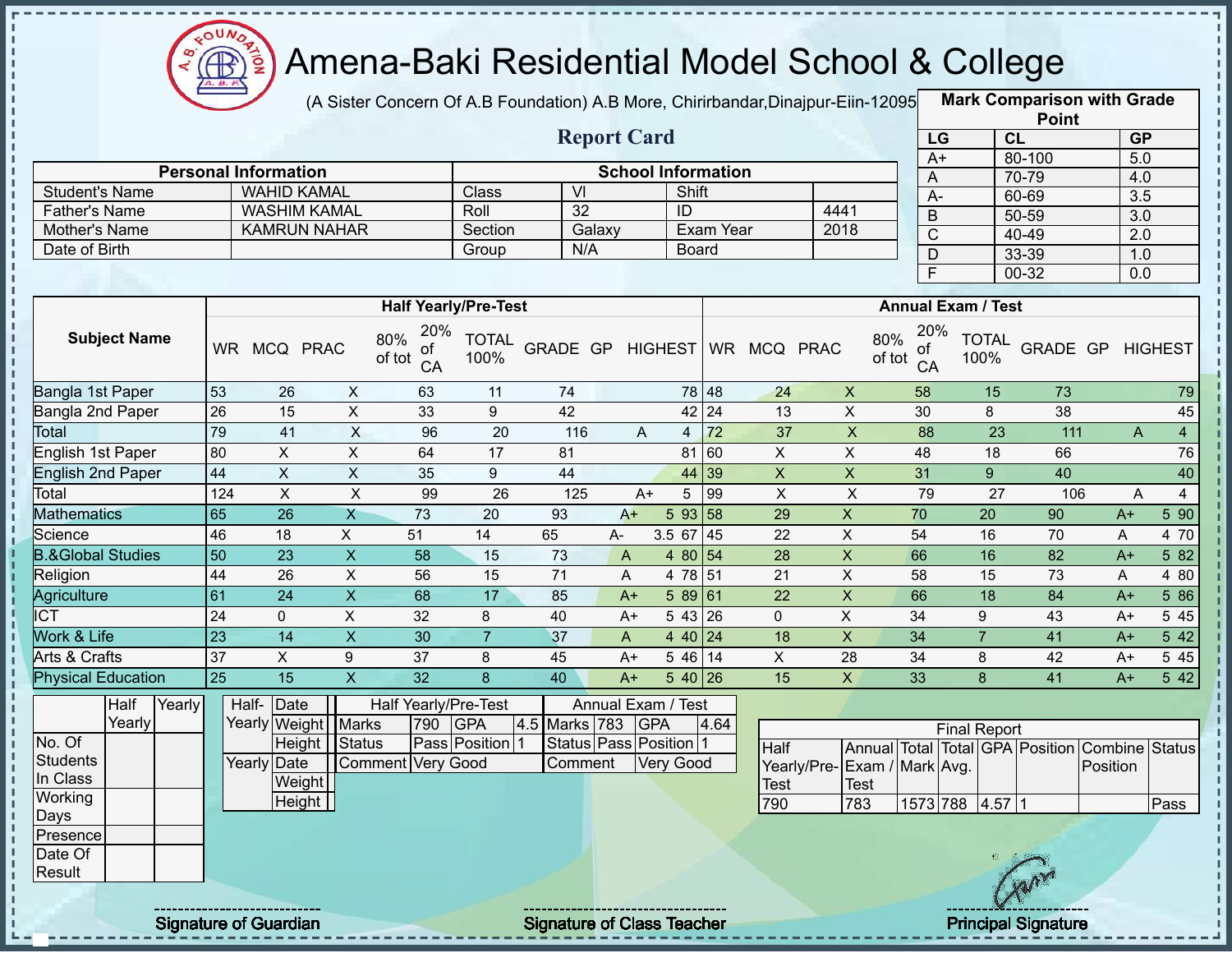# Amena-Baki Residential Model School & College

(A Sister Concern Of A.B Foundation) A.B More, Chirirbandar,Dinajpur-Eiin-120950

## Report Card

| Mark Comparison with Grade Point | | |
|---|---|---|
| LG | CL | GP |
| A+ | 80-100 | 5.0 |
| A | 70-79 | 4.0 |
| A- | 60-69 | 3.5 |
| B | 50-59 | 3.0 |
| C | 40-49 | 2.0 |
| D | 33-39 | 1.0 |
| F | 00-32 | 0.0 |

| Personal Information | | School Information | | | |
|---|---|---|---|---|---|
| Student's Name | WAHID KAMAL | Class | VI | Shift | |
| Father's Name | WASHIM KAMAL | Roll | 32 | ID | 4441 |
| Mother's Name | KAMRUN NAHAR | Section | Galaxy | Exam Year | 2018 |
| Date of Birth | | Group | N/A | Board | |

| Subject Name | Half Yearly/Pre-Test | | | | | | | | | Annual Exam / Test | | | | | | | | |
|---|---|---|---|---|---|---|---|---|---|---|---|---|---|---|---|---|---|---|
| | WR | MCQ | PRAC | 80% of tot | 20% of CA | TOTAL 100% | GRADE | GP | HIGHEST | WR | MCQ | PRAC | 80% of tot | 20% of CA | TOTAL 100% | GRADE | GP | HIGHEST |
| Bangla 1st Paper | 53 | 26 | X | 63 | 11 | 74 | | | 78 | 48 | 24 | X | 58 | 15 | 73 | | | 79 |
| Bangla 2nd Paper | 26 | 15 | X | 33 | 9 | 42 | | | 42 | 24 | 13 | X | 30 | 8 | 38 | | | 45 |
| Total | 79 | 41 | X | 96 | 20 | 116 | A | 4 | | 72 | 37 | X | 88 | 23 | 111 | A | 4 | |
| English 1st Paper | 80 | X | X | 64 | 17 | 81 | | | 81 | 60 | X | X | 48 | 18 | 66 | | | 76 |
| English 2nd Paper | 44 | X | X | 35 | 9 | 44 | | | 44 | 39 | X | X | 31 | 9 | 40 | | | 40 |
| Total | 124 | X | X | 99 | 26 | 125 | A+ | 5 | | 99 | X | X | 79 | 27 | 106 | A | 4 | |
| Mathematics | 65 | 26 | X | 73 | 20 | 93 | A+ | 5 | 93 | 58 | 29 | X | 70 | 20 | 90 | A+ | 5 | 90 |
| Science | 46 | 18 | X | 51 | 14 | 65 | A- | 3.5 | 67 | 45 | 22 | X | 54 | 16 | 70 | A | 4 | 70 |
| B.&Global Studies | 50 | 23 | X | 58 | 15 | 73 | A | 4 | 80 | 54 | 28 | X | 66 | 16 | 82 | A+ | 5 | 82 |
| Religion | 44 | 26 | X | 56 | 15 | 71 | A | 4 | 78 | 51 | 21 | X | 58 | 15 | 73 | A | 4 | 80 |
| Agriculture | 61 | 24 | X | 68 | 17 | 85 | A+ | 5 | 89 | 61 | 22 | X | 66 | 18 | 84 | A+ | 5 | 86 |
| ICT | 24 | 0 | X | 32 | 8 | 40 | A+ | 5 | 43 | 26 | 0 | X | 34 | 9 | 43 | A+ | 5 | 45 |
| Work & Life | 23 | 14 | X | 30 | 7 | 37 | A | 4 | 40 | 24 | 18 | X | 34 | 7 | 41 | A+ | 5 | 42 |
| Arts & Crafts | 37 | X | 9 | 37 | 8 | 45 | A+ | 5 | 46 | 14 | X | 28 | 34 | 8 | 42 | A+ | 5 | 45 |
| Physical Education | 25 | 15 | X | 32 | 8 | 40 | A+ | 5 | 40 | 26 | 15 | X | 33 | 8 | 41 | A+ | 5 | 42 |

| | Half Yearly | Yearly |
|---|---|---|
| No. Of Students In Class | | |
| Working Days | | |
| Presence | | |
| Date Of Result | | |

| | | |
|---|---|---|
| Half-Yearly | Date | |
| | Weight | |
| | Height | |
| Yearly | Date | |
| | Weight | |
| | Height | |

| Half Yearly/Pre-Test | | | | Annual Exam / Test | | | |
|---|---|---|---|---|---|---|---|
| Marks | 790 | GPA | 4.5 | Marks | 783 | GPA | 4.64 |
| Status | Pass | Position | 1 | Status | Pass | Position | 1 |
| Comment | Very Good | | | Comment | Very Good | | |

| Final Report | | | | | | | |
|---|---|---|---|---|---|---|---|
| Half Yearly/Pre-Test | Annual Exam / Test | Total Mark | Total Avg. | GPA | Position | Combine Position | Status |
| 790 | 783 | 1573 | 788 | 4.57 | 1 | | Pass |

Signature of Guardian

Signature of Class Teacher

Principal Signature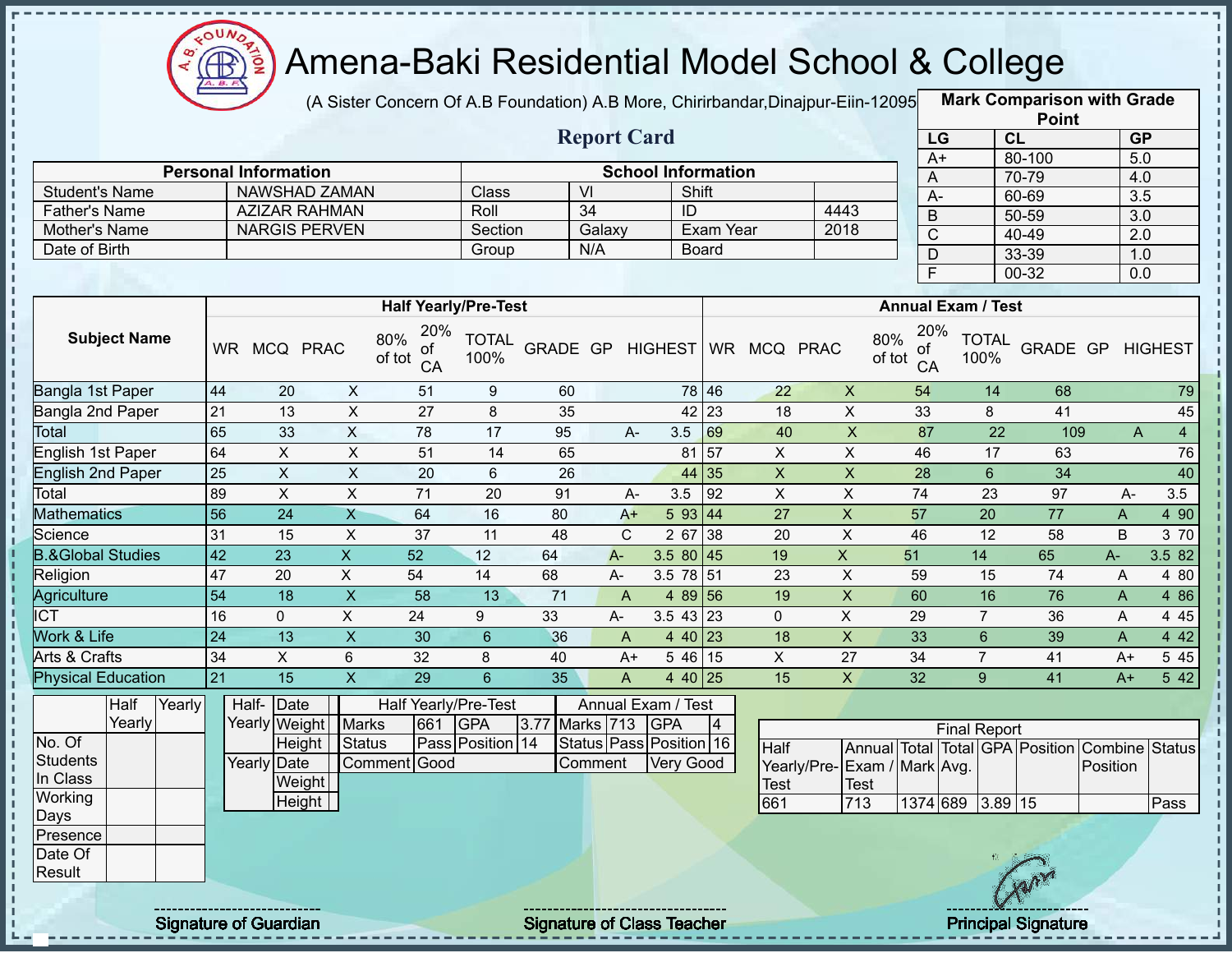# Amena-Baki Residential Model School & College

(A Sister Concern Of A.B Foundation) A.B More, Chirirbandar,Dinajpur-Eiin-120950

## Report Card

| Mark Comparison with Grade Point | | |
|---|---|---|
| LG | CL | GP |
| A+ | 80-100 | 5.0 |
| A | 70-79 | 4.0 |
| A- | 60-69 | 3.5 |
| B | 50-59 | 3.0 |
| C | 40-49 | 2.0 |
| D | 33-39 | 1.0 |
| F | 00-32 | 0.0 |

| Personal Information | | School Information | | | |
|---|---|---|---|---|---|
| Student's Name | NAWSHAD ZAMAN | Class | VI | Shift | |
| Father's Name | AZIZAR RAHMAN | Roll | 34 | ID | 4443 |
| Mother's Name | NARGIS PERVEN | Section | Galaxy | Exam Year | 2018 |
| Date of Birth | | Group | N/A | Board | |

| Subject Name | Half Yearly/Pre-Test | | | | | | | | | Annual Exam / Test | | | | | | | | |
|---|---|---|---|---|---|---|---|---|---|---|---|---|---|---|---|---|---|---|
| | WR | MCQ | PRAC | 80% of tot | 20% of CA | TOTAL 100% | GRADE | GP | HIGHEST | WR | MCQ | PRAC | 80% of tot | 20% of CA | TOTAL 100% | GRADE | GP | HIGHEST |
| Bangla 1st Paper | 44 | 20 | X | 51 | 9 | 60 | | | 78 | 46 | 22 | X | 54 | 14 | 68 | | | 79 |
| Bangla 2nd Paper | 21 | 13 | X | 27 | 8 | 35 | | | 42 | 23 | 18 | X | 33 | 8 | 41 | | | 45 |
| Total | 65 | 33 | X | 78 | 17 | 95 | A- | 3.5 | | 69 | 40 | X | 87 | 22 | 109 | A | 4 | |
| English 1st Paper | 64 | X | X | 51 | 14 | 65 | | | 81 | 57 | X | X | 46 | 17 | 63 | | | 76 |
| English 2nd Paper | 25 | X | X | 20 | 6 | 26 | | | 44 | 35 | X | X | 28 | 6 | 34 | | | 40 |
| Total | 89 | X | X | 71 | 20 | 91 | A- | 3.5 | | 92 | X | X | 74 | 23 | 97 | A- | 3.5 | |
| Mathematics | 56 | 24 | X | 64 | 16 | 80 | A+ | 5 | 93 | 44 | 27 | X | 57 | 20 | 77 | A | 4 | 90 |
| Science | 31 | 15 | X | 37 | 11 | 48 | C | 2 | 67 | 38 | 20 | X | 46 | 12 | 58 | B | 3 | 70 |
| B.&Global Studies | 42 | 23 | X | 52 | 12 | 64 | A- | 3.5 | 80 | 45 | 19 | X | 51 | 14 | 65 | A- | 3.5 | 82 |
| Religion | 47 | 20 | X | 54 | 14 | 68 | A- | 3.5 | 78 | 51 | 23 | X | 59 | 15 | 74 | A | 4 | 80 |
| Agriculture | 54 | 18 | X | 58 | 13 | 71 | A | 4 | 89 | 56 | 19 | X | 60 | 16 | 76 | A | 4 | 86 |
| ICT | 16 | 0 | X | 24 | 9 | 33 | A- | 3.5 | 43 | 23 | 0 | X | 29 | 7 | 36 | A | 4 | 45 |
| Work & Life | 24 | 13 | X | 30 | 6 | 36 | A | 4 | 40 | 23 | 18 | X | 33 | 6 | 39 | A | 4 | 42 |
| Arts & Crafts | 34 | X | 6 | 32 | 8 | 40 | A+ | 5 | 46 | 15 | X | 27 | 34 | 7 | 41 | A+ | 5 | 45 |
| Physical Education | 21 | 15 | X | 29 | 6 | 35 | A | 4 | 40 | 25 | 15 | X | 32 | 9 | 41 | A+ | 5 | 42 |

| | Half Yearly | Yearly |
|---|---|---|
| No. Of Students In Class | | |
| Working Days | | |
| Presence | | |
| Date Of Result | | |

| | | |
|---|---|---|
| Half-Yearly | Date | |
| | Weight | |
| | Height | |
| Yearly | Date | |
| | Weight | |
| | Height | |

| Half Yearly/Pre-Test | | | | Annual Exam / Test | | | |
|---|---|---|---|---|---|---|---|
| Marks | 661 | GPA | 3.77 | Marks | 713 | GPA | 4 |
| Status | Pass | Position | 14 | Status | Pass | Position | 16 |
| Comment | Good | | | Comment | Very Good | | |

| Final Report | | | | | | | |
|---|---|---|---|---|---|---|---|
| Half Yearly/Pre-Test | Annual Exam / Test | Total Mark | Total Avg. | GPA | Position | Combine Position | Status |
| 661 | 713 | 1374 | 689 | 3.89 | 15 | | Pass |

Signature of Guardian

Signature of Class Teacher

Principal Signature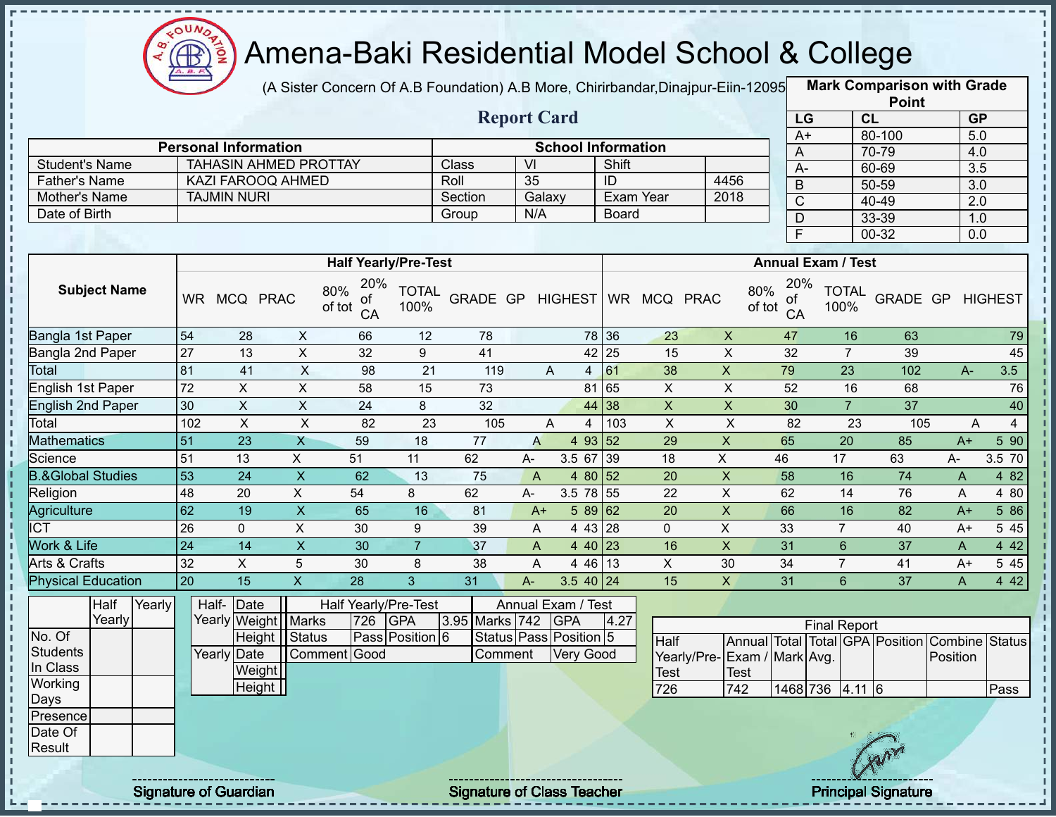# Amena-Baki Residential Model School & College

(A Sister Concern Of A.B Foundation) A.B More, Chirirbandar,Dinajpur-Eiin-120950

## Report Card

| Mark Comparison with Grade Point | | |
|---|---|---|
| LG | CL | GP |
| A+ | 80-100 | 5.0 |
| A | 70-79 | 4.0 |
| A- | 60-69 | 3.5 |
| B | 50-59 | 3.0 |
| C | 40-49 | 2.0 |
| D | 33-39 | 1.0 |
| F | 00-32 | 0.0 |

| Personal Information | | School Information | | | |
|---|---|---|---|---|---|
| Student's Name | TAHASIN AHMED PROTTAY | Class | VI | Shift | |
| Father's Name | KAZI FAROOQ AHMED | Roll | 35 | ID | 4456 |
| Mother's Name | TAJMIN NURI | Section | Galaxy | Exam Year | 2018 |
| Date of Birth | | Group | N/A | Board | |

| Subject Name | Half Yearly/Pre-Test | | | | | | | | | Annual Exam / Test | | | | | | | | |
|---|---|---|---|---|---|---|---|---|---|---|---|---|---|---|---|---|---|---|
| | WR | MCQ | PRAC | 80% of tot | 20% of CA | TOTAL 100% | GRADE | GP | HIGHEST | WR | MCQ | PRAC | 80% of tot | 20% of CA | TOTAL 100% | GRADE | GP | HIGHEST |
| Bangla 1st Paper | 54 | 28 | X | 66 | 12 | 78 | | | 78 | 36 | 23 | X | 47 | 16 | 63 | | | 79 |
| Bangla 2nd Paper | 27 | 13 | X | 32 | 9 | 41 | | | 42 | 25 | 15 | X | 32 | 7 | 39 | | | 45 |
| Total | 81 | 41 | X | 98 | 21 | 119 | A | 4 | | 61 | 38 | X | 79 | 23 | 102 | A- | 3.5 | |
| English 1st Paper | 72 | X | X | 58 | 15 | 73 | | | 81 | 65 | X | X | 52 | 16 | 68 | | | 76 |
| English 2nd Paper | 30 | X | X | 24 | 8 | 32 | | | 44 | 38 | X | X | 30 | 7 | 37 | | | 40 |
| Total | 102 | X | X | 82 | 23 | 105 | A | 4 | | 103 | X | X | 82 | 23 | 105 | A | 4 | |
| Mathematics | 51 | 23 | X | 59 | 18 | 77 | A | 4 | 93 | 52 | 29 | X | 65 | 20 | 85 | A+ | 5 | 90 |
| Science | 51 | 13 | X | 51 | 11 | 62 | A- | 3.5 | 67 | 39 | 18 | X | 46 | 17 | 63 | A- | 3.5 | 70 |
| B.&Global Studies | 53 | 24 | X | 62 | 13 | 75 | A | 4 | 80 | 52 | 20 | X | 58 | 16 | 74 | A | 4 | 82 |
| Religion | 48 | 20 | X | 54 | 8 | 62 | A- | 3.5 | 78 | 55 | 22 | X | 62 | 14 | 76 | A | 4 | 80 |
| Agriculture | 62 | 19 | X | 65 | 16 | 81 | A+ | 5 | 89 | 62 | 20 | X | 66 | 16 | 82 | A+ | 5 | 86 |
| ICT | 26 | 0 | X | 30 | 9 | 39 | A | 4 | 43 | 28 | 0 | X | 33 | 7 | 40 | A+ | 5 | 45 |
| Work & Life | 24 | 14 | X | 30 | 7 | 37 | A | 4 | 40 | 23 | 16 | X | 31 | 6 | 37 | A | 4 | 42 |
| Arts & Crafts | 32 | X | 5 | 30 | 8 | 38 | A | 4 | 46 | 13 | X | 30 | 34 | 7 | 41 | A+ | 5 | 45 |
| Physical Education | 20 | 15 | X | 28 | 3 | 31 | A- | 3.5 | 40 | 24 | 15 | X | 31 | 6 | 37 | A | 4 | 42 |

| | Half Yearly | Yearly |
|---|---|---|
| No. Of Students In Class | | |
| Working Days | | |
| Presence | | |
| Date Of Result | | |

| Half-Yearly | Date | |
|---|---|---|
| | Weight | |
| | Height | |
| Yearly | Date | |
| | Weight | |
| | Height | |

| Half Yearly/Pre-Test | | | | Annual Exam / Test | | | |
|---|---|---|---|---|---|---|---|
| Marks | 726 | GPA | 3.95 | Marks | 742 | GPA | 4.27 |
| Status | Pass | Position | 6 | Status | Pass | Position | 5 |
| Comment | Good | | | Comment | Very Good | | |

| Final Report | | | | | | | |
|---|---|---|---|---|---|---|---|
| Half Yearly/Pre-Test | Annual Exam / Test | Total Mark | Total Avg. | GPA | Position | Combine Position | Status |
| 726 | 742 | 1468 | 736 | 4.11 | 6 | | Pass |

Signature of Guardian

Signature of Class Teacher

Principal Signature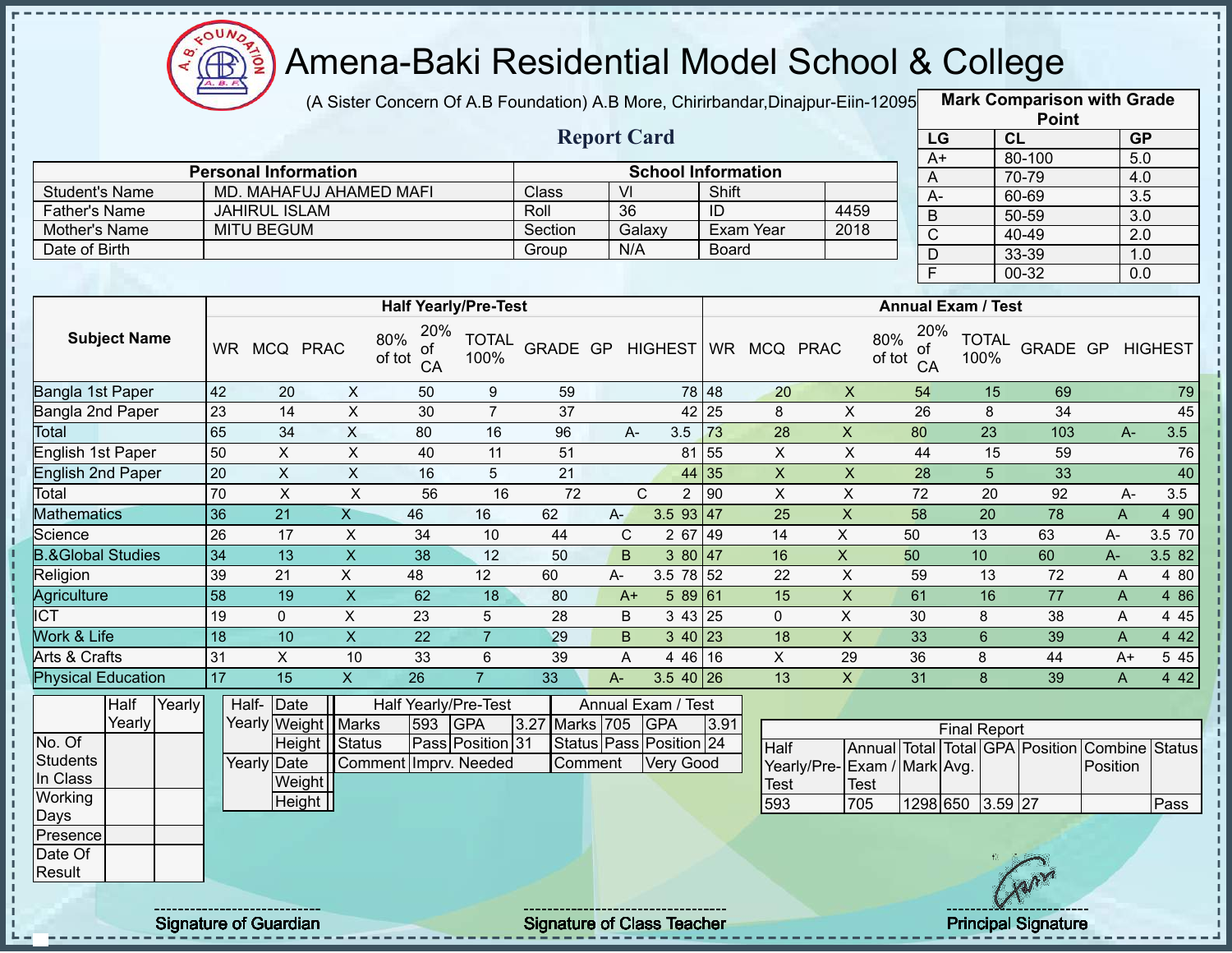# Amena-Baki Residential Model School & College

(A Sister Concern Of A.B Foundation) A.B More, Chirirbandar,Dinajpur-Eiin-120950

## Report Card

| Mark Comparison with Grade Point | | |
|---|---|---|
| LG | CL | GP |
| A+ | 80-100 | 5.0 |
| A | 70-79 | 4.0 |
| A- | 60-69 | 3.5 |
| B | 50-59 | 3.0 |
| C | 40-49 | 2.0 |
| D | 33-39 | 1.0 |
| F | 00-32 | 0.0 |

| Personal Information | | School Information | | | |
|---|---|---|---|---|---|
| Student's Name | MD. MAHAFUJ AHAMED MAFI | Class | VI | Shift | |
| Father's Name | JAHIRUL ISLAM | Roll | 36 | ID | 4459 |
| Mother's Name | MITU BEGUM | Section | Galaxy | Exam Year | 2018 |
| Date of Birth | | Group | N/A | Board | |

| Subject Name | Half Yearly/Pre-Test | | | | | | | | | Annual Exam / Test | | | | | | | | |
|---|---|---|---|---|---|---|---|---|---|---|---|---|---|---|---|---|---|---|
| | WR | MCQ | PRAC | 80% of tot | 20% of CA | TOTAL 100% | GRADE | GP | HIGHEST | WR | MCQ | PRAC | 80% of tot | 20% of CA | TOTAL 100% | GRADE | GP | HIGHEST |
| Bangla 1st Paper | 42 | 20 | X | 50 | 9 | 59 | | | 78 | 48 | 20 | X | 54 | 15 | 69 | | | 79 |
| Bangla 2nd Paper | 23 | 14 | X | 30 | 7 | 37 | | | 42 | 25 | 8 | X | 26 | 8 | 34 | | | 45 |
| Total | 65 | 34 | X | 80 | 16 | 96 | A- | 3.5 | | 73 | 28 | X | 80 | 23 | 103 | A- | 3.5 | |
| English 1st Paper | 50 | X | X | 40 | 11 | 51 | | | 81 | 55 | X | X | 44 | 15 | 59 | | | 76 |
| English 2nd Paper | 20 | X | X | 16 | 5 | 21 | | | 44 | 35 | X | X | 28 | 5 | 33 | | | 40 |
| Total | 70 | X | X | 56 | 16 | 72 | C | 2 | | 90 | X | X | 72 | 20 | 92 | A- | 3.5 | |
| Mathematics | 36 | 21 | X | 46 | 16 | 62 | A- | 3.5 | 93 | 47 | 25 | X | 58 | 20 | 78 | A | 4 | 90 |
| Science | 26 | 17 | X | 34 | 10 | 44 | C | 2 | 67 | 49 | 14 | X | 50 | 13 | 63 | A- | 3.5 | 70 |
| B.&Global Studies | 34 | 13 | X | 38 | 12 | 50 | B | 3 | 80 | 47 | 16 | X | 50 | 10 | 60 | A- | 3.5 | 82 |
| Religion | 39 | 21 | X | 48 | 12 | 60 | A- | 3.5 | 78 | 52 | 22 | X | 59 | 13 | 72 | A | 4 | 80 |
| Agriculture | 58 | 19 | X | 62 | 18 | 80 | A+ | 5 | 89 | 61 | 15 | X | 61 | 16 | 77 | A | 4 | 86 |
| ICT | 19 | 0 | X | 23 | 5 | 28 | B | 3 | 43 | 25 | 0 | X | 30 | 8 | 38 | A | 4 | 45 |
| Work & Life | 18 | 10 | X | 22 | 7 | 29 | B | 3 | 40 | 23 | 18 | X | 33 | 6 | 39 | A | 4 | 42 |
| Arts & Crafts | 31 | X | 10 | 33 | 6 | 39 | A | 4 | 46 | 16 | X | 29 | 36 | 8 | 44 | A+ | 5 | 45 |
| Physical Education | 17 | 15 | X | 26 | 7 | 33 | A- | 3.5 | 40 | 26 | 13 | X | 31 | 8 | 39 | A | 4 | 42 |

| | Half Yearly | Yearly |
|---|---|---|
| No. Of Students In Class | | |
| Working Days | | |
| Presence | | |
| Date Of Result | | |

| | | |
|---|---|---|
| Half-Yearly | Date | |
| | Weight | |
| | Height | |
| Yearly | Date | |
| | Weight | |
| | Height | |

| Half Yearly/Pre-Test | | | | Annual Exam / Test | | | |
|---|---|---|---|---|---|---|---|
| Marks | 593 | GPA | 3.27 | Marks | 705 | GPA | 3.91 |
| Status | Pass | Position | 31 | Status | Pass | Position | 24 |
| Comment | Imprv. Needed | | | Comment | Very Good | | |

| Final Report | | | | | | | |
|---|---|---|---|---|---|---|---|
| Half Yearly/Pre-Test | Annual Exam / Test | Total Mark | Total Avg. | GPA | Position | Combine Position | Status |
| 593 | 705 | 1298 | 650 | 3.59 | 27 | | Pass |

Signature of Guardian | Signature of Class Teacher | Principal Signature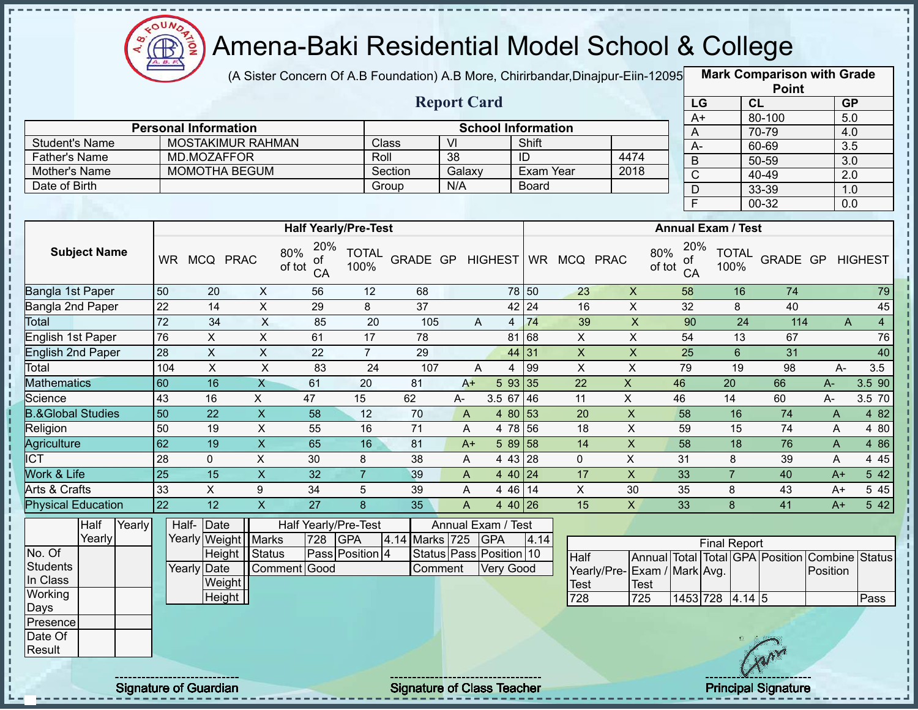# Amena-Baki Residential Model School & College

(A Sister Concern Of A.B Foundation) A.B More, Chirirbandar,Dinajpur-Eiin-120950

## Report Card

| Mark Comparison with Grade Point | | |
|---|---|---|
| LG | CL | GP |
| A+ | 80-100 | 5.0 |
| A | 70-79 | 4.0 |
| A- | 60-69 | 3.5 |
| B | 50-59 | 3.0 |
| C | 40-49 | 2.0 |
| D | 33-39 | 1.0 |
| F | 00-32 | 0.0 |

| Personal Information | | School Information | | | |
|---|---|---|---|---|---|
| Student's Name | MOSTAKIMUR RAHMAN | Class | VI | Shift | |
| Father's Name | MD.MOZAFFOR | Roll | 38 | ID | 4474 |
| Mother's Name | MOMOTHA BEGUM | Section | Galaxy | Exam Year | 2018 |
| Date of Birth | | Group | N/A | Board | |

| Subject Name | Half Yearly/Pre-Test | | | | | | | | | Annual Exam / Test | | | | | | | | |
|---|---|---|---|---|---|---|---|---|---|---|---|---|---|---|---|---|---|---|
| | WR | MCQ | PRAC | 80% of tot | 20% of CA | TOTAL 100% | GRADE | GP | HIGHEST | WR | MCQ | PRAC | 80% of tot | 20% of CA | TOTAL 100% | GRADE | GP | HIGHEST |
| Bangla 1st Paper | 50 | 20 | X | 56 | 12 | 68 | | | 78 | 50 | 23 | X | 58 | 16 | 74 | | | 79 |
| Bangla 2nd Paper | 22 | 14 | X | 29 | 8 | 37 | | | 42 | 24 | 16 | X | 32 | 8 | 40 | | | 45 |
| Total | 72 | 34 | X | 85 | 20 | 105 | A | 4 | | 74 | 39 | X | 90 | 24 | 114 | A | 4 | |
| English 1st Paper | 76 | X | X | 61 | 17 | 78 | | | 81 | 68 | X | X | 54 | 13 | 67 | | | 76 |
| English 2nd Paper | 28 | X | X | 22 | 7 | 29 | | | 44 | 31 | X | X | 25 | 6 | 31 | | | 40 |
| Total | 104 | X | X | 83 | 24 | 107 | A | 4 | | 99 | X | X | 79 | 19 | 98 | A- | 3.5 | |
| Mathematics | 60 | 16 | X | 61 | 20 | 81 | A+ | 5 | 93 | 35 | 22 | X | 46 | 20 | 66 | A- | 3.5 | 90 |
| Science | 43 | 16 | X | 47 | 15 | 62 | A- | 3.5 | 67 | 46 | 11 | X | 46 | 14 | 60 | A- | 3.5 | 70 |
| B.&Global Studies | 50 | 22 | X | 58 | 12 | 70 | A | 4 | 80 | 53 | 20 | X | 58 | 16 | 74 | A | 4 | 82 |
| Religion | 50 | 19 | X | 55 | 16 | 71 | A | 4 | 78 | 56 | 18 | X | 59 | 15 | 74 | A | 4 | 80 |
| Agriculture | 62 | 19 | X | 65 | 16 | 81 | A+ | 5 | 89 | 58 | 14 | X | 58 | 18 | 76 | A | 4 | 86 |
| ICT | 28 | 0 | X | 30 | 8 | 38 | A | 4 | 43 | 28 | 0 | X | 31 | 8 | 39 | A | 4 | 45 |
| Work & Life | 25 | 15 | X | 32 | 7 | 39 | A | 4 | 40 | 24 | 17 | X | 33 | 7 | 40 | A+ | 5 | 42 |
| Arts & Crafts | 33 | X | 9 | 34 | 5 | 39 | A | 4 | 46 | 14 | X | 30 | 35 | 8 | 43 | A+ | 5 | 45 |
| Physical Education | 22 | 12 | X | 27 | 8 | 35 | A | 4 | 40 | 26 | 15 | X | 33 | 8 | 41 | A+ | 5 | 42 |

| | Half Yearly | Yearly |
|---|---|---|
| No. Of Students In Class | | |
| Working Days | | |
| Presence | | |
| Date Of Result | | |

| | | |
|---|---|---|
| Half-Yearly | Date | |
| | Weight | |
| | Height | |
| Yearly | Date | |
| | Weight | |
| | Height | |

| Half Yearly/Pre-Test | | | | Annual Exam / Test | | | |
|---|---|---|---|---|---|---|---|
| Marks | 728 | GPA | 4.14 | Marks | 725 | GPA | 4.14 |
| Status | Pass | Position | 4 | Status | Pass | Position | 10 |
| Comment | Good | | | Comment | Very Good | | |

| Final Report | | | | | | | |
|---|---|---|---|---|---|---|---|
| Half Yearly/Pre-Test | Annual Exam / Test | Total Mark | Total Avg. | GPA | Position | Combine Position | Status |
| 728 | 725 | 1453 | 728 | 4.14 | 5 | | Pass |

Signature of Guardian

Signature of Class Teacher

Principal Signature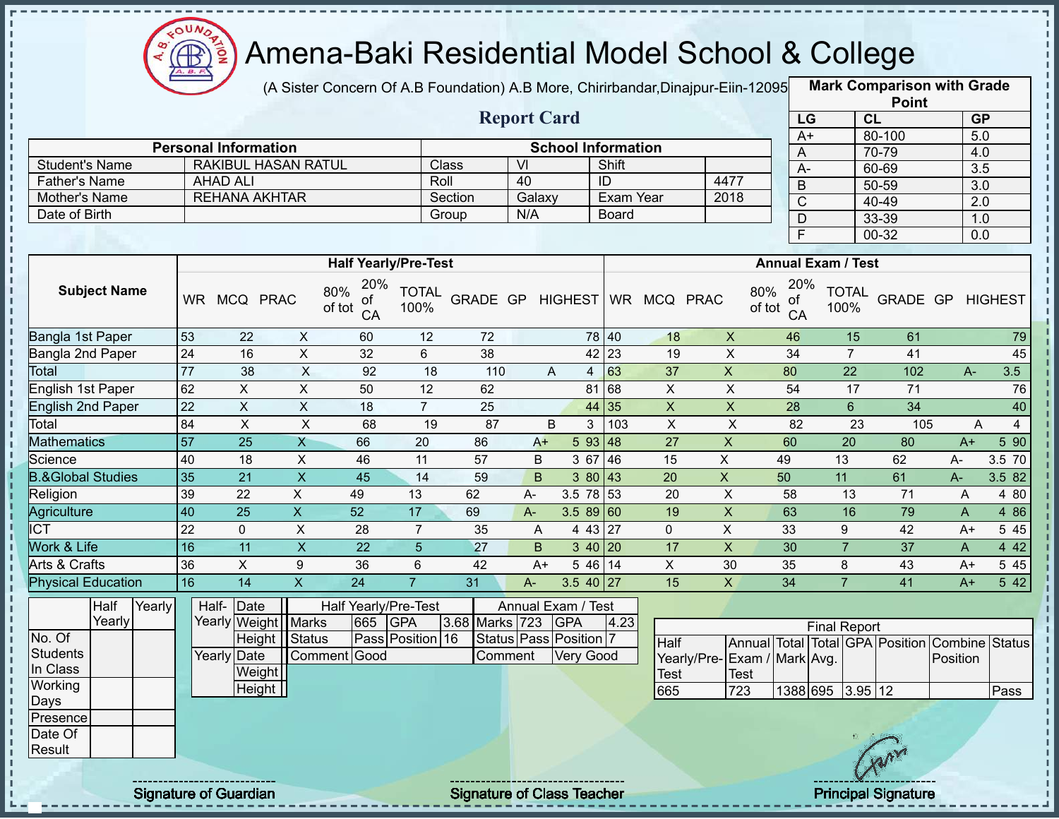# Amena-Baki Residential Model School & College

(A Sister Concern Of A.B Foundation) A.B More, Chirirbandar,Dinajpur-Eiin-120950

## Report Card

| Mark Comparison with Grade Point | | |
|---|---|---|
| LG | CL | GP |
| A+ | 80-100 | 5.0 |
| A | 70-79 | 4.0 |
| A- | 60-69 | 3.5 |
| B | 50-59 | 3.0 |
| C | 40-49 | 2.0 |
| D | 33-39 | 1.0 |
| F | 00-32 | 0.0 |

| Personal Information | | School Information | | | |
|---|---|---|---|---|---|
| Student's Name | RAKIBUL HASAN RATUL | Class | VI | Shift | |
| Father's Name | AHAD ALI | Roll | 40 | ID | 4477 |
| Mother's Name | REHANA AKHTAR | Section | Galaxy | Exam Year | 2018 |
| Date of Birth | | Group | N/A | Board | |

| Subject Name | Half Yearly/Pre-Test | | | | | | | | | Annual Exam / Test | | | | | | | | |
|---|---|---|---|---|---|---|---|---|---|---|---|---|---|---|---|---|---|---|
| | WR | MCQ | PRAC | 80% of tot | 20% of CA | TOTAL 100% | GRADE | GP | HIGHEST | WR | MCQ | PRAC | 80% of tot | 20% of CA | TOTAL 100% | GRADE | GP | HIGHEST |
| Bangla 1st Paper | 53 | 22 | X | 60 | 12 | 72 | | | 78 | 40 | 18 | X | 46 | 15 | 61 | | | 79 |
| Bangla 2nd Paper | 24 | 16 | X | 32 | 6 | 38 | | | 42 | 23 | 19 | X | 34 | 7 | 41 | | | 45 |
| Total | 77 | 38 | X | 92 | 18 | 110 | A | 4 | | 63 | 37 | X | 80 | 22 | 102 | A- | 3.5 | |
| English 1st Paper | 62 | X | X | 50 | 12 | 62 | | | 81 | 68 | X | X | 54 | 17 | 71 | | | 76 |
| English 2nd Paper | 22 | X | X | 18 | 7 | 25 | | | 44 | 35 | X | X | 28 | 6 | 34 | | | 40 |
| Total | 84 | X | X | 68 | 19 | 87 | B | 3 | | 103 | X | X | 82 | 23 | 105 | A | 4 | |
| Mathematics | 57 | 25 | X | 66 | 20 | 86 | A+ | 5 | 93 | 48 | 27 | X | 60 | 20 | 80 | A+ | 5 | 90 |
| Science | 40 | 18 | X | 46 | 11 | 57 | B | 3 | 67 | 46 | 15 | X | 49 | 13 | 62 | A- | 3.5 | 70 |
| B.&Global Studies | 35 | 21 | X | 45 | 14 | 59 | B | 3 | 80 | 43 | 20 | X | 50 | 11 | 61 | A- | 3.5 | 82 |
| Religion | 39 | 22 | X | 49 | 13 | 62 | A- | 3.5 | 78 | 53 | 20 | X | 58 | 13 | 71 | A | 4 | 80 |
| Agriculture | 40 | 25 | X | 52 | 17 | 69 | A- | 3.5 | 89 | 60 | 19 | X | 63 | 16 | 79 | A | 4 | 86 |
| ICT | 22 | 0 | X | 28 | 7 | 35 | A | 4 | 43 | 27 | 0 | X | 33 | 9 | 42 | A+ | 5 | 45 |
| Work & Life | 16 | 11 | X | 22 | 5 | 27 | B | 3 | 40 | 20 | 17 | X | 30 | 7 | 37 | A | 4 | 42 |
| Arts & Crafts | 36 | X | 9 | 36 | 6 | 42 | A+ | 5 | 46 | 14 | X | 30 | 35 | 8 | 43 | A+ | 5 | 45 |
| Physical Education | 16 | 14 | X | 24 | 7 | 31 | A- | 3.5 | 40 | 27 | 15 | X | 34 | 7 | 41 | A+ | 5 | 42 |

| | Half Yearly | Yearly |
|---|---|---|
| No. Of Students In Class | | |
| Working Days | | |
| Presence | | |
| Date Of Result | | |

| | | |
|---|---|---|
| Half-Yearly | Date | |
| | Weight | |
| | Height | |
| Yearly | Date | |
| | Weight | |
| | Height | |

| Half Yearly/Pre-Test | | | | Annual Exam / Test | | | |
|---|---|---|---|---|---|---|---|
| Marks | 665 | GPA | 3.68 | Marks | 723 | GPA | 4.23 |
| Status | Pass | Position | 16 | Status | Pass | Position | 7 |
| Comment | Good | | | Comment | Very Good | | |

| Final Report | | | | | | | |
|---|---|---|---|---|---|---|---|
| Half Yearly/Pre-Test | Annual Exam / Test | Total Mark | Total Avg. | GPA | Position | Combine Position | Status |
| 665 | 723 | 1388 | 695 | 3.95 | 12 | | Pass |

Signature of Guardian — Signature of Class Teacher — Principal Signature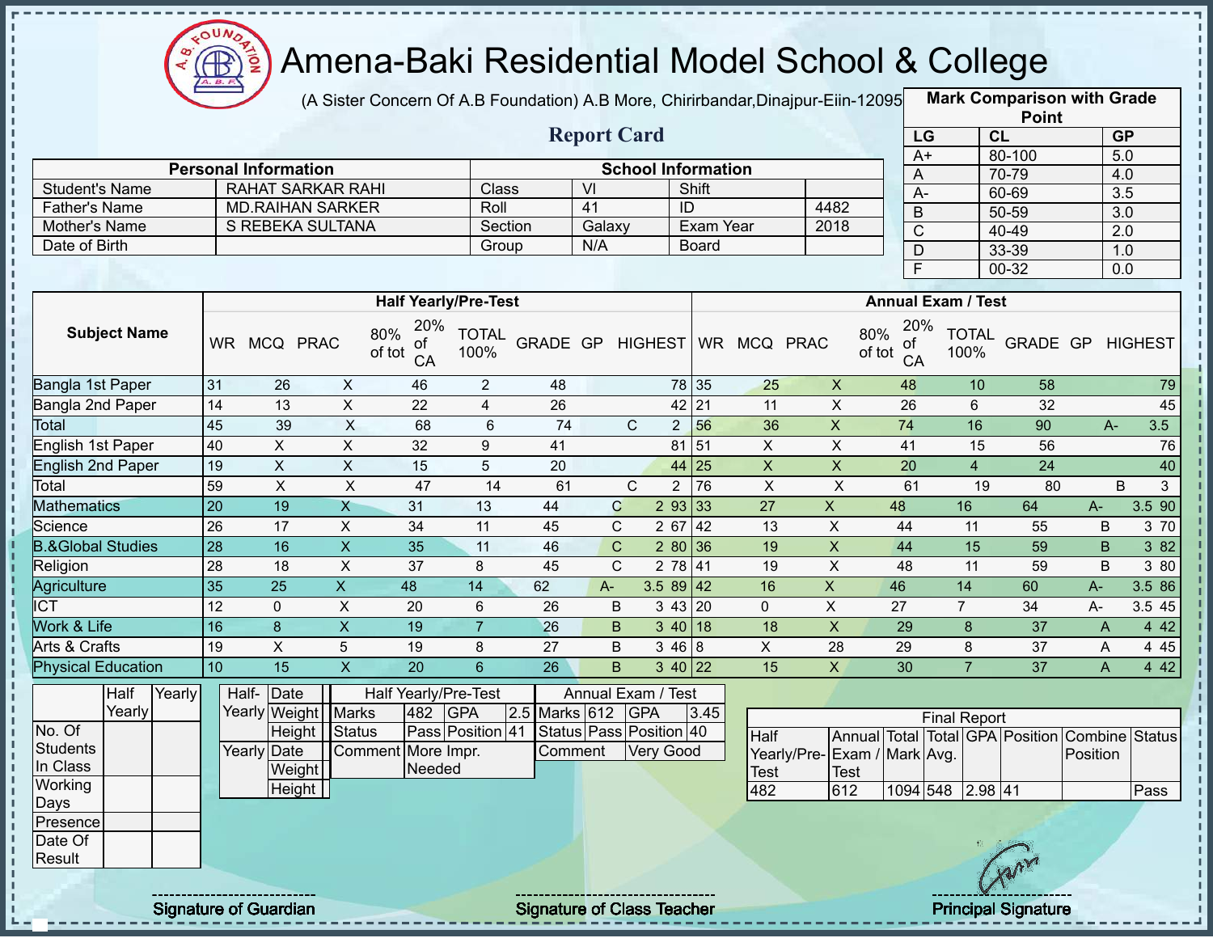# Amena-Baki Residential Model School & College

(A Sister Concern Of A.B Foundation) A.B More, Chirirbandar,Dinajpur-Eiin-120950

## Report Card

| Mark Comparison with Grade Point | | |
|---|---|---|
| LG | CL | GP |
| A+ | 80-100 | 5.0 |
| A | 70-79 | 4.0 |
| A- | 60-69 | 3.5 |
| B | 50-59 | 3.0 |
| C | 40-49 | 2.0 |
| D | 33-39 | 1.0 |
| F | 00-32 | 0.0 |

| Personal Information | | School Information | | | |
|---|---|---|---|---|---|
| Student's Name | RAHAT SARKAR RAHI | Class | VI | Shift | |
| Father's Name | MD.RAIHAN SARKER | Roll | 41 | ID | 4482 |
| Mother's Name | S REBEKA SULTANA | Section | Galaxy | Exam Year | 2018 |
| Date of Birth | | Group | N/A | Board | |

| Subject Name | Half Yearly/Pre-Test | | | | | | | | | Annual Exam / Test | | | | | | | | |
|---|---|---|---|---|---|---|---|---|---|---|---|---|---|---|---|---|---|---|
| | WR | MCQ | PRAC | 80% of tot | 20% of CA | TOTAL 100% | GRADE | GP | HIGHEST | WR | MCQ | PRAC | 80% of tot | 20% of CA | TOTAL 100% | GRADE | GP | HIGHEST |
| Bangla 1st Paper | 31 | 26 | X | 46 | 2 | 48 | | | 78 | 35 | 25 | X | 48 | 10 | 58 | | | 79 |
| Bangla 2nd Paper | 14 | 13 | X | 22 | 4 | 26 | | | 42 | 21 | 11 | X | 26 | 6 | 32 | | | 45 |
| Total | 45 | 39 | X | 68 | 6 | 74 | C | 2 | | 56 | 36 | X | 74 | 16 | 90 | A- | 3.5 | |
| English 1st Paper | 40 | X | X | 32 | 9 | 41 | | | 81 | 51 | X | X | 41 | 15 | 56 | | | 76 |
| English 2nd Paper | 19 | X | X | 15 | 5 | 20 | | | 44 | 25 | X | X | 20 | 4 | 24 | | | 40 |
| Total | 59 | X | X | 47 | 14 | 61 | C | 2 | | 76 | X | X | 61 | 19 | 80 | B | 3 | |
| Mathematics | 20 | 19 | X | 31 | 13 | 44 | C | 2 | 93 | 33 | 27 | X | 48 | 16 | 64 | A- | 3.5 | 90 |
| Science | 26 | 17 | X | 34 | 11 | 45 | C | 2 | 67 | 42 | 13 | X | 44 | 11 | 55 | B | 3 | 70 |
| B.&Global Studies | 28 | 16 | X | 35 | 11 | 46 | C | 2 | 80 | 36 | 19 | X | 44 | 15 | 59 | B | 3 | 82 |
| Religion | 28 | 18 | X | 37 | 8 | 45 | C | 2 | 78 | 41 | 19 | X | 48 | 11 | 59 | B | 3 | 80 |
| Agriculture | 35 | 25 | X | 48 | 14 | 62 | A- | 3.5 | 89 | 42 | 16 | X | 46 | 14 | 60 | A- | 3.5 | 86 |
| ICT | 12 | 0 | X | 20 | 6 | 26 | B | 3 | 43 | 20 | 0 | X | 27 | 7 | 34 | A- | 3.5 | 45 |
| Work & Life | 16 | 8 | X | 19 | 7 | 26 | B | 3 | 40 | 18 | 18 | X | 29 | 8 | 37 | A | 4 | 42 |
| Arts & Crafts | 19 | X | 5 | 19 | 8 | 27 | B | 3 | 46 | 8 | X | 28 | 29 | 8 | 37 | A | 4 | 45 |
| Physical Education | 10 | 15 | X | 20 | 6 | 26 | B | 3 | 40 | 22 | 15 | X | 30 | 7 | 37 | A | 4 | 42 |

| | Half Yearly | Yearly |
|---|---|---|
| No. Of Students In Class | | |
| Working Days | | |
| Presence | | |
| Date Of Result | | |

| | | |
|---|---|---|
| Half-Yearly | Date | |
| | Weight | |
| | Height | |
| Yearly | Date | |
| | Weight | |
| | Height | |

| Half Yearly/Pre-Test | | | |
|---|---|---|---|
| Marks | 482 | GPA | 2.5 |
| Status | Pass | Position | 41 |
| Comment | More Impr. Needed | | |

| Annual Exam / Test | | | |
|---|---|---|---|
| Marks | 612 | GPA | 3.45 |
| Status | Pass | Position | 40 |
| Comment | Very Good | | |

| Final Report | | | | | | | |
|---|---|---|---|---|---|---|---|
| Half Yearly/Pre-Test | Annual Exam / Test | Total Mark | Total Avg. | GPA | Position | Combine Position | Status |
| 482 | 612 | 1094 | 548 | 2.98 | 41 | | Pass |

Signature of Guardian

Signature of Class Teacher

Principal Signature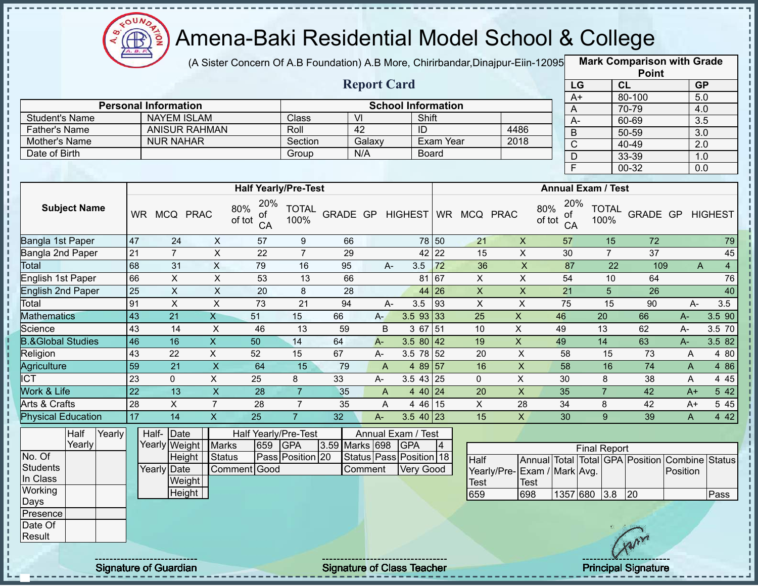# Amena-Baki Residential Model School & College

(A Sister Concern Of A.B Foundation) A.B More, Chirirbandar,Dinajpur-Eiin-120950

## Report Card

| Mark Comparison with Grade Point | | |
|---|---|---|
| LG | CL | GP |
| A+ | 80-100 | 5.0 |
| A | 70-79 | 4.0 |
| A- | 60-69 | 3.5 |
| B | 50-59 | 3.0 |
| C | 40-49 | 2.0 |
| D | 33-39 | 1.0 |
| F | 00-32 | 0.0 |

| Personal Information | | School Information | | | |
|---|---|---|---|---|---|
| Student's Name | NAYEM ISLAM | Class | VI | Shift | |
| Father's Name | ANISUR RAHMAN | Roll | 42 | ID | 4486 |
| Mother's Name | NUR NAHAR | Section | Galaxy | Exam Year | 2018 |
| Date of Birth | | Group | N/A | Board | |

| Subject Name | Half Yearly/Pre-Test | | | | | | | | | Annual Exam / Test | | | | | | | | |
|---|---|---|---|---|---|---|---|---|---|---|---|---|---|---|---|---|---|---|
| | WR | MCQ | PRAC | 80% of tot | 20% of CA | TOTAL 100% | GRADE | GP | HIGHEST | WR | MCQ | PRAC | 80% of tot | 20% of CA | TOTAL 100% | GRADE | GP | HIGHEST |
| Bangla 1st Paper | 47 | 24 | X | 57 | 9 | 66 | | | 78 | 50 | 21 | X | 57 | 15 | 72 | | | 79 |
| Bangla 2nd Paper | 21 | 7 | X | 22 | 7 | 29 | | | 42 | 22 | 15 | X | 30 | 7 | 37 | | | 45 |
| Total | 68 | 31 | X | 79 | 16 | 95 | A- | 3.5 | | 72 | 36 | X | 87 | 22 | 109 | A | 4 | |
| English 1st Paper | 66 | X | X | 53 | 13 | 66 | | | 81 | 67 | X | X | 54 | 10 | 64 | | | 76 |
| English 2nd Paper | 25 | X | X | 20 | 8 | 28 | | | 44 | 26 | X | X | 21 | 5 | 26 | | | 40 |
| Total | 91 | X | X | 73 | 21 | 94 | A- | 3.5 | | 93 | X | X | 75 | 15 | 90 | A- | 3.5 | |
| Mathematics | 43 | 21 | X | 51 | 15 | 66 | A- | 3.5 | 93 | 33 | 25 | X | 46 | 20 | 66 | A- | 3.5 | 90 |
| Science | 43 | 14 | X | 46 | 13 | 59 | B | 3 | 67 | 51 | 10 | X | 49 | 13 | 62 | A- | 3.5 | 70 |
| B.&Global Studies | 46 | 16 | X | 50 | 14 | 64 | A- | 3.5 | 80 | 42 | 19 | X | 49 | 14 | 63 | A- | 3.5 | 82 |
| Religion | 43 | 22 | X | 52 | 15 | 67 | A- | 3.5 | 78 | 52 | 20 | X | 58 | 15 | 73 | A | 4 | 80 |
| Agriculture | 59 | 21 | X | 64 | 15 | 79 | A | 4 | 89 | 57 | 16 | X | 58 | 16 | 74 | A | 4 | 86 |
| ICT | 23 | 0 | X | 25 | 8 | 33 | A- | 3.5 | 43 | 25 | 0 | X | 30 | 8 | 38 | A | 4 | 45 |
| Work & Life | 22 | 13 | X | 28 | 7 | 35 | A | 4 | 40 | 24 | 20 | X | 35 | 7 | 42 | A+ | 5 | 42 |
| Arts & Crafts | 28 | X | 7 | 28 | 7 | 35 | A | 4 | 46 | 15 | X | 28 | 34 | 8 | 42 | A+ | 5 | 45 |
| Physical Education | 17 | 14 | X | 25 | 7 | 32 | A- | 3.5 | 40 | 23 | 15 | X | 30 | 9 | 39 | A | 4 | 42 |

| | Half Yearly | Yearly |
|---|---|---|
| No. Of Students In Class | | |
| Working Days | | |
| Presence | | |
| Date Of Result | | |

| | | |
|---|---|---|
| Half-Yearly | Date | |
| | Weight | |
| | Height | |
| Yearly | Date | |
| | Weight | |
| | Height | |

| Half Yearly/Pre-Test | | | | Annual Exam / Test | | | |
|---|---|---|---|---|---|---|---|
| Marks | 659 | GPA | 3.59 | Marks | 698 | GPA | 4 |
| Status | Pass | Position | 20 | Status | Pass | Position | 18 |
| Comment | Good | | | Comment | Very Good | | |

| Final Report | | | | | | | |
|---|---|---|---|---|---|---|---|
| Half Yearly/Pre-Test | Annual Exam / Test | Total Mark | Total Avg. | GPA | Position | Combine Position | Status |
| 659 | 698 | 1357 | 680 | 3.8 | 20 | | Pass |

Signature of Guardian

Signature of Class Teacher

Principal Signature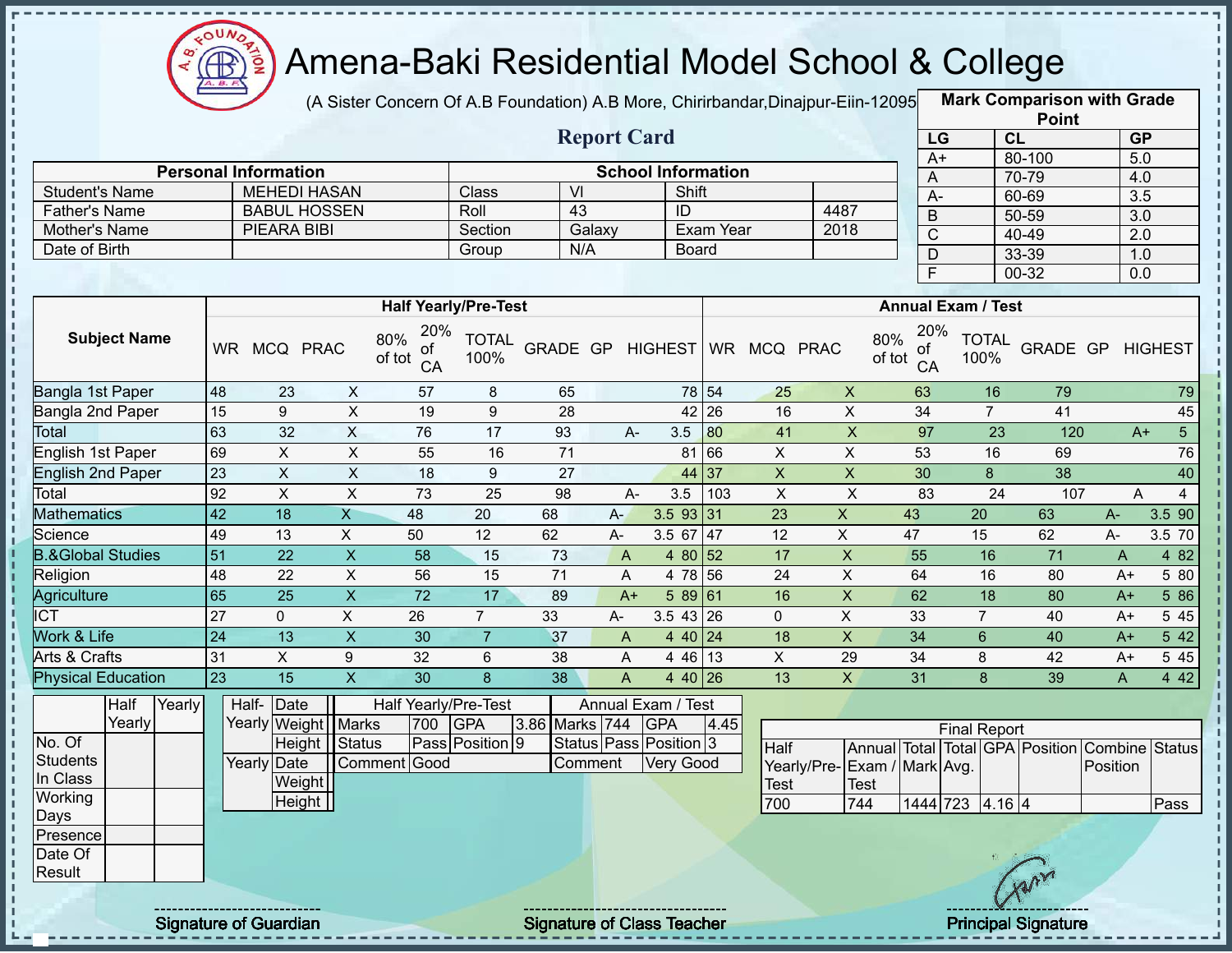# Amena-Baki Residential Model School & College

(A Sister Concern Of A.B Foundation) A.B More, Chirirbandar,Dinajpur-Eiin-120950

## Report Card

| Mark Comparison with Grade Point | | |
|---|---|---|
| LG | CL | GP |
| A+ | 80-100 | 5.0 |
| A | 70-79 | 4.0 |
| A- | 60-69 | 3.5 |
| B | 50-59 | 3.0 |
| C | 40-49 | 2.0 |
| D | 33-39 | 1.0 |
| F | 00-32 | 0.0 |

| Personal Information | | School Information | | | |
|---|---|---|---|---|---|
| Student's Name | MEHEDI HASAN | Class | VI | Shift | |
| Father's Name | BABUL HOSSEN | Roll | 43 | ID | 4487 |
| Mother's Name | PIEARA BIBI | Section | Galaxy | Exam Year | 2018 |
| Date of Birth | | Group | N/A | Board | |

| Subject Name | Half Yearly/Pre-Test | | | | | | | | | Annual Exam / Test | | | | | | | | |
|---|---|---|---|---|---|---|---|---|---|---|---|---|---|---|---|---|---|---|
| | WR | MCQ | PRAC | 80% of tot | 20% of CA | TOTAL 100% | GRADE | GP | HIGHEST | WR | MCQ | PRAC | 80% of tot | 20% of CA | TOTAL 100% | GRADE | GP | HIGHEST |
| Bangla 1st Paper | 48 | 23 | X | 57 | 8 | 65 | | | 78 | 54 | 25 | X | 63 | 16 | 79 | | | 79 |
| Bangla 2nd Paper | 15 | 9 | X | 19 | 9 | 28 | | | 42 | 26 | 16 | X | 34 | 7 | 41 | | | 45 |
| Total | 63 | 32 | X | 76 | 17 | 93 | A- | 3.5 | | 80 | 41 | X | 97 | 23 | 120 | A+ | 5 | |
| English 1st Paper | 69 | X | X | 55 | 16 | 71 | | | 81 | 66 | X | X | 53 | 16 | 69 | | | 76 |
| English 2nd Paper | 23 | X | X | 18 | 9 | 27 | | | 44 | 37 | X | X | 30 | 8 | 38 | | | 40 |
| Total | 92 | X | X | 73 | 25 | 98 | A- | 3.5 | | 103 | X | X | 83 | 24 | 107 | A | 4 | |
| Mathematics | 42 | 18 | X | 48 | 20 | 68 | A- | 3.5 | 93 | 31 | 23 | X | 43 | 20 | 63 | A- | 3.5 | 90 |
| Science | 49 | 13 | X | 50 | 12 | 62 | A- | 3.5 | 67 | 47 | 12 | X | 47 | 15 | 62 | A- | 3.5 | 70 |
| B.&Global Studies | 51 | 22 | X | 58 | 15 | 73 | A | 4 | 80 | 52 | 17 | X | 55 | 16 | 71 | A | 4 | 82 |
| Religion | 48 | 22 | X | 56 | 15 | 71 | A | 4 | 78 | 56 | 24 | X | 64 | 16 | 80 | A+ | 5 | 80 |
| Agriculture | 65 | 25 | X | 72 | 17 | 89 | A+ | 5 | 89 | 61 | 16 | X | 62 | 18 | 80 | A+ | 5 | 86 |
| ICT | 27 | 0 | X | 26 | 7 | 33 | A- | 3.5 | 43 | 26 | 0 | X | 33 | 7 | 40 | A+ | 5 | 45 |
| Work & Life | 24 | 13 | X | 30 | 7 | 37 | A | 4 | 40 | 24 | 18 | X | 34 | 6 | 40 | A+ | 5 | 42 |
| Arts & Crafts | 31 | X | 9 | 32 | 6 | 38 | A | 4 | 46 | 13 | X | 29 | 34 | 8 | 42 | A+ | 5 | 45 |
| Physical Education | 23 | 15 | X | 30 | 8 | 38 | A | 4 | 40 | 26 | 13 | X | 31 | 8 | 39 | A | 4 | 42 |

| | Half Yearly | Yearly |
|---|---|---|
| No. Of Students In Class | | |
| Working Days | | |
| Presence | | |
| Date Of Result | | |

| | | |
|---|---|---|
| Half-Yearly | Date | |
| | Weight | |
| | Height | |
| Yearly | Date | |
| | Weight | |
| | Height | |

| Half Yearly/Pre-Test | | | | Annual Exam / Test | | | |
|---|---|---|---|---|---|---|---|
| Marks | 700 | GPA | 3.86 | Marks | 744 | GPA | 4.45 |
| Status | Pass | Position | 9 | Status | Pass | Position | 3 |
| Comment | Good | | | Comment | Very Good | | |

| Final Report | | | | | | | |
|---|---|---|---|---|---|---|---|
| Half Yearly/Pre-Test | Annual Exam / Test | Total Mark | Total Avg. | GPA | Position | Combine Position | Status |
| 700 | 744 | 1444 | 723 | 4.16 | 4 | | Pass |

Signature of Guardian

Signature of Class Teacher

Principal Signature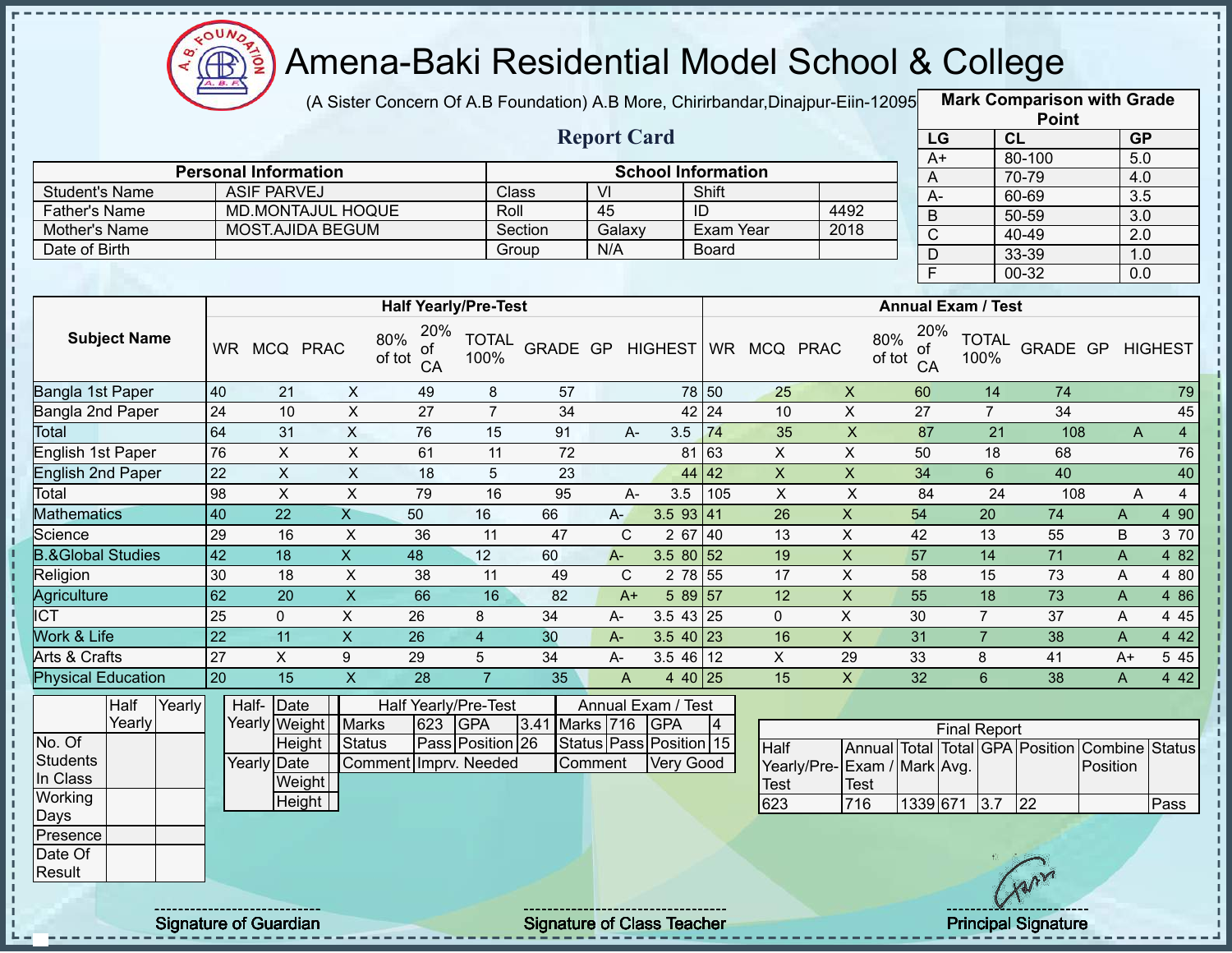# Amena-Baki Residential Model School & College

(A Sister Concern Of A.B Foundation) A.B More, Chirirbandar,Dinajpur-Eiin-120950

## Report Card

| Mark Comparison with Grade Point | | |
|---|---|---|
| LG | CL | GP |
| A+ | 80-100 | 5.0 |
| A | 70-79 | 4.0 |
| A- | 60-69 | 3.5 |
| B | 50-59 | 3.0 |
| C | 40-49 | 2.0 |
| D | 33-39 | 1.0 |
| F | 00-32 | 0.0 |

| Personal Information | | School Information | | | |
|---|---|---|---|---|---|
| Student's Name | ASIF PARVEJ | Class | VI | Shift | |
| Father's Name | MD.MONTAJUL HOQUE | Roll | 45 | ID | 4492 |
| Mother's Name | MOST.AJIDA BEGUM | Section | Galaxy | Exam Year | 2018 |
| Date of Birth | | Group | N/A | Board | |

| Subject Name | Half Yearly/Pre-Test | | | | | | | | | Annual Exam / Test | | | | | | | | |
|---|---|---|---|---|---|---|---|---|---|---|---|---|---|---|---|---|---|---|
| | WR | MCQ | PRAC | 80% of tot | 20% of CA | TOTAL 100% | GRADE | GP | HIGHEST | WR | MCQ | PRAC | 80% of tot | 20% of CA | TOTAL 100% | GRADE | GP | HIGHEST |
| Bangla 1st Paper | 40 | 21 | X | 49 | 8 | 57 | | | 78 | 50 | 25 | X | 60 | 14 | 74 | | | 79 |
| Bangla 2nd Paper | 24 | 10 | X | 27 | 7 | 34 | | | 42 | 24 | 10 | X | 27 | 7 | 34 | | | 45 |
| Total | 64 | 31 | X | 76 | 15 | 91 | A- | 3.5 | | 74 | 35 | X | 87 | 21 | 108 | A | 4 | |
| English 1st Paper | 76 | X | X | 61 | 11 | 72 | | | 81 | 63 | X | X | 50 | 18 | 68 | | | 76 |
| English 2nd Paper | 22 | X | X | 18 | 5 | 23 | | | 44 | 42 | X | X | 34 | 6 | 40 | | | 40 |
| Total | 98 | X | X | 79 | 16 | 95 | A- | 3.5 | | 105 | X | X | 84 | 24 | 108 | A | 4 | |
| Mathematics | 40 | 22 | X | 50 | 16 | 66 | A- | 3.5 | 93 | 41 | 26 | X | 54 | 20 | 74 | A | 4 | 90 |
| Science | 29 | 16 | X | 36 | 11 | 47 | C | 2 | 67 | 40 | 13 | X | 42 | 13 | 55 | B | 3 | 70 |
| B.&Global Studies | 42 | 18 | X | 48 | 12 | 60 | A- | 3.5 | 80 | 52 | 19 | X | 57 | 14 | 71 | A | 4 | 82 |
| Religion | 30 | 18 | X | 38 | 11 | 49 | C | 2 | 78 | 55 | 17 | X | 58 | 15 | 73 | A | 4 | 80 |
| Agriculture | 62 | 20 | X | 66 | 16 | 82 | A+ | 5 | 89 | 57 | 12 | X | 55 | 18 | 73 | A | 4 | 86 |
| ICT | 25 | 0 | X | 26 | 8 | 34 | A- | 3.5 | 43 | 25 | 0 | X | 30 | 7 | 37 | A | 4 | 45 |
| Work & Life | 22 | 11 | X | 26 | 4 | 30 | A- | 3.5 | 40 | 23 | 16 | X | 31 | 7 | 38 | A | 4 | 42 |
| Arts & Crafts | 27 | X | 9 | 29 | 5 | 34 | A- | 3.5 | 46 | 12 | X | 29 | 33 | 8 | 41 | A+ | 5 | 45 |
| Physical Education | 20 | 15 | X | 28 | 7 | 35 | A | 4 | 40 | 25 | 15 | X | 32 | 6 | 38 | A | 4 | 42 |

| | Half Yearly | Yearly |
|---|---|---|
| No. Of Students In Class | | |
| Working Days | | |
| Presence | | |
| Date Of Result | | |

| | | |
|---|---|---|
| Half-Yearly | Date | |
| | Weight | |
| | Height | |
| Yearly | Date | |
| | Weight | |
| | Height | |

| Half Yearly/Pre-Test | | | | Annual Exam / Test | | | |
|---|---|---|---|---|---|---|---|
| Marks | 623 | GPA | 3.41 | Marks | 716 | GPA | 4 |
| Status | Pass | Position | 26 | Status | Pass | Position | 15 |
| Comment | Imprv. Needed | | | Comment | Very Good | | |

| Final Report | | | | | | | |
|---|---|---|---|---|---|---|---|
| Half Yearly/Pre-Test | Annual Exam / Test | Total Mark | Total Avg. | GPA | Position | Combine Position | Status |
| 623 | 716 | 1339 | 671 | 3.7 | 22 | | Pass |

Signature of Guardian

Signature of Class Teacher

Principal Signature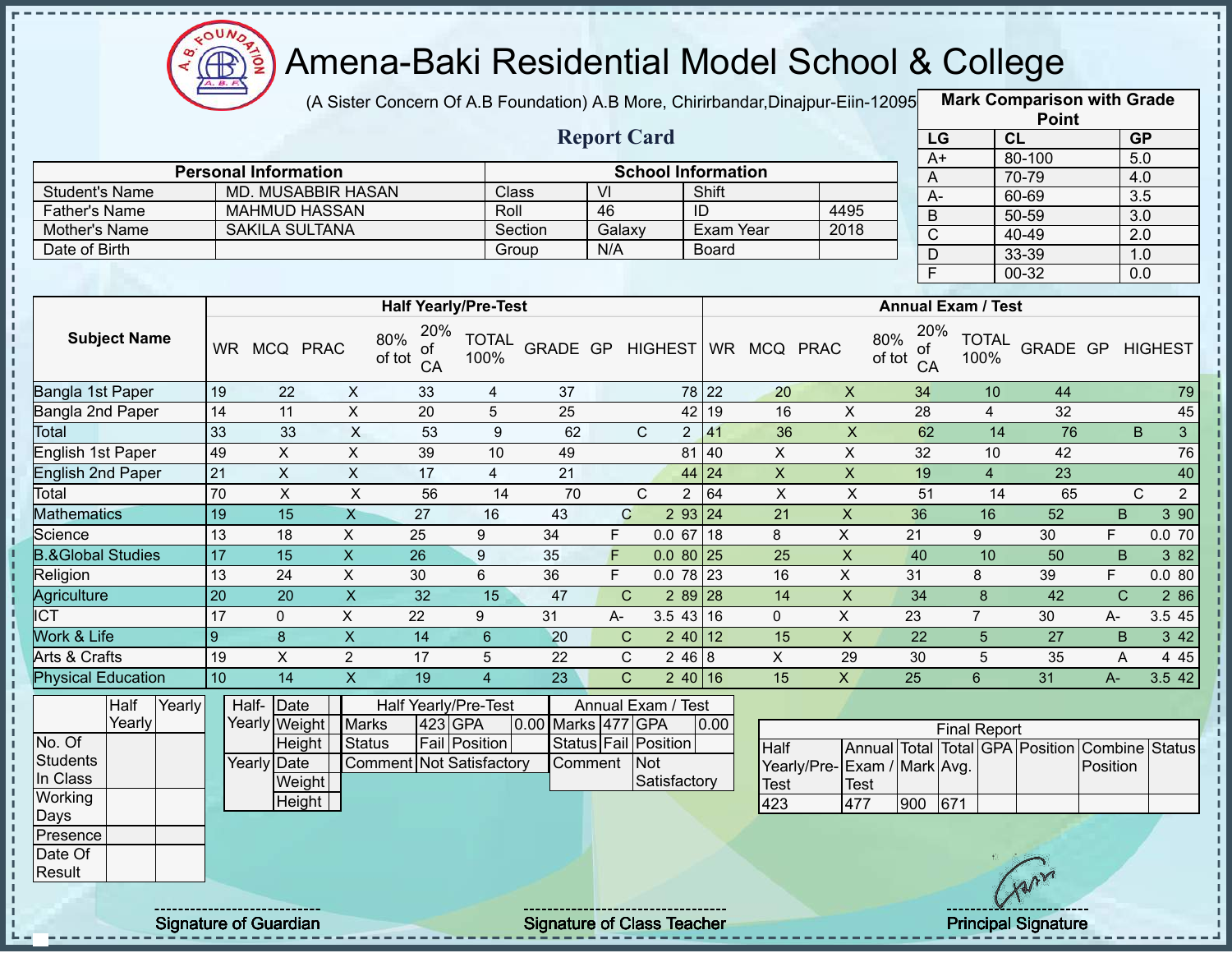# Amena-Baki Residential Model School & College

(A Sister Concern Of A.B Foundation) A.B More, Chirirbandar,Dinajpur-Eiin-12095

## Report Card

| Mark Comparison with Grade Point | | |
|---|---|---|
| LG | CL | GP |
| A+ | 80-100 | 5.0 |
| A | 70-79 | 4.0 |
| A- | 60-69 | 3.5 |
| B | 50-59 | 3.0 |
| C | 40-49 | 2.0 |
| D | 33-39 | 1.0 |
| F | 00-32 | 0.0 |

| Personal Information | | School Information | | | |
|---|---|---|---|---|---|
| Student's Name | MD. MUSABBIR HASAN | Class | VI | Shift | |
| Father's Name | MAHMUD HASSAN | Roll | 46 | ID | 4495 |
| Mother's Name | SAKILA SULTANA | Section | Galaxy | Exam Year | 2018 |
| Date of Birth | | Group | N/A | Board | |

| Subject Name | Half Yearly/Pre-Test | | | | | | | | | Annual Exam / Test | | | | | | | | |
|---|---|---|---|---|---|---|---|---|---|---|---|---|---|---|---|---|---|---|
| | WR | MCQ | PRAC | 80% of tot | 20% of CA | TOTAL 100% | GRADE | GP | HIGHEST | WR | MCQ | PRAC | 80% of tot | 20% of CA | TOTAL 100% | GRADE | GP | HIGHEST |
| Bangla 1st Paper | 19 | 22 | X | 33 | 4 | 37 | | | 78 | 22 | 20 | X | 34 | 10 | 44 | | | 79 |
| Bangla 2nd Paper | 14 | 11 | X | 20 | 5 | 25 | | | 42 | 19 | 16 | X | 28 | 4 | 32 | | | 45 |
| Total | 33 | 33 | X | 53 | 9 | 62 | C | 2 | | 41 | 36 | X | 62 | 14 | 76 | B | 3 | |
| English 1st Paper | 49 | X | X | 39 | 10 | 49 | | | 81 | 40 | X | X | 32 | 10 | 42 | | | 76 |
| English 2nd Paper | 21 | X | X | 17 | 4 | 21 | | | 44 | 24 | X | X | 19 | 4 | 23 | | | 40 |
| Total | 70 | X | X | 56 | 14 | 70 | C | 2 | | 64 | X | X | 51 | 14 | 65 | C | 2 | |
| Mathematics | 19 | 15 | X | 27 | 16 | 43 | C | 2 | 93 | 24 | 21 | X | 36 | 16 | 52 | B | 3 | 90 |
| Science | 13 | 18 | X | 25 | 9 | 34 | F | 0.0 | 67 | 18 | 8 | X | 21 | 9 | 30 | F | 0.0 | 70 |
| B.&Global Studies | 17 | 15 | X | 26 | 9 | 35 | F | 0.0 | 80 | 25 | 25 | X | 40 | 10 | 50 | B | 3 | 82 |
| Religion | 13 | 24 | X | 30 | 6 | 36 | F | 0.0 | 78 | 23 | 16 | X | 31 | 8 | 39 | F | 0.0 | 80 |
| Agriculture | 20 | 20 | X | 32 | 15 | 47 | C | 2 | 89 | 28 | 14 | X | 34 | 8 | 42 | C | 2 | 86 |
| ICT | 17 | 0 | X | 22 | 9 | 31 | A- | 3.5 | 43 | 16 | 0 | X | 23 | 7 | 30 | A- | 3.5 | 45 |
| Work & Life | 9 | 8 | X | 14 | 6 | 20 | C | 2 | 40 | 12 | 15 | X | 22 | 5 | 27 | B | 3 | 42 |
| Arts & Crafts | 19 | X | 2 | 17 | 5 | 22 | C | 2 | 46 | 8 | X | 29 | 30 | 5 | 35 | A | 4 | 45 |
| Physical Education | 10 | 14 | X | 19 | 4 | 23 | C | 2 | 40 | 16 | 15 | X | 25 | 6 | 31 | A- | 3.5 | 42 |

| | Half Yearly | Yearly |
|---|---|---|
| No. Of Students In Class | | |
| Working Days | | |
| Presence | | |
| Date Of Result | | |

| | | |
|---|---|---|
| Half-Yearly | Date | |
| | Weight | |
| | Height | |
| Yearly | Date | |
| | Weight | |
| | Height | |

| Half Yearly/Pre-Test | | | |
|---|---|---|---|
| Marks | 423 | GPA | 0.00 |
| Status | Fail | Position | |
| Comment | Not Satisfactory | | |

| Annual Exam / Test | | | |
|---|---|---|---|
| Marks | 477 | GPA | 0.00 |
| Status | Fail | Position | |
| Comment | Not Satisfactory | | |

| Final Report | | | | | | | |
|---|---|---|---|---|---|---|---|
| Half Yearly/Pre-Test | Annual Exam / Test | Total Mark | Total Avg. | GPA | Position | Combine Position | Status |
| 423 | 477 | 900 | 671 | | | | |

Signature of Guardian

Signature of Class Teacher

Principal Signature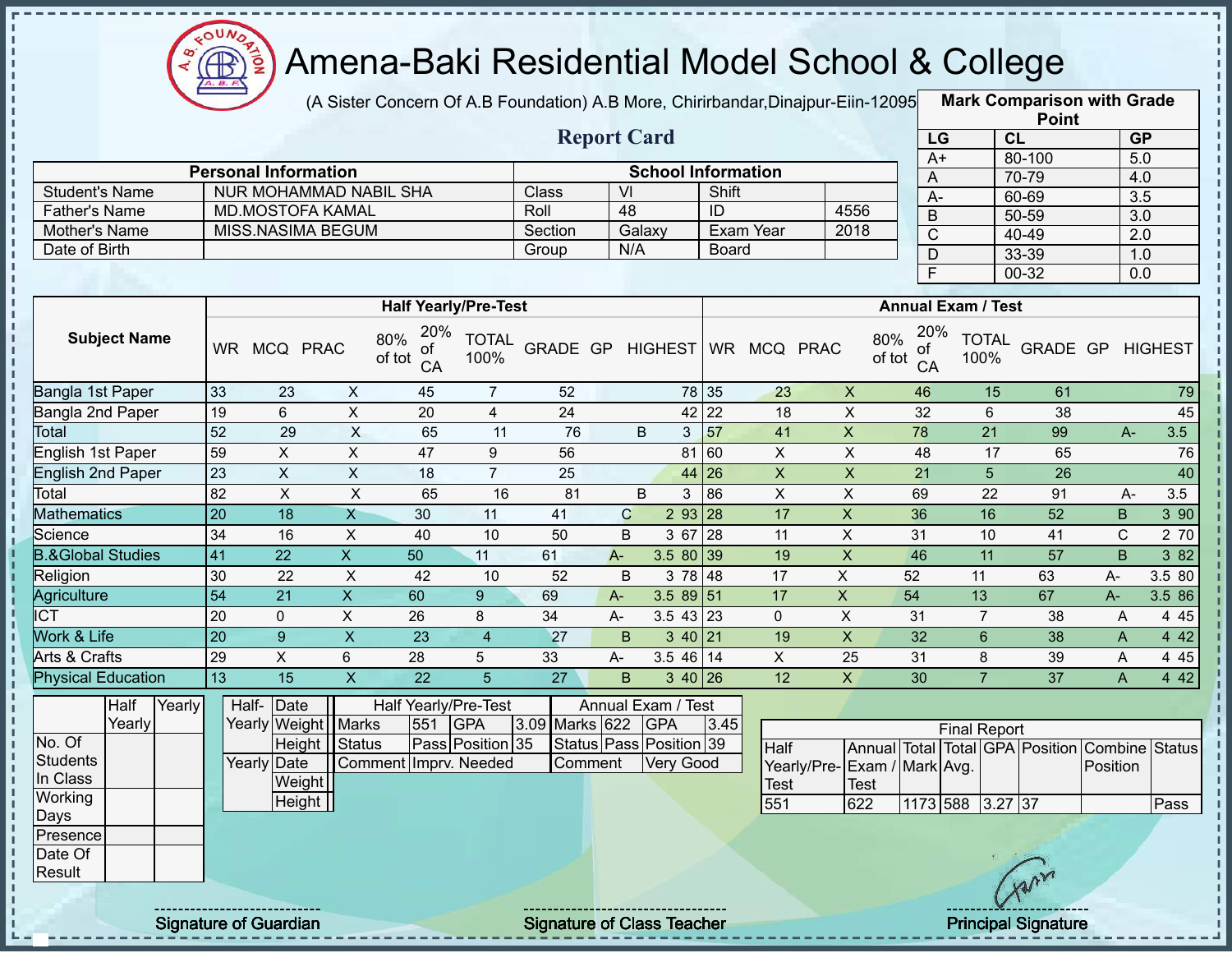# Amena-Baki Residential Model School & College

(A Sister Concern Of A.B Foundation) A.B More, Chirirbandar,Dinajpur-Eiin-120950

## Report Card

| Mark Comparison with Grade Point | | |
|---|---|---|
| LG | CL | GP |
| A+ | 80-100 | 5.0 |
| A | 70-79 | 4.0 |
| A- | 60-69 | 3.5 |
| B | 50-59 | 3.0 |
| C | 40-49 | 2.0 |
| D | 33-39 | 1.0 |
| F | 00-32 | 0.0 |

| Personal Information | | School Information | | | |
|---|---|---|---|---|---|
| Student's Name | NUR MOHAMMAD NABIL SHA | Class | VI | Shift | |
| Father's Name | MD.MOSTOFA KAMAL | Roll | 48 | ID | 4556 |
| Mother's Name | MISS.NASIMA BEGUM | Section | Galaxy | Exam Year | 2018 |
| Date of Birth | | Group | N/A | Board | |

| Subject Name | Half Yearly/Pre-Test | | | | | | | | | Annual Exam / Test | | | | | | | | |
|---|---|---|---|---|---|---|---|---|---|---|---|---|---|---|---|---|---|---|
| | WR | MCQ | PRAC | 80% of tot | 20% of CA | TOTAL 100% | GRADE | GP | HIGHEST | WR | MCQ | PRAC | 80% of tot | 20% of CA | TOTAL 100% | GRADE | GP | HIGHEST |
| Bangla 1st Paper | 33 | 23 | X | 45 | 7 | 52 | | | 78 | 35 | 23 | X | 46 | 15 | 61 | | | 79 |
| Bangla 2nd Paper | 19 | 6 | X | 20 | 4 | 24 | | | 42 | 22 | 18 | X | 32 | 6 | 38 | | | 45 |
| Total | 52 | 29 | X | 65 | 11 | 76 | B | 3 | | 57 | 41 | X | 78 | 21 | 99 | A- | 3.5 | |
| English 1st Paper | 59 | X | X | 47 | 9 | 56 | | | 81 | 60 | X | X | 48 | 17 | 65 | | | 76 |
| English 2nd Paper | 23 | X | X | 18 | 7 | 25 | | | 44 | 26 | X | X | 21 | 5 | 26 | | | 40 |
| Total | 82 | X | X | 65 | 16 | 81 | B | 3 | | 86 | X | X | 69 | 22 | 91 | A- | 3.5 | |
| Mathematics | 20 | 18 | X | 30 | 11 | 41 | C | 2 | 93 | 28 | 17 | X | 36 | 16 | 52 | B | 3 | 90 |
| Science | 34 | 16 | X | 40 | 10 | 50 | B | 3 | 67 | 28 | 11 | X | 31 | 10 | 41 | C | 2 | 70 |
| B.&Global Studies | 41 | 22 | X | 50 | 11 | 61 | A- | 3.5 | 80 | 39 | 19 | X | 46 | 11 | 57 | B | 3 | 82 |
| Religion | 30 | 22 | X | 42 | 10 | 52 | B | 3 | 78 | 48 | 17 | X | 52 | 11 | 63 | A- | 3.5 | 80 |
| Agriculture | 54 | 21 | X | 60 | 9 | 69 | A- | 3.5 | 89 | 51 | 17 | X | 54 | 13 | 67 | A- | 3.5 | 86 |
| ICT | 20 | 0 | X | 26 | 8 | 34 | A- | 3.5 | 43 | 23 | 0 | X | 31 | 7 | 38 | A | 4 | 45 |
| Work & Life | 20 | 9 | X | 23 | 4 | 27 | B | 3 | 40 | 21 | 19 | X | 32 | 6 | 38 | A | 4 | 42 |
| Arts & Crafts | 29 | X | 6 | 28 | 5 | 33 | A- | 3.5 | 46 | 14 | X | 25 | 31 | 8 | 39 | A | 4 | 45 |
| Physical Education | 13 | 15 | X | 22 | 5 | 27 | B | 3 | 40 | 26 | 12 | X | 30 | 7 | 37 | A | 4 | 42 |

| | Half Yearly | Yearly |
|---|---|---|
| No. Of Students In Class | | |
| Working Days | | |
| Presence | | |
| Date Of Result | | |

| Half-Yearly | Date | |
|---|---|---|
| | Weight | |
| | Height | |
| Yearly | Date | |
| | Weight | |
| | Height | |

| Half Yearly/Pre-Test | | | | Annual Exam / Test | | | |
|---|---|---|---|---|---|---|---|
| Marks | 551 | GPA | 3.09 | Marks | 622 | GPA | 3.45 |
| Status | Pass | Position | 35 | Status | Pass | Position | 39 |
| Comment | Imprv. Needed | | | Comment | Very Good | | |

| Final Report | | | | | | | |
|---|---|---|---|---|---|---|---|
| Half Yearly/Pre-Test | Annual Exam / Test | Total Mark | Total Avg. | GPA | Position | Combine Position | Status |
| 551 | 622 | 1173 | 588 | 3.27 | 37 | | Pass |

Signature of Guardian

Signature of Class Teacher

Principal Signature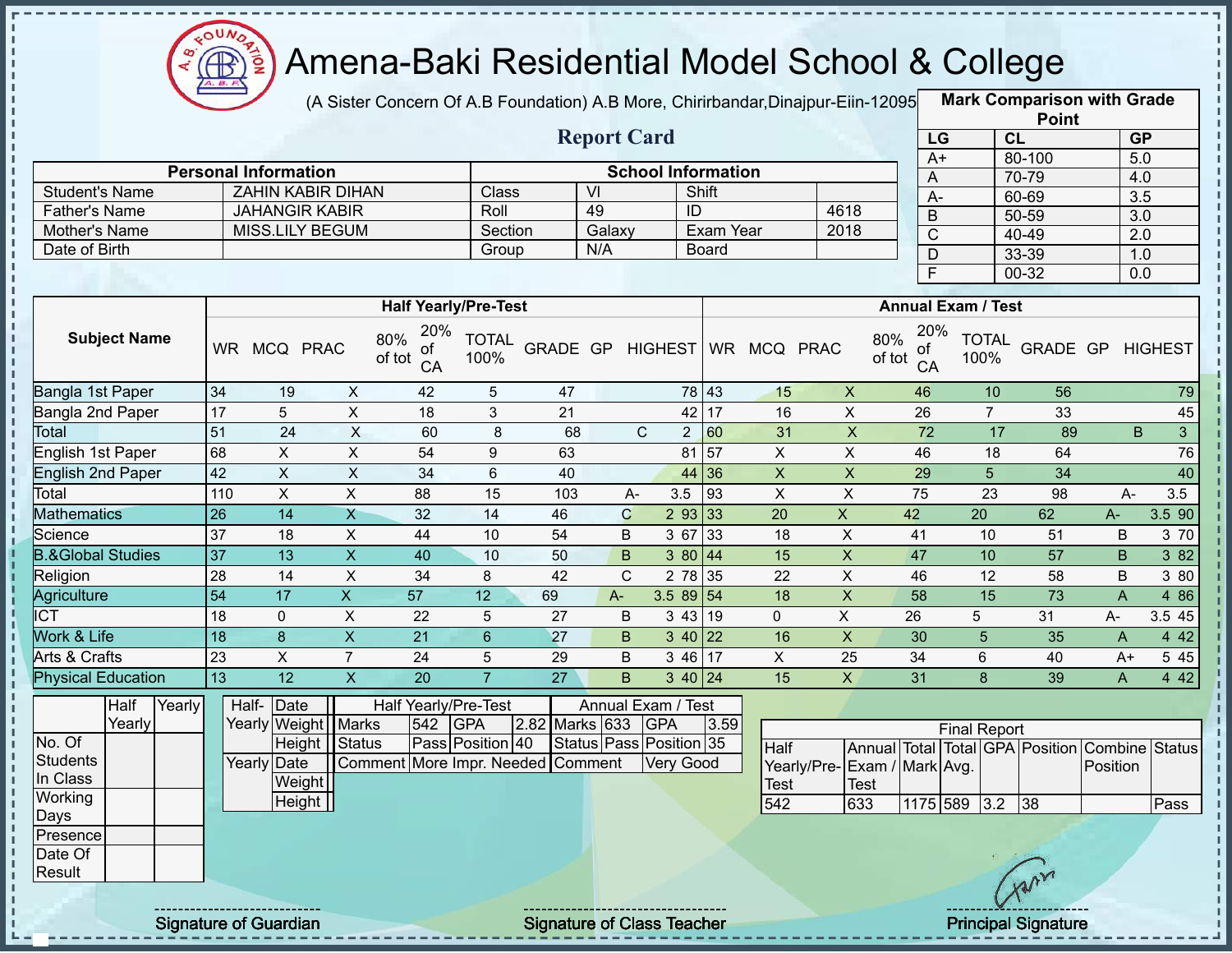# Amena-Baki Residential Model School & College

(A Sister Concern Of A.B Foundation) A.B More, Chirirbandar,Dinajpur-Eiin-120950

## Report Card

| Mark Comparison with Grade Point | | |
|---|---|---|
| LG | CL | GP |
| A+ | 80-100 | 5.0 |
| A | 70-79 | 4.0 |
| A- | 60-69 | 3.5 |
| B | 50-59 | 3.0 |
| C | 40-49 | 2.0 |
| D | 33-39 | 1.0 |
| F | 00-32 | 0.0 |

| Personal Information | | School Information | | | |
|---|---|---|---|---|---|
| Student's Name | ZAHIN KABIR DIHAN | Class | VI | Shift | |
| Father's Name | JAHANGIR KABIR | Roll | 49 | ID | 4618 |
| Mother's Name | MISS.LILY BEGUM | Section | Galaxy | Exam Year | 2018 |
| Date of Birth | | Group | N/A | Board | |

| Subject Name | Half Yearly/Pre-Test | | | | | | | | | Annual Exam / Test | | | | | | | | |
|---|---|---|---|---|---|---|---|---|---|---|---|---|---|---|---|---|---|---|
| | WR | MCQ | PRAC | 80% of tot | 20% of CA | TOTAL 100% | GRADE | GP | HIGHEST | WR | MCQ | PRAC | 80% of tot | 20% of CA | TOTAL 100% | GRADE | GP | HIGHEST |
| Bangla 1st Paper | 34 | 19 | X | 42 | 5 | 47 | | | 78 | 43 | 15 | X | 46 | 10 | 56 | | | 79 |
| Bangla 2nd Paper | 17 | 5 | X | 18 | 3 | 21 | | | 42 | 17 | 16 | X | 26 | 7 | 33 | | | 45 |
| Total | 51 | 24 | X | 60 | 8 | 68 | C | 2 | | 60 | 31 | X | 72 | 17 | 89 | B | 3 | |
| English 1st Paper | 68 | X | X | 54 | 9 | 63 | | | 81 | 57 | X | X | 46 | 18 | 64 | | | 76 |
| English 2nd Paper | 42 | X | X | 34 | 6 | 40 | | | 44 | 36 | X | X | 29 | 5 | 34 | | | 40 |
| Total | 110 | X | X | 88 | 15 | 103 | A- | 3.5 | | 93 | X | X | 75 | 23 | 98 | A- | 3.5 | |
| Mathematics | 26 | 14 | X | 32 | 14 | 46 | C | 2 | 93 | 33 | 20 | X | 42 | 20 | 62 | A- | 3.5 | 90 |
| Science | 37 | 18 | X | 44 | 10 | 54 | B | 3 | 67 | 33 | 18 | X | 41 | 10 | 51 | B | 3 | 70 |
| B.&Global Studies | 37 | 13 | X | 40 | 10 | 50 | B | 3 | 80 | 44 | 15 | X | 47 | 10 | 57 | B | 3 | 82 |
| Religion | 28 | 14 | X | 34 | 8 | 42 | C | 2 | 78 | 35 | 22 | X | 46 | 12 | 58 | B | 3 | 80 |
| Agriculture | 54 | 17 | X | 57 | 12 | 69 | A- | 3.5 | 89 | 54 | 18 | X | 58 | 15 | 73 | A | 4 | 86 |
| ICT | 18 | 0 | X | 22 | 5 | 27 | B | 3 | 43 | 19 | 0 | X | 26 | 5 | 31 | A- | 3.5 | 45 |
| Work & Life | 18 | 8 | X | 21 | 6 | 27 | B | 3 | 40 | 22 | 16 | X | 30 | 5 | 35 | A | 4 | 42 |
| Arts & Crafts | 23 | X | 7 | 24 | 5 | 29 | B | 3 | 46 | 17 | X | 25 | 34 | 6 | 40 | A+ | 5 | 45 |
| Physical Education | 13 | 12 | X | 20 | 7 | 27 | B | 3 | 40 | 24 | 15 | X | 31 | 8 | 39 | A | 4 | 42 |

| | Half Yearly | Yearly |
|---|---|---|
| No. Of Students In Class | | |
| Working Days | | |
| Presence | | |
| Date Of Result | | |

| | | |
|---|---|---|
| Half-Yearly | Date | |
| | Weight | |
| | Height | |
| Yearly | Date | |
| | Weight | |
| | Height | |

| Half Yearly/Pre-Test | | | | Annual Exam / Test | | | |
|---|---|---|---|---|---|---|---|
| Marks | 542 | GPA | 2.82 | Marks | 633 | GPA | 3.59 |
| Status | Pass | Position | 40 | Status | Pass | Position | 35 |
| Comment | More Impr. Needed | | | Comment | Very Good | | |

| Final Report | | | | | | | |
|---|---|---|---|---|---|---|---|
| Half Yearly/Pre-Test | Annual Exam / Test | Total Mark | Total Avg. | GPA | Position | Combine Position | Status |
| 542 | 633 | 1175 | 589 | 3.2 | 38 | | Pass |

Signature of Guardian

Signature of Class Teacher

Principal Signature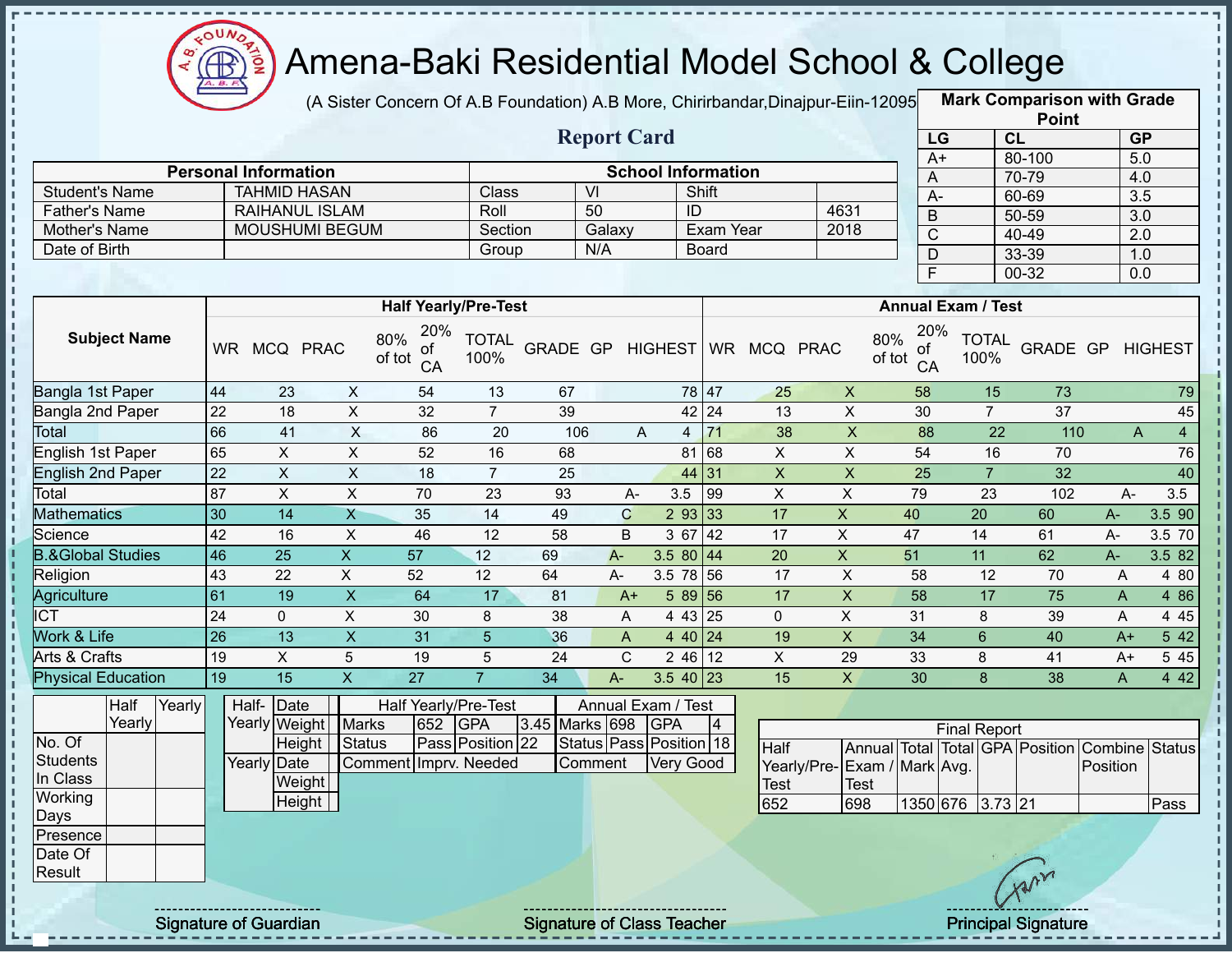# Amena-Baki Residential Model School & College

(A Sister Concern Of A.B Foundation) A.B More, Chirirbandar,Dinajpur-Eiin-120950

## Report Card

| Mark Comparison with Grade Point | | |
|---|---|---|
| LG | CL | GP |
| A+ | 80-100 | 5.0 |
| A | 70-79 | 4.0 |
| A- | 60-69 | 3.5 |
| B | 50-59 | 3.0 |
| C | 40-49 | 2.0 |
| D | 33-39 | 1.0 |
| F | 00-32 | 0.0 |

| Personal Information | | School Information | | | |
|---|---|---|---|---|---|
| Student's Name | TAHMID HASAN | Class | VI | Shift | |
| Father's Name | RAIHANUL ISLAM | Roll | 50 | ID | 4631 |
| Mother's Name | MOUSHUMI BEGUM | Section | Galaxy | Exam Year | 2018 |
| Date of Birth | | Group | N/A | Board | |

| Subject Name | Half Yearly/Pre-Test | | | | | | | | | Annual Exam / Test | | | | | | | | |
|---|---|---|---|---|---|---|---|---|---|---|---|---|---|---|---|---|---|---|
| | WR | MCQ | PRAC | 80% of tot | 20% of CA | TOTAL 100% | GRADE | GP | HIGHEST | WR | MCQ | PRAC | 80% of tot | 20% of CA | TOTAL 100% | GRADE | GP | HIGHEST |
| Bangla 1st Paper | 44 | 23 | X | 54 | 13 | 67 | | | 78 | 47 | 25 | X | 58 | 15 | 73 | | | 79 |
| Bangla 2nd Paper | 22 | 18 | X | 32 | 7 | 39 | | | 42 | 24 | 13 | X | 30 | 7 | 37 | | | 45 |
| Total | 66 | 41 | X | 86 | 20 | 106 | A | 4 | | 71 | 38 | X | 88 | 22 | 110 | A | 4 | |
| English 1st Paper | 65 | X | X | 52 | 16 | 68 | | | 81 | 68 | X | X | 54 | 16 | 70 | | | 76 |
| English 2nd Paper | 22 | X | X | 18 | 7 | 25 | | | 44 | 31 | X | X | 25 | 7 | 32 | | | 40 |
| Total | 87 | X | X | 70 | 23 | 93 | A- | 3.5 | | 99 | X | X | 79 | 23 | 102 | A- | 3.5 | |
| Mathematics | 30 | 14 | X | 35 | 14 | 49 | C | 2 | 93 | 33 | 17 | X | 40 | 20 | 60 | A- | 3.5 | 90 |
| Science | 42 | 16 | X | 46 | 12 | 58 | B | 3 | 67 | 42 | 17 | X | 47 | 14 | 61 | A- | 3.5 | 70 |
| B.&Global Studies | 46 | 25 | X | 57 | 12 | 69 | A- | 3.5 | 80 | 44 | 20 | X | 51 | 11 | 62 | A- | 3.5 | 82 |
| Religion | 43 | 22 | X | 52 | 12 | 64 | A- | 3.5 | 78 | 56 | 17 | X | 58 | 12 | 70 | A | 4 | 80 |
| Agriculture | 61 | 19 | X | 64 | 17 | 81 | A+ | 5 | 89 | 56 | 17 | X | 58 | 17 | 75 | A | 4 | 86 |
| ICT | 24 | 0 | X | 30 | 8 | 38 | A | 4 | 43 | 25 | 0 | X | 31 | 8 | 39 | A | 4 | 45 |
| Work & Life | 26 | 13 | X | 31 | 5 | 36 | A | 4 | 40 | 24 | 19 | X | 34 | 6 | 40 | A+ | 5 | 42 |
| Arts & Crafts | 19 | X | 5 | 19 | 5 | 24 | C | 2 | 46 | 12 | X | 29 | 33 | 8 | 41 | A+ | 5 | 45 |
| Physical Education | 19 | 15 | X | 27 | 7 | 34 | A- | 3.5 | 40 | 23 | 15 | X | 30 | 8 | 38 | A | 4 | 42 |

| | Half Yearly | Yearly |
|---|---|---|
| No. Of Students In Class | | |
| Working Days | | |
| Presence | | |
| Date Of Result | | |

| | | |
|---|---|---|
| Half-Yearly | Date | |
| | Weight | |
| | Height | |
| Yearly | Date | |
| | Weight | |
| | Height | |

| Half Yearly/Pre-Test | | | | Annual Exam / Test | | | |
|---|---|---|---|---|---|---|---|
| Marks | 652 | GPA | 3.45 | Marks | 698 | GPA | 4 |
| Status | Pass | Position | 22 | Status | Pass | Position | 18 |
| Comment | Imprv. Needed | | | Comment | Very Good | | |

| Final Report | | | | | | | |
|---|---|---|---|---|---|---|---|
| Half Yearly/Pre-Test | Annual Exam / Test | Total Mark | Total Avg. | GPA | Position | Combine Position | Status |
| 652 | 698 | 1350 | 676 | 3.73 | 21 | | Pass |

Signature of Guardian | Signature of Class Teacher | Principal Signature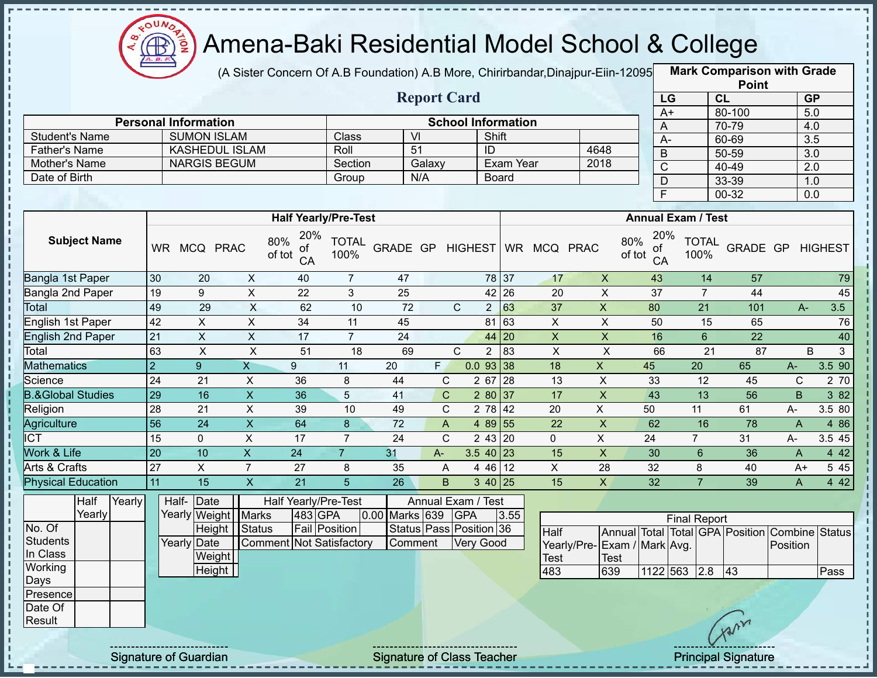# Amena-Baki Residential Model School & College

(A Sister Concern Of A.B Foundation) A.B More, Chirirbandar,Dinajpur-Eiin-120950

## Report Card

| Mark Comparison with Grade Point | | |
|---|---|---|
| LG | CL | GP |
| A+ | 80-100 | 5.0 |
| A | 70-79 | 4.0 |
| A- | 60-69 | 3.5 |
| B | 50-59 | 3.0 |
| C | 40-49 | 2.0 |
| D | 33-39 | 1.0 |
| F | 00-32 | 0.0 |

| Personal Information | | School Information | | | |
|---|---|---|---|---|---|
| Student's Name | SUMON ISLAM | Class | VI | Shift | |
| Father's Name | KASHEDUL ISLAM | Roll | 51 | ID | 4648 |
| Mother's Name | NARGIS BEGUM | Section | Galaxy | Exam Year | 2018 |
| Date of Birth | | Group | N/A | Board | |

| Subject Name | Half Yearly/Pre-Test | | | | | | | | | Annual Exam / Test | | | | | | | | |
|---|---|---|---|---|---|---|---|---|---|---|---|---|---|---|---|---|---|---|
| | WR | MCQ | PRAC | 80% of tot | 20% of CA | TOTAL 100% | GRADE | GP | HIGHEST | WR | MCQ | PRAC | 80% of tot | 20% of CA | TOTAL 100% | GRADE | GP | HIGHEST |
| Bangla 1st Paper | 30 | 20 | X | 40 | 7 | 47 | | | 78 | 37 | 17 | X | 43 | 14 | 57 | | | 79 |
| Bangla 2nd Paper | 19 | 9 | X | 22 | 3 | 25 | | | 42 | 26 | 20 | X | 37 | 7 | 44 | | | 45 |
| Total | 49 | 29 | X | 62 | 10 | 72 | C | 2 | | 63 | 37 | X | 80 | 21 | 101 | A- | 3.5 | |
| English 1st Paper | 42 | X | X | 34 | 11 | 45 | | | 81 | 63 | X | X | 50 | 15 | 65 | | | 76 |
| English 2nd Paper | 21 | X | X | 17 | 7 | 24 | | | 44 | 20 | X | X | 16 | 6 | 22 | | | 40 |
| Total | 63 | X | X | 51 | 18 | 69 | C | 2 | | 83 | X | X | 66 | 21 | 87 | B | 3 | |
| Mathematics | 2 | 9 | X | 9 | 11 | 20 | F | 0.0 | 93 | 38 | 18 | X | 45 | 20 | 65 | A- | 3.5 | 90 |
| Science | 24 | 21 | X | 36 | 8 | 44 | C | 2 | 67 | 28 | 13 | X | 33 | 12 | 45 | C | 2 | 70 |
| B.&Global Studies | 29 | 16 | X | 36 | 5 | 41 | C | 2 | 80 | 37 | 17 | X | 43 | 13 | 56 | B | 3 | 82 |
| Religion | 28 | 21 | X | 39 | 10 | 49 | C | 2 | 78 | 42 | 20 | X | 50 | 11 | 61 | A- | 3.5 | 80 |
| Agriculture | 56 | 24 | X | 64 | 8 | 72 | A | 4 | 89 | 55 | 22 | X | 62 | 16 | 78 | A | 4 | 86 |
| ICT | 15 | 0 | X | 17 | 7 | 24 | C | 2 | 43 | 20 | 0 | X | 24 | 7 | 31 | A- | 3.5 | 45 |
| Work & Life | 20 | 10 | X | 24 | 7 | 31 | A- | 3.5 | 40 | 23 | 15 | X | 30 | 6 | 36 | A | 4 | 42 |
| Arts & Crafts | 27 | X | 7 | 27 | 8 | 35 | A | 4 | 46 | 12 | X | 28 | 32 | 8 | 40 | A+ | 5 | 45 |
| Physical Education | 11 | 15 | X | 21 | 5 | 26 | B | 3 | 40 | 25 | 15 | X | 32 | 7 | 39 | A | 4 | 42 |

| | Half Yearly | Yearly |
|---|---|---|
| No. Of Students In Class | | |
| Working Days | | |
| Presence | | |
| Date Of Result | | |

| | | |
|---|---|---|
| Half-Yearly | Date | |
| | Weight | |
| | Height | |
| Yearly | Date | |
| | Weight | |
| | Height | |

| Half Yearly/Pre-Test | | | | Annual Exam / Test | | | |
|---|---|---|---|---|---|---|---|
| Marks | 483 | GPA | 0.00 | Marks | 639 | GPA | 3.55 |
| Status | Fail | Position | | Status | Pass | Position | 36 |
| Comment | Not Satisfactory | | | Comment | Very Good | | |

| Final Report | | | | | | | |
|---|---|---|---|---|---|---|---|
| Half Yearly/Pre-Test | Annual Exam / Test | Total Mark | Total Avg. | GPA | Position | Combine Position | Status |
| 483 | 639 | 1122 | 563 | 2.8 | 43 | | Pass |

Signature of Guardian

Signature of Class Teacher

Principal Signature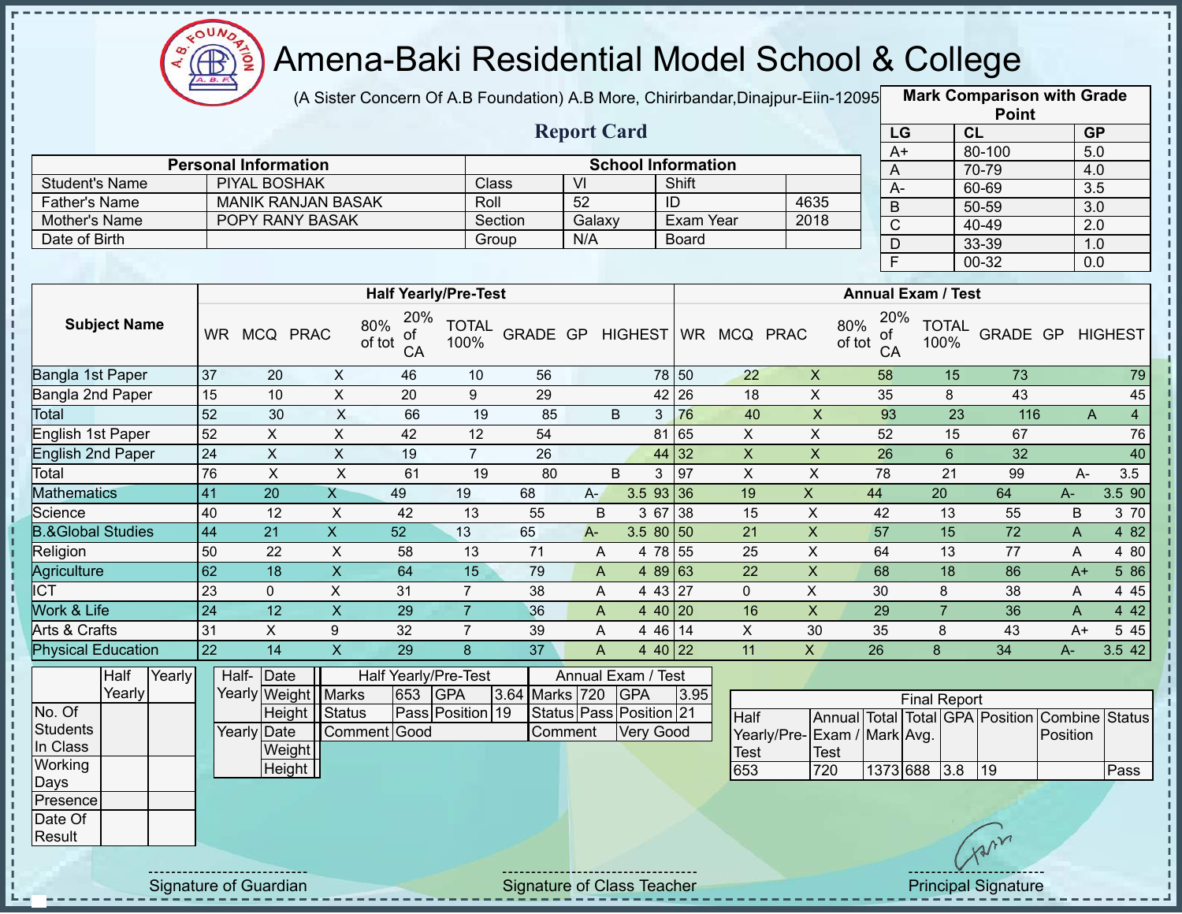# Amena-Baki Residential Model School & College

(A Sister Concern Of A.B Foundation) A.B More, Chirirbandar,Dinajpur-Eiin-120950

## Report Card

| Mark Comparison with Grade Point | | |
|---|---|---|
| LG | CL | GP |
| A+ | 80-100 | 5.0 |
| A | 70-79 | 4.0 |
| A- | 60-69 | 3.5 |
| B | 50-59 | 3.0 |
| C | 40-49 | 2.0 |
| D | 33-39 | 1.0 |
| F | 00-32 | 0.0 |

| Personal Information | | School Information | | | |
|---|---|---|---|---|---|
| Student's Name | PIYAL BOSHAK | Class | VI | Shift | |
| Father's Name | MANIK RANJAN BASAK | Roll | 52 | ID | 4635 |
| Mother's Name | POPY RANY BASAK | Section | Galaxy | Exam Year | 2018 |
| Date of Birth | | Group | N/A | Board | |

| Subject Name | Half Yearly/Pre-Test | | | | | | | | | Annual Exam / Test | | | | | | | | |
|---|---|---|---|---|---|---|---|---|---|---|---|---|---|---|---|---|---|---|
| | WR | MCQ | PRAC | 80% of tot | 20% of CA | TOTAL 100% | GRADE | GP | HIGHEST | WR | MCQ | PRAC | 80% of tot | 20% of CA | TOTAL 100% | GRADE | GP | HIGHEST |
| Bangla 1st Paper | 37 | 20 | X | 46 | 10 | 56 | | | 78 | 50 | 22 | X | 58 | 15 | 73 | | | 79 |
| Bangla 2nd Paper | 15 | 10 | X | 20 | 9 | 29 | | | 42 | 26 | 18 | X | 35 | 8 | 43 | | | 45 |
| Total | 52 | 30 | X | 66 | 19 | 85 | B | 3 | | 76 | 40 | X | 93 | 23 | 116 | A | 4 | |
| English 1st Paper | 52 | X | X | 42 | 12 | 54 | | | 81 | 65 | X | X | 52 | 15 | 67 | | | 76 |
| English 2nd Paper | 24 | X | X | 19 | 7 | 26 | | | 44 | 32 | X | X | 26 | 6 | 32 | | | 40 |
| Total | 76 | X | X | 61 | 19 | 80 | B | 3 | | 97 | X | X | 78 | 21 | 99 | A- | 3.5 | |
| Mathematics | 41 | 20 | X | 49 | 19 | 68 | A- | 3.5 | 93 | 36 | 19 | X | 44 | 20 | 64 | A- | 3.5 | 90 |
| Science | 40 | 12 | X | 42 | 13 | 55 | B | 3 | 67 | 38 | 15 | X | 42 | 13 | 55 | B | 3 | 70 |
| B.&Global Studies | 44 | 21 | X | 52 | 13 | 65 | A- | 3.5 | 80 | 50 | 21 | X | 57 | 15 | 72 | A | 4 | 82 |
| Religion | 50 | 22 | X | 58 | 13 | 71 | A | 4 | 78 | 55 | 25 | X | 64 | 13 | 77 | A | 4 | 80 |
| Agriculture | 62 | 18 | X | 64 | 15 | 79 | A | 4 | 89 | 63 | 22 | X | 68 | 18 | 86 | A+ | 5 | 86 |
| ICT | 23 | 0 | X | 31 | 7 | 38 | A | 4 | 43 | 27 | 0 | X | 30 | 8 | 38 | A | 4 | 45 |
| Work & Life | 24 | 12 | X | 29 | 7 | 36 | A | 4 | 40 | 20 | 16 | X | 29 | 7 | 36 | A | 4 | 42 |
| Arts & Crafts | 31 | X | 9 | 32 | 7 | 39 | A | 4 | 46 | 14 | X | 30 | 35 | 8 | 43 | A+ | 5 | 45 |
| Physical Education | 22 | 14 | X | 29 | 8 | 37 | A | 4 | 40 | 22 | 11 | X | 26 | 8 | 34 | A- | 3.5 | 42 |

| | Half Yearly | Yearly |
|---|---|---|
| No. Of Students In Class | | |
| Working Days | | |
| Presence | | |
| Date Of Result | | |

| | | |
|---|---|---|
| Half-Yearly | Date | |
| | Weight | |
| | Height | |
| Yearly | Date | |
| | Weight | |
| | Height | |

| Half Yearly/Pre-Test | | | | Annual Exam / Test | | | |
|---|---|---|---|---|---|---|---|
| Marks | 653 | GPA | 3.64 | Marks | 720 | GPA | 3.95 |
| Status | Pass | Position | 19 | Status | Pass | Position | 21 |
| Comment | Good | | | Comment | Very Good | | |

| Final Report | | | | | | | |
|---|---|---|---|---|---|---|---|
| Half Yearly/Pre-Test | Annual Exam / Test | Total Mark | Total Avg. | GPA | Position | Combine Position | Status |
| 653 | 720 | 1373 | 688 | 3.8 | 19 | | Pass |

Signature of Guardian    Signature of Class Teacher    Principal Signature